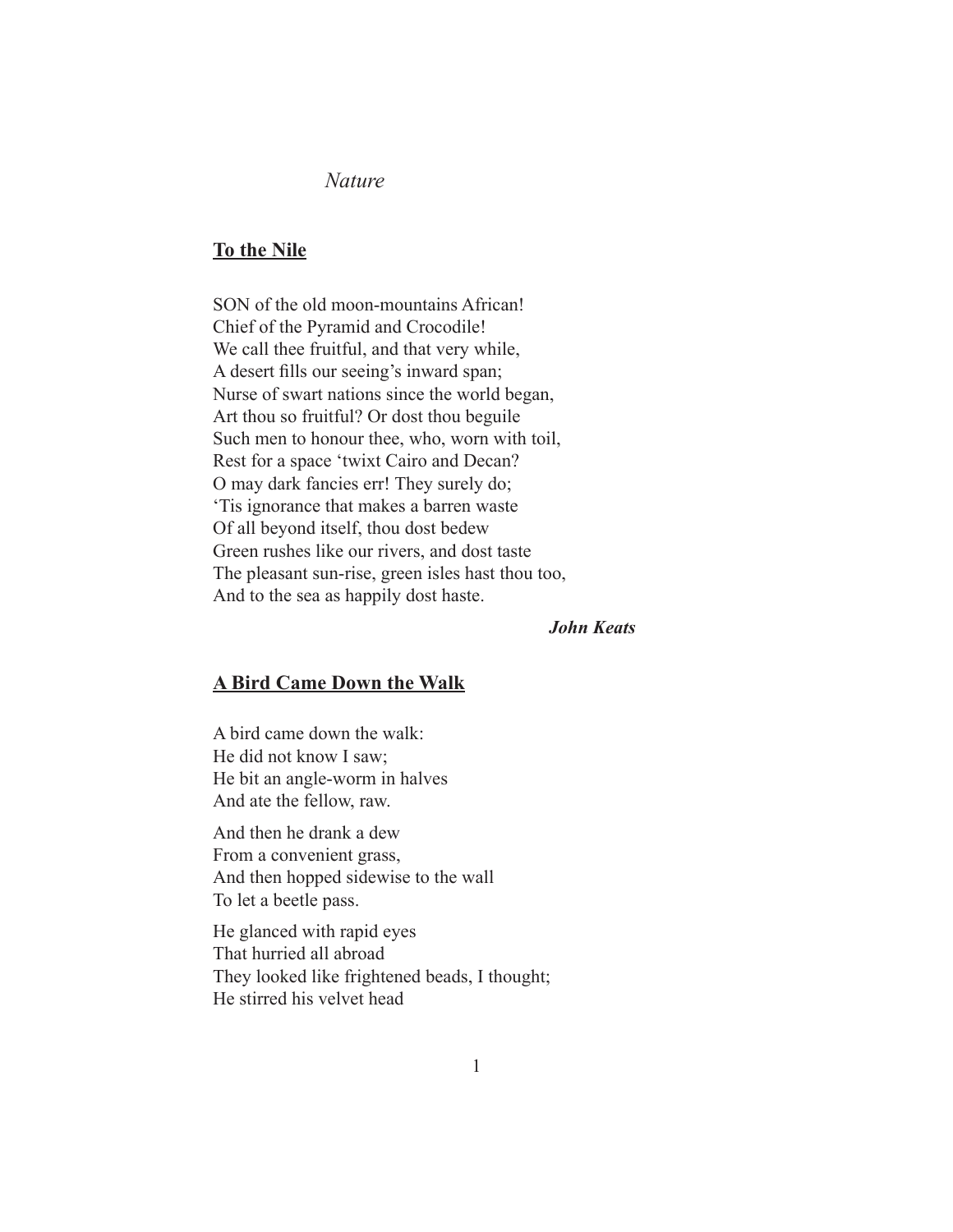*Nature*

## To the Nile

SON of the old moon-mountains African!
Chief of the Pyramid and Crocodile!
We call thee fruitful, and that very while,
A desert fills our seeing's inward span;
Nurse of swart nations since the world began,
Art thou so fruitful? Or dost thou beguile
Such men to honour thee, who, worn with toil,
Rest for a space 'twixt Cairo and Decan?
O may dark fancies err! They surely do;
'Tis ignorance that makes a barren waste
Of all beyond itself, thou dost bedew
Green rushes like our rivers, and dost taste
The pleasant sun-rise, green isles hast thou too,
And to the sea as happily dost haste.

***John Keats***

## A Bird Came Down the Walk

A bird came down the walk:
He did not know I saw;
He bit an angle-worm in halves
And ate the fellow, raw.

And then he drank a dew
From a convenient grass,
And then hopped sidewise to the wall
To let a beetle pass.

He glanced with rapid eyes
That hurried all abroad
They looked like frightened beads, I thought;
He stirred his velvet head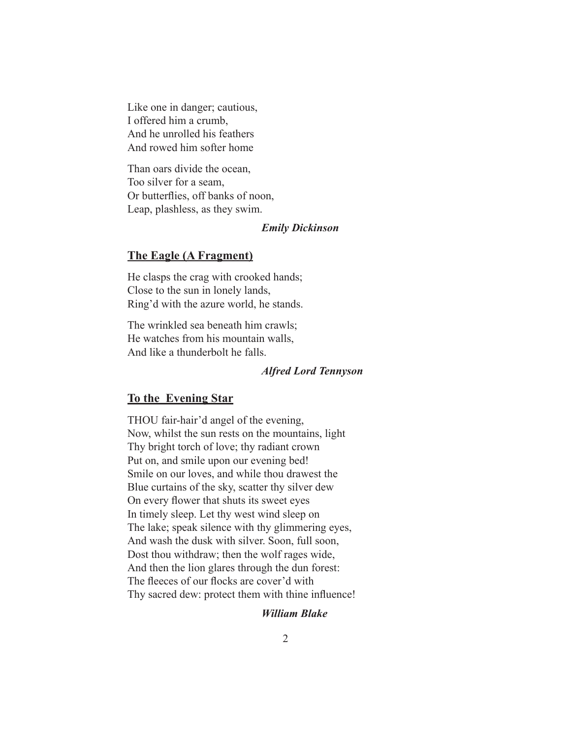Like one in danger; cautious,  
I offered him a crumb,  
And he unrolled his feathers  
And rowed him softer home

Than oars divide the ocean,  
Too silver for a seam,  
Or butterflies, off banks of noon,  
Leap, plashless, as they swim.

***Emily Dickinson***

## <u>The Eagle (A Fragment)</u>

He clasps the crag with crooked hands;  
Close to the sun in lonely lands,  
Ring'd with the azure world, he stands.

The wrinkled sea beneath him crawls;  
He watches from his mountain walls,  
And like a thunderbolt he falls.

***Alfred Lord Tennyson***

## <u>To the  Evening Star</u>

THOU fair-hair'd angel of the evening,  
Now, whilst the sun rests on the mountains, light  
Thy bright torch of love; thy radiant crown  
Put on, and smile upon our evening bed!  
Smile on our loves, and while thou drawest the  
Blue curtains of the sky, scatter thy silver dew  
On every flower that shuts its sweet eyes  
In timely sleep. Let thy west wind sleep on  
The lake; speak silence with thy glimmering eyes,  
And wash the dusk with silver. Soon, full soon,  
Dost thou withdraw; then the wolf rages wide,  
And then the lion glares through the dun forest:  
The fleeces of our flocks are cover'd with  
Thy sacred dew: protect them with thine influence!

***William Blake***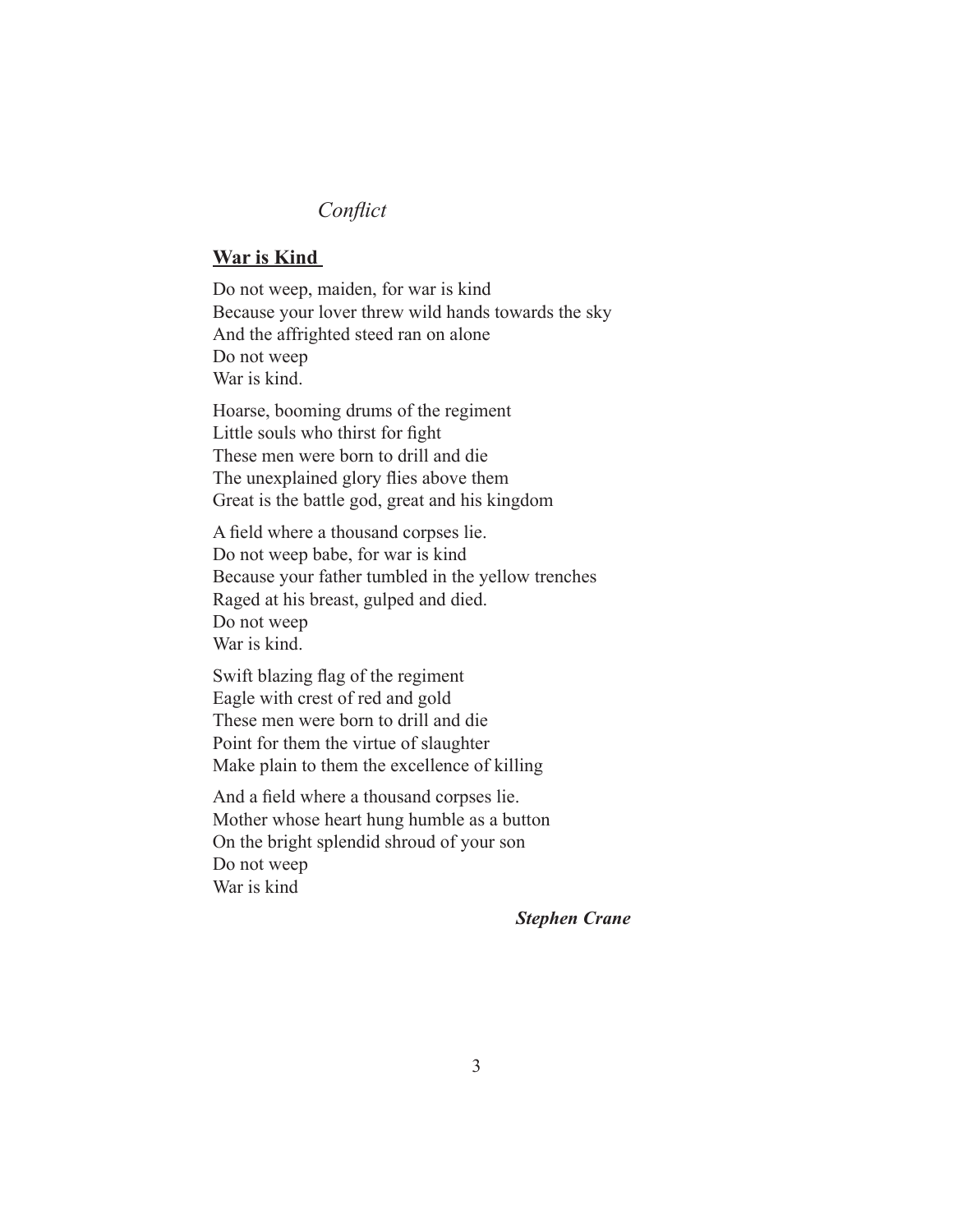*Conflict*

## War is Kind

Do not weep, maiden, for war is kind  
Because your lover threw wild hands towards the sky  
And the affrighted steed ran on alone  
Do not weep  
War is kind.

Hoarse, booming drums of the regiment  
Little souls who thirst for fight  
These men were born to drill and die  
The unexplained glory flies above them  
Great is the battle god, great and his kingdom

A field where a thousand corpses lie.  
Do not weep babe, for war is kind  
Because your father tumbled in the yellow trenches  
Raged at his breast, gulped and died.  
Do not weep  
War is kind.

Swift blazing flag of the regiment  
Eagle with crest of red and gold  
These men were born to drill and die  
Point for them the virtue of slaughter  
Make plain to them the excellence of killing

And a field where a thousand corpses lie.  
Mother whose heart hung humble as a button  
On the bright splendid shroud of your son  
Do not weep  
War is kind

***Stephen Crane***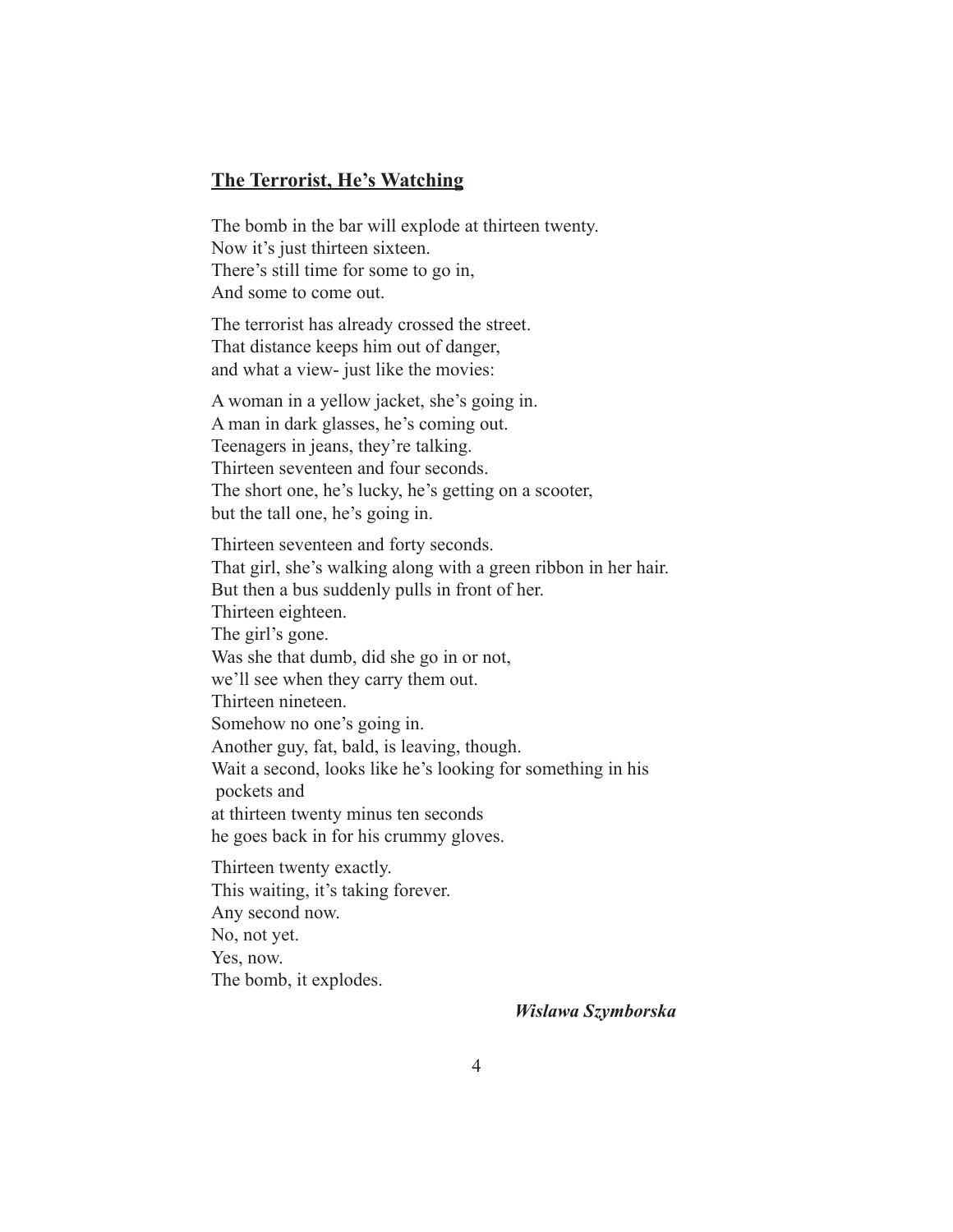## The Terrorist, He's Watching

The bomb in the bar will explode at thirteen twenty.
Now it's just thirteen sixteen.
There's still time for some to go in,
And some to come out.

The terrorist has already crossed the street.
That distance keeps him out of danger,
and what a view- just like the movies:

A woman in a yellow jacket, she's going in.
A man in dark glasses, he's coming out.
Teenagers in jeans, they're talking.
Thirteen seventeen and four seconds.
The short one, he's lucky, he's getting on a scooter,
but the tall one, he's going in.

Thirteen seventeen and forty seconds.
That girl, she's walking along with a green ribbon in her hair.
But then a bus suddenly pulls in front of her.
Thirteen eighteen.
The girl's gone.
Was she that dumb, did she go in or not,
we'll see when they carry them out.
Thirteen nineteen.
Somehow no one's going in.
Another guy, fat, bald, is leaving, though.
Wait a second, looks like he's looking for something in his
 pockets and
at thirteen twenty minus ten seconds
he goes back in for his crummy gloves.

Thirteen twenty exactly.
This waiting, it's taking forever.
Any second now.
No, not yet.
Yes, now.
The bomb, it explodes.

***Wislawa Szymborska***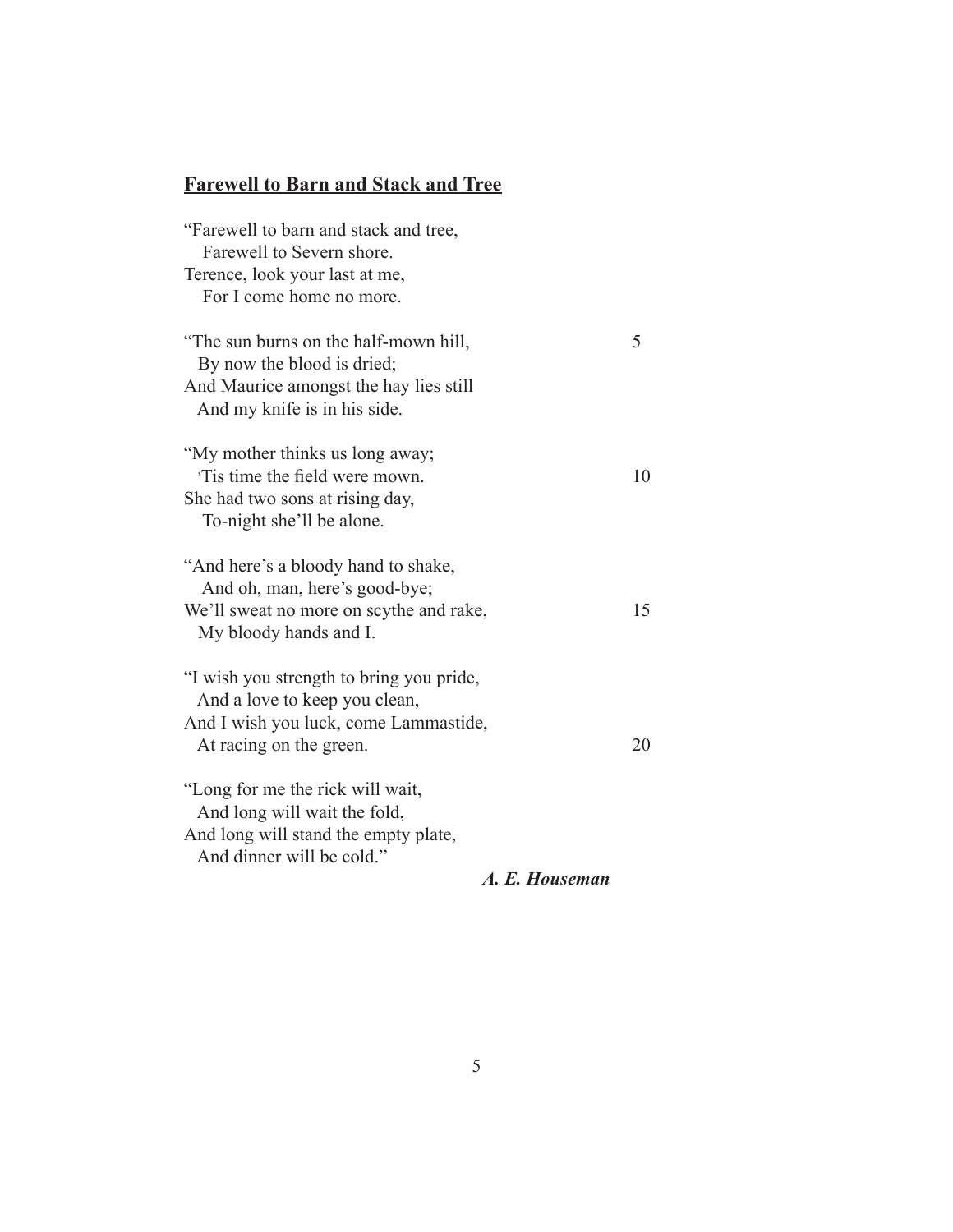## Farewell to Barn and Stack and Tree

"Farewell to barn and stack and tree,  
  Farewell to Severn shore.  
Terence, look your last at me,  
  For I come home no more.

"The sun burns on the half-mown hill, 5  
  By now the blood is dried;  
And Maurice amongst the hay lies still  
  And my knife is in his side.

"My mother thinks us long away;  
  'Tis time the field were mown. 10  
She had two sons at rising day,  
  To-night she'll be alone.

"And here's a bloody hand to shake,  
  And oh, man, here's good-bye;  
We'll sweat no more on scythe and rake, 15  
  My bloody hands and I.

"I wish you strength to bring you pride,  
  And a love to keep you clean,  
And I wish you luck, come Lammastide,  
  At racing on the green. 20

"Long for me the rick will wait,  
  And long will wait the fold,  
And long will stand the empty plate,  
  And dinner will be cold."

***A. E. Houseman***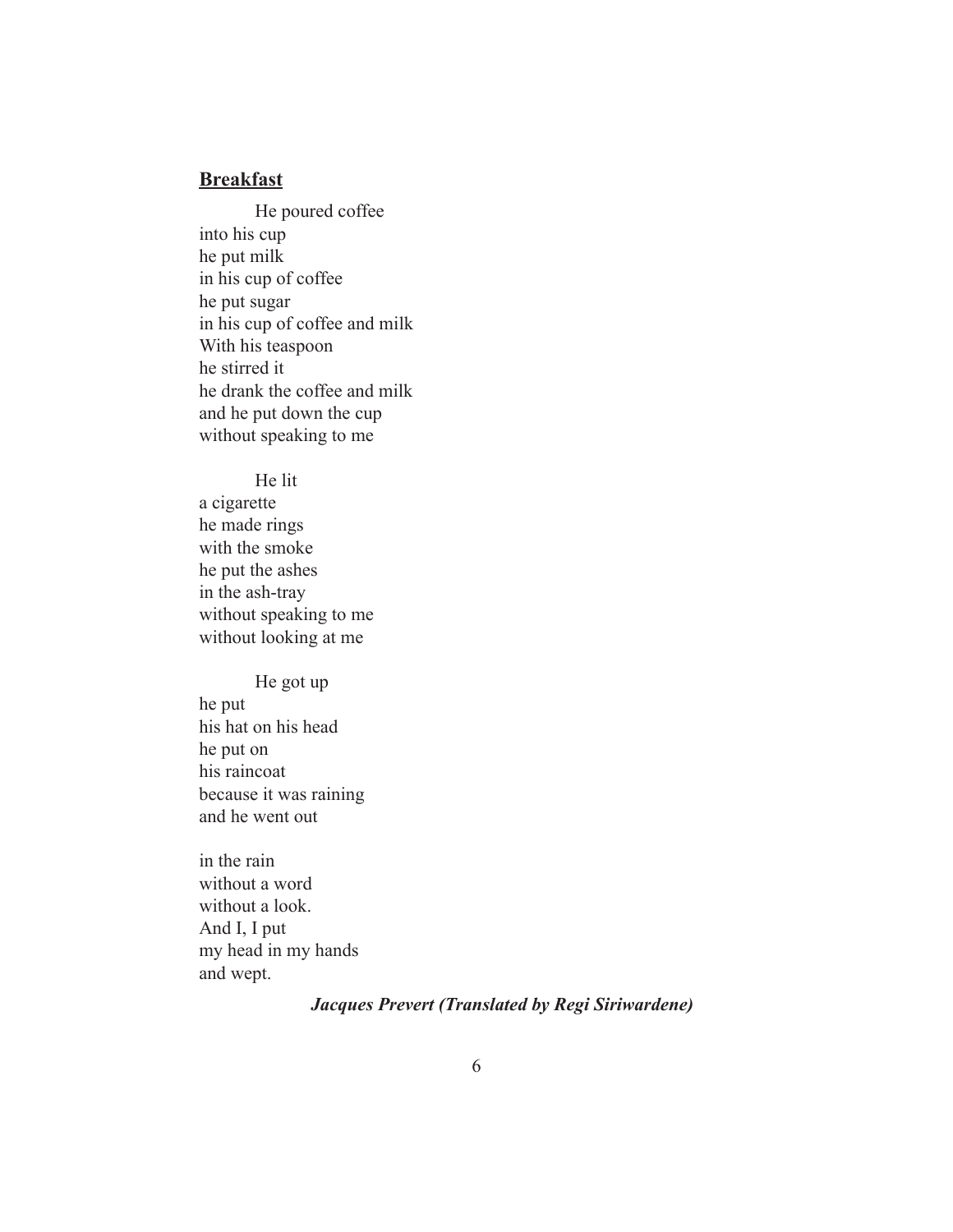## Breakfast

He poured coffee  
into his cup  
he put milk  
in his cup of coffee  
he put sugar  
in his cup of coffee and milk  
With his teaspoon  
he stirred it  
he drank the coffee and milk  
and he put down the cup  
without speaking to me

He lit  
a cigarette  
he made rings  
with the smoke  
he put the ashes  
in the ash-tray  
without speaking to me  
without looking at me

He got up  
he put  
his hat on his head  
he put on  
his raincoat  
because it was raining  
and he went out

in the rain  
without a word  
without a look.  
And I, I put  
my head in my hands  
and wept.

***Jacques Prevert (Translated by Regi Siriwardene)***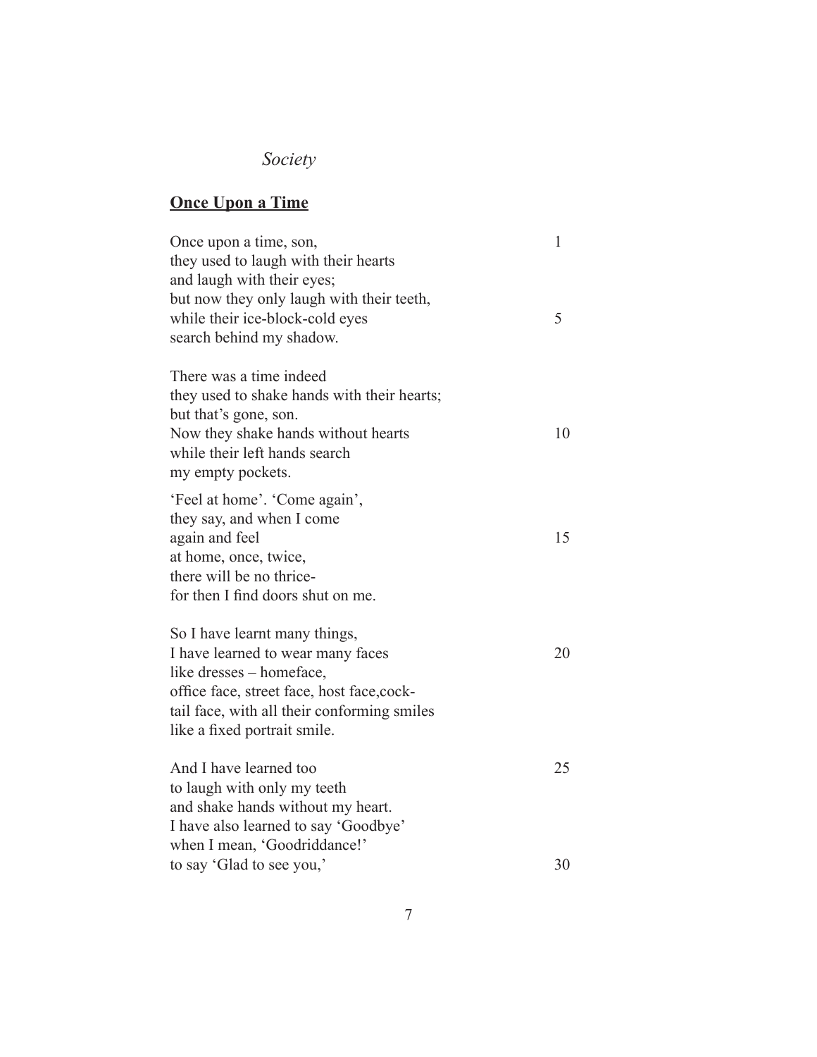*Society*

## Once Upon a Time

Once upon a time, son,  
they used to laugh with their hearts  
and laugh with their eyes;  
but now they only laugh with their teeth,  
while their ice-block-cold eyes  
search behind my shadow.

There was a time indeed  
they used to shake hands with their hearts;  
but that's gone, son.  
Now they shake hands without hearts  
while their left hands search  
my empty pockets.

'Feel at home'. 'Come again',  
they say, and when I come  
again and feel  
at home, once, twice,  
there will be no thrice-  
for then I find doors shut on me.

So I have learnt many things,  
I have learned to wear many faces  
like dresses – homeface,  
office face, street face, host face,cock-  
tail face, with all their conforming smiles  
like a fixed portrait smile.

And I have learned too  
to laugh with only my teeth  
and shake hands without my heart.  
I have also learned to say 'Goodbye'  
when I mean, 'Goodriddance!'  
to say 'Glad to see you,'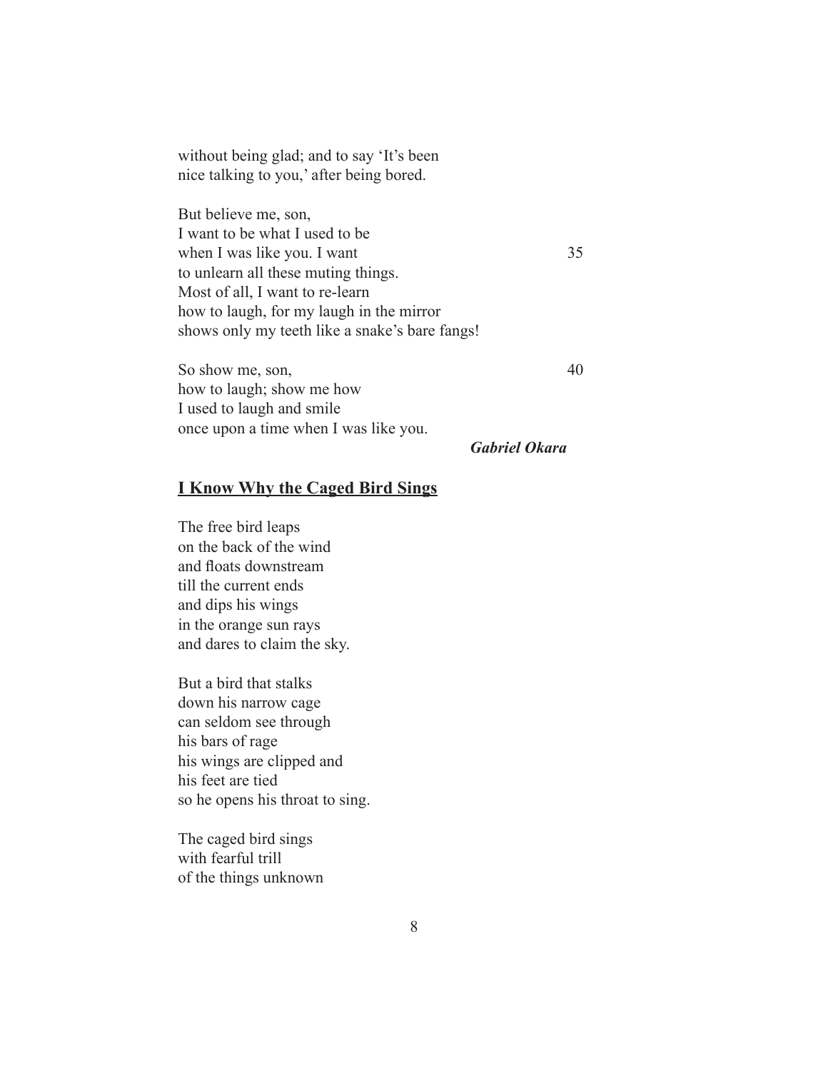without being glad; and to say 'It's been
nice talking to you,' after being bored.

But believe me, son,
I want to be what I used to be
when I was like you. I want 35
to unlearn all these muting things.
Most of all, I want to re-learn
how to laugh, for my laugh in the mirror
shows only my teeth like a snake's bare fangs!

So show me, son, 40
how to laugh; show me how
I used to laugh and smile
once upon a time when I was like you.

***Gabriel Okara***

## I Know Why the Caged Bird Sings

The free bird leaps
on the back of the wind
and floats downstream
till the current ends
and dips his wings
in the orange sun rays
and dares to claim the sky.

But a bird that stalks
down his narrow cage
can seldom see through
his bars of rage
his wings are clipped and
his feet are tied
so he opens his throat to sing.

The caged bird sings
with fearful trill
of the things unknown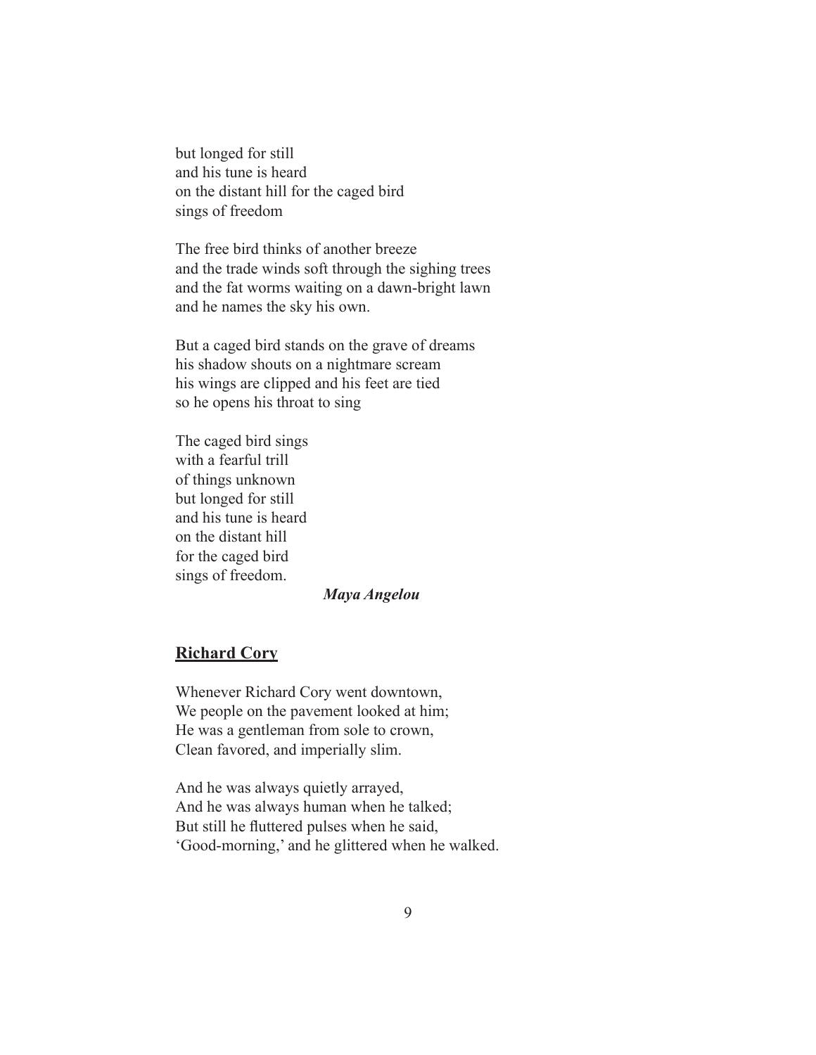but longed for still
and his tune is heard
on the distant hill for the caged bird
sings of freedom

The free bird thinks of another breeze
and the trade winds soft through the sighing trees
and the fat worms waiting on a dawn-bright lawn
and he names the sky his own.

But a caged bird stands on the grave of dreams
his shadow shouts on a nightmare scream
his wings are clipped and his feet are tied
so he opens his throat to sing

The caged bird sings
with a fearful trill
of things unknown
but longed for still
and his tune is heard
on the distant hill
for the caged bird
sings of freedom.

***Maya Angelou***

## **Richard Cory**

Whenever Richard Cory went downtown,
We people on the pavement looked at him;
He was a gentleman from sole to crown,
Clean favored, and imperially slim.

And he was always quietly arrayed,
And he was always human when he talked;
But still he fluttered pulses when he said,
'Good-morning,' and he glittered when he walked.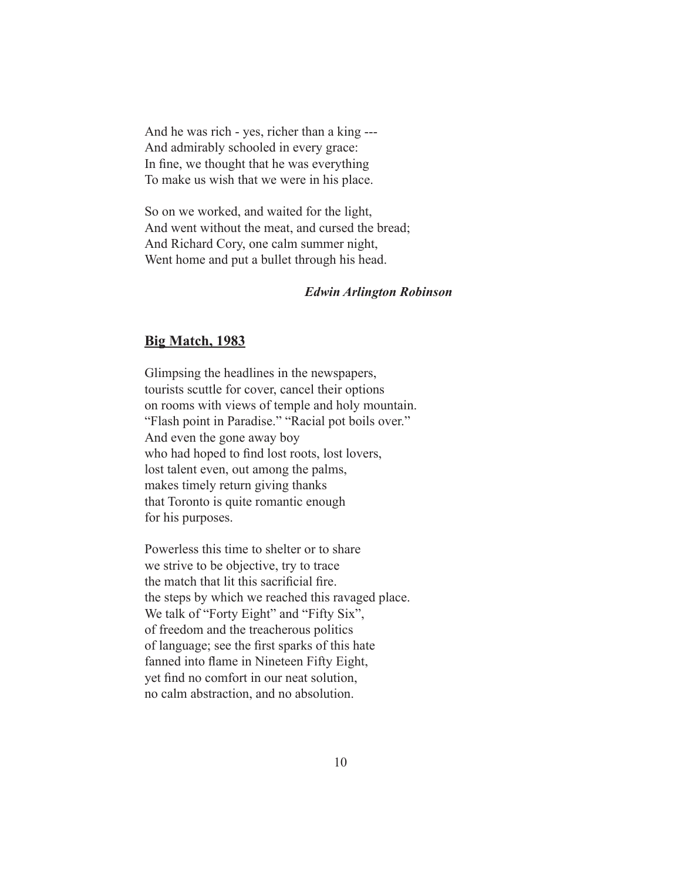And he was rich - yes, richer than a king ---  
And admirably schooled in every grace:  
In fine, we thought that he was everything  
To make us wish that we were in his place.

So on we worked, and waited for the light,  
And went without the meat, and cursed the bread;  
And Richard Cory, one calm summer night,  
Went home and put a bullet through his head.

***Edwin Arlington Robinson***

## Big Match, 1983

Glimpsing the headlines in the newspapers,  
tourists scuttle for cover, cancel their options  
on rooms with views of temple and holy mountain.  
"Flash point in Paradise." "Racial pot boils over."  
And even the gone away boy  
who had hoped to find lost roots, lost lovers,  
lost talent even, out among the palms,  
makes timely return giving thanks  
that Toronto is quite romantic enough  
for his purposes.

Powerless this time to shelter or to share  
we strive to be objective, try to trace  
the match that lit this sacrificial fire.  
the steps by which we reached this ravaged place.  
We talk of "Forty Eight" and "Fifty Six",  
of freedom and the treacherous politics  
of language; see the first sparks of this hate  
fanned into flame in Nineteen Fifty Eight,  
yet find no comfort in our neat solution,  
no calm abstraction, and no absolution.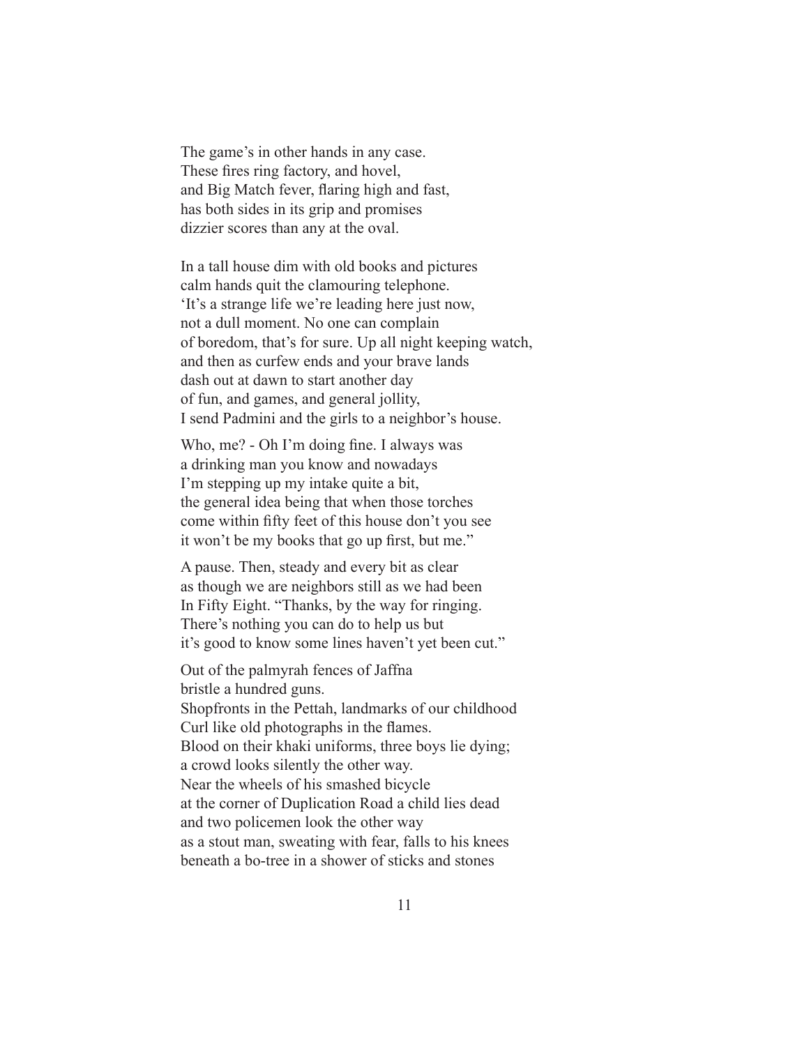The game's in other hands in any case.
These fires ring factory, and hovel,
and Big Match fever, flaring high and fast,
has both sides in its grip and promises
dizzier scores than any at the oval.

In a tall house dim with old books and pictures
calm hands quit the clamouring telephone.
'It's a strange life we're leading here just now,
not a dull moment. No one can complain
of boredom, that's for sure. Up all night keeping watch,
and then as curfew ends and your brave lands
dash out at dawn to start another day
of fun, and games, and general jollity,
I send Padmini and the girls to a neighbor's house.

Who, me? - Oh I'm doing fine. I always was
a drinking man you know and nowadays
I'm stepping up my intake quite a bit,
the general idea being that when those torches
come within fifty feet of this house don't you see
it won't be my books that go up first, but me."

A pause. Then, steady and every bit as clear
as though we are neighbors still as we had been
In Fifty Eight. "Thanks, by the way for ringing.
There's nothing you can do to help us but
it's good to know some lines haven't yet been cut."

Out of the palmyrah fences of Jaffna
bristle a hundred guns.
Shopfronts in the Pettah, landmarks of our childhood
Curl like old photographs in the flames.
Blood on their khaki uniforms, three boys lie dying;
a crowd looks silently the other way.
Near the wheels of his smashed bicycle
at the corner of Duplication Road a child lies dead
and two policemen look the other way
as a stout man, sweating with fear, falls to his knees
beneath a bo-tree in a shower of sticks and stones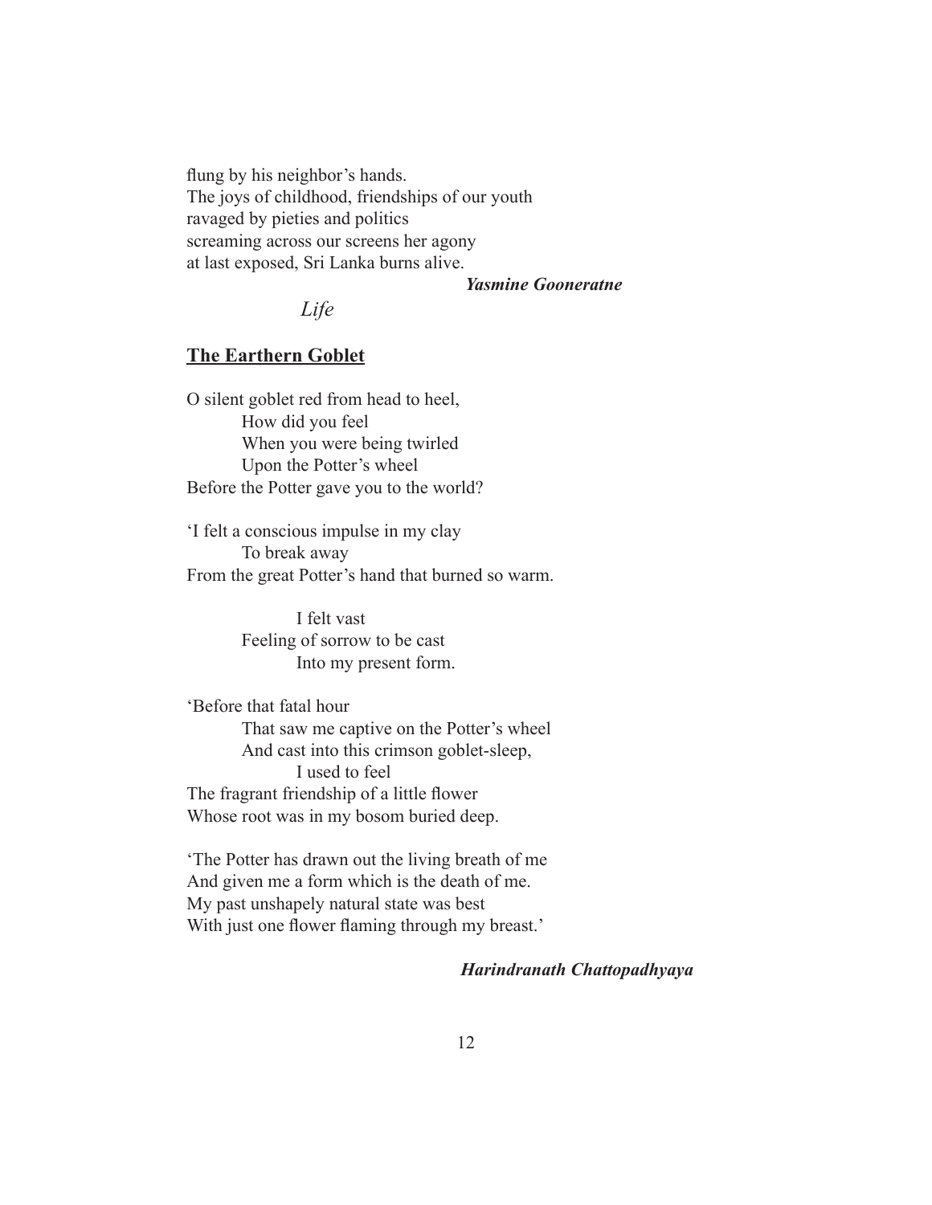flung by his neighbor's hands.
The joys of childhood, friendships of our youth
ravaged by pieties and politics
screaming across our screens her agony
at last exposed, Sri Lanka burns alive.

***Yasmine Gooneratne***

*Life*

## The Earthern Goblet

O silent goblet red from head to heel,
How did you feel
When you were being twirled
Upon the Potter's wheel
Before the Potter gave you to the world?

'I felt a conscious impulse in my clay
To break away
From the great Potter's hand that burned so warm.

I felt vast
Feeling of sorrow to be cast
Into my present form.

'Before that fatal hour
That saw me captive on the Potter's wheel
And cast into this crimson goblet-sleep,
I used to feel
The fragrant friendship of a little flower
Whose root was in my bosom buried deep.

'The Potter has drawn out the living breath of me
And given me a form which is the death of me.
My past unshapely natural state was best
With just one flower flaming through my breast.'

***Harindranath Chattopadhyaya***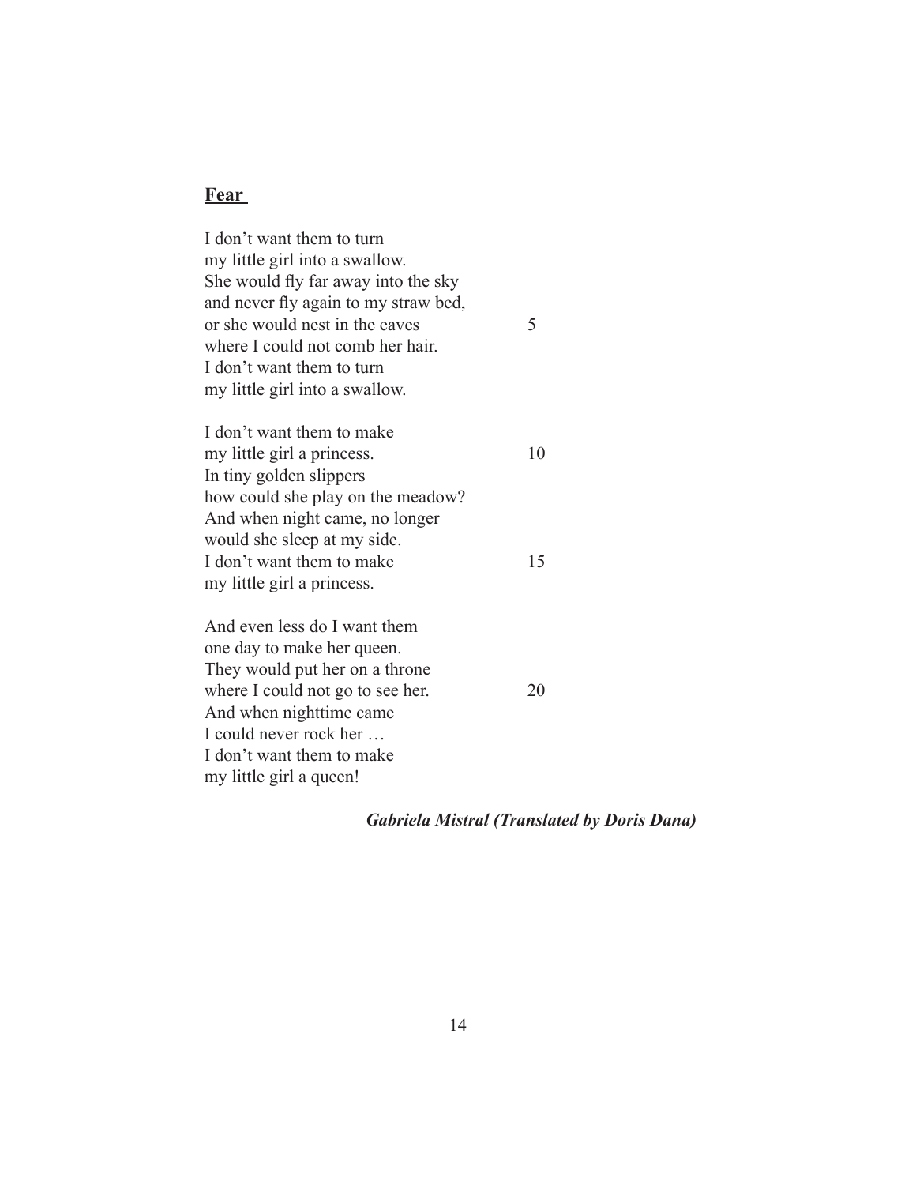**Fear**

I don't want them to turn  
my little girl into a swallow.  
She would fly far away into the sky  
and never fly again to my straw bed,  
or she would nest in the eaves 5  
where I could not comb her hair.  
I don't want them to turn  
my little girl into a swallow.

I don't want them to make  
my little girl a princess. 10  
In tiny golden slippers  
how could she play on the meadow?  
And when night came, no longer  
would she sleep at my side.  
I don't want them to make 15  
my little girl a princess.

And even less do I want them  
one day to make her queen.  
They would put her on a throne  
where I could not go to see her. 20  
And when nighttime came  
I could never rock her …  
I don't want them to make  
my little girl a queen!

***Gabriela Mistral (Translated by Doris Dana)***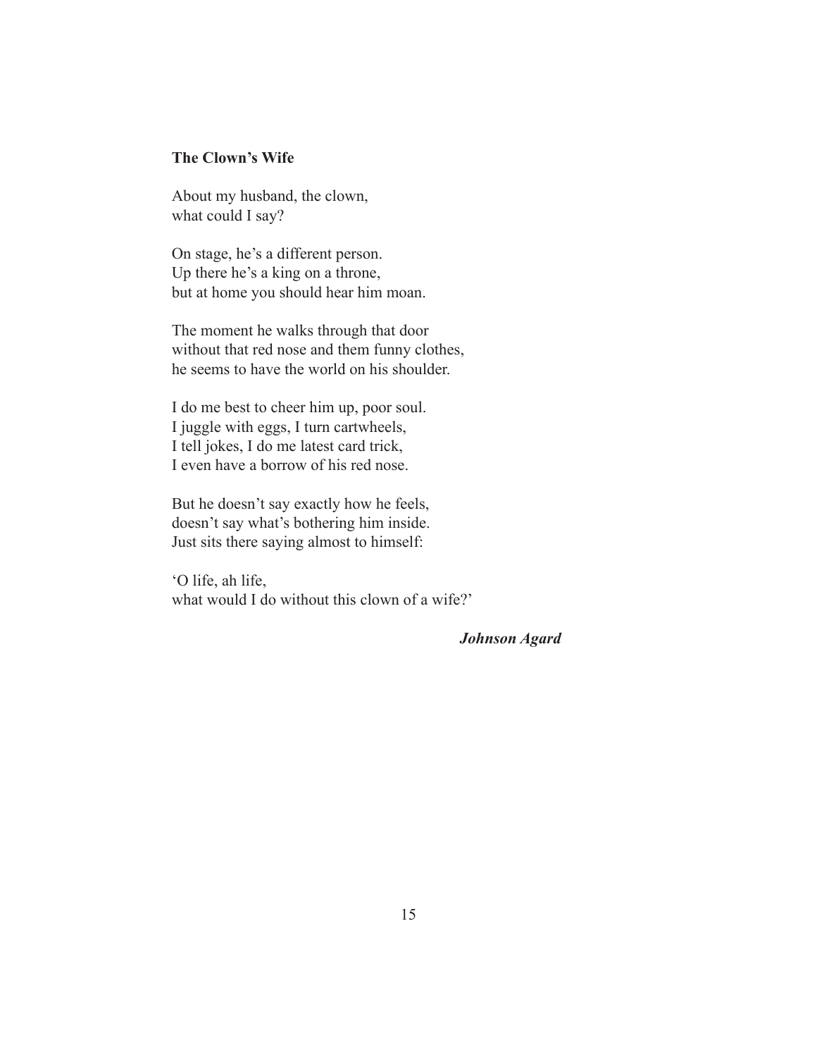**The Clown's Wife**

About my husband, the clown,  
what could I say?

On stage, he's a different person.  
Up there he's a king on a throne,  
but at home you should hear him moan.

The moment he walks through that door  
without that red nose and them funny clothes,  
he seems to have the world on his shoulder.

I do me best to cheer him up, poor soul.  
I juggle with eggs, I turn cartwheels,  
I tell jokes, I do me latest card trick,  
I even have a borrow of his red nose.

But he doesn't say exactly how he feels,  
doesn't say what's bothering him inside.  
Just sits there saying almost to himself:

'O life, ah life,  
what would I do without this clown of a wife?'

***Johnson Agard***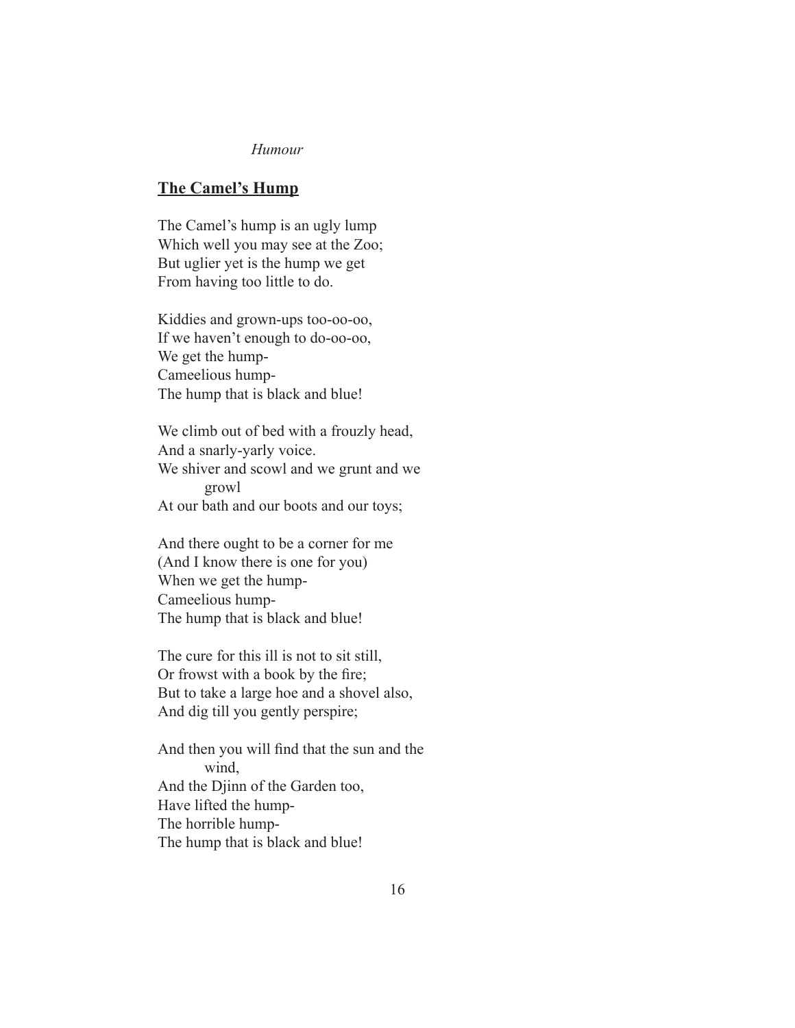*Humour*

## The Camel's Hump

The Camel's hump is an ugly lump
Which well you may see at the Zoo;
But uglier yet is the hump we get
From having too little to do.

Kiddies and grown-ups too-oo-oo,
If we haven't enough to do-oo-oo,
We get the hump-
Cameelious hump-
The hump that is black and blue!

We climb out of bed with a frouzly head,
And a snarly-yarly voice.
We shiver and scowl and we grunt and we growl
At our bath and our boots and our toys;

And there ought to be a corner for me
(And I know there is one for you)
When we get the hump-
Cameelious hump-
The hump that is black and blue!

The cure for this ill is not to sit still,
Or frowst with a book by the fire;
But to take a large hoe and a shovel also,
And dig till you gently perspire;

And then you will find that the sun and the wind,
And the Djinn of the Garden too,
Have lifted the hump-
The horrible hump-
The hump that is black and blue!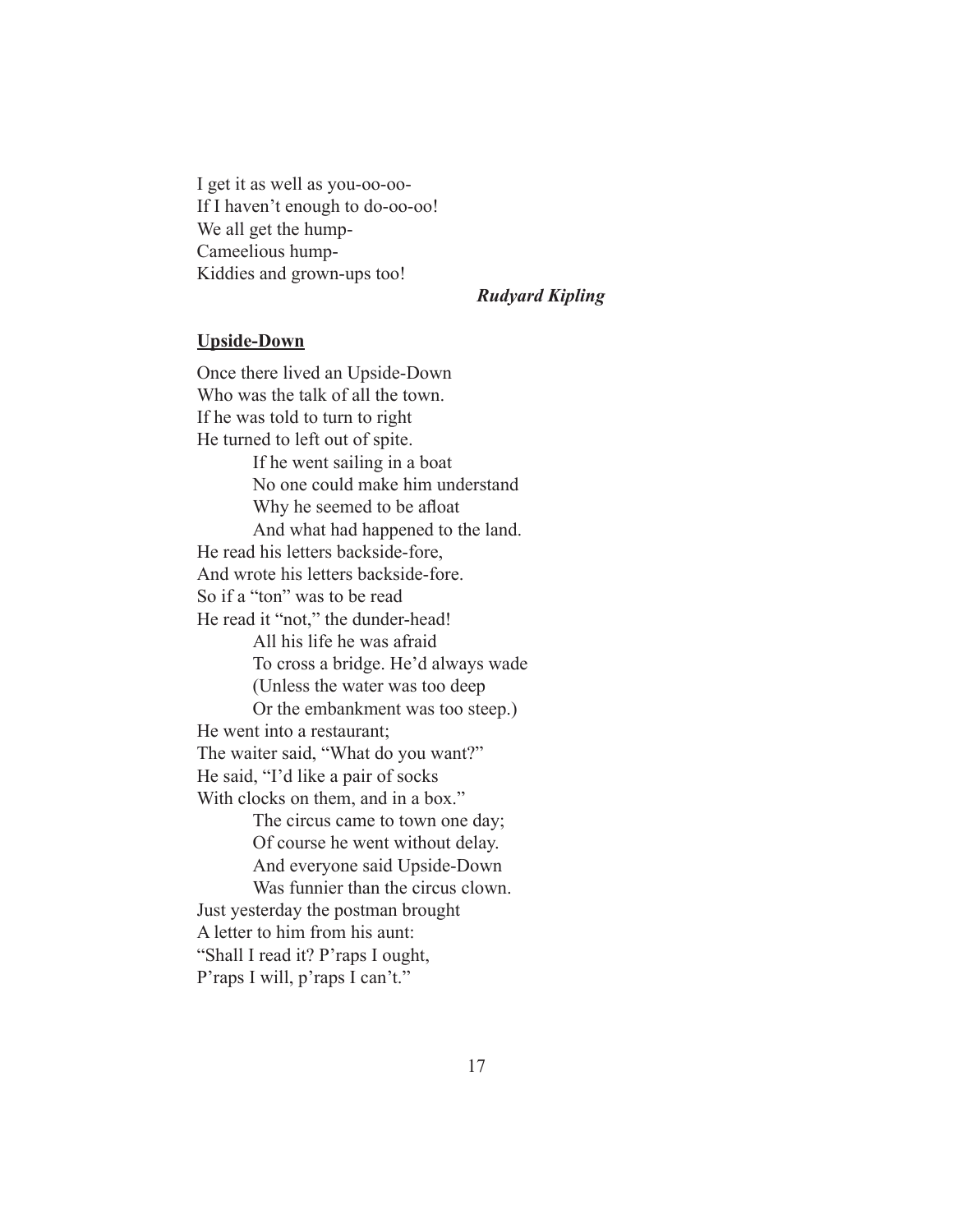I get it as well as you-oo-oo-  
If I haven't enough to do-oo-oo!  
We all get the hump-  
Cameelious hump-  
Kiddies and grown-ups too!

***Rudyard Kipling***

**<u>Upside-Down</u>**

Once there lived an Upside-Down  
Who was the talk of all the town.  
If he was told to turn to right  
He turned to left out of spite.

If he went sailing in a boat  
No one could make him understand  
Why he seemed to be afloat  
And what had happened to the land.

He read his letters backside-fore,  
And wrote his letters backside-fore.  
So if a "ton" was to be read  
He read it "not," the dunder-head!

All his life he was afraid  
To cross a bridge. He'd always wade  
(Unless the water was too deep  
Or the embankment was too steep.)

He went into a restaurant;  
The waiter said, "What do you want?"  
He said, "I'd like a pair of socks  
With clocks on them, and in a box."

The circus came to town one day;  
Of course he went without delay.  
And everyone said Upside-Down  
Was funnier than the circus clown.

Just yesterday the postman brought  
A letter to him from his aunt:  
"Shall I read it? P'raps I ought,  
P'raps I will, p'raps I can't."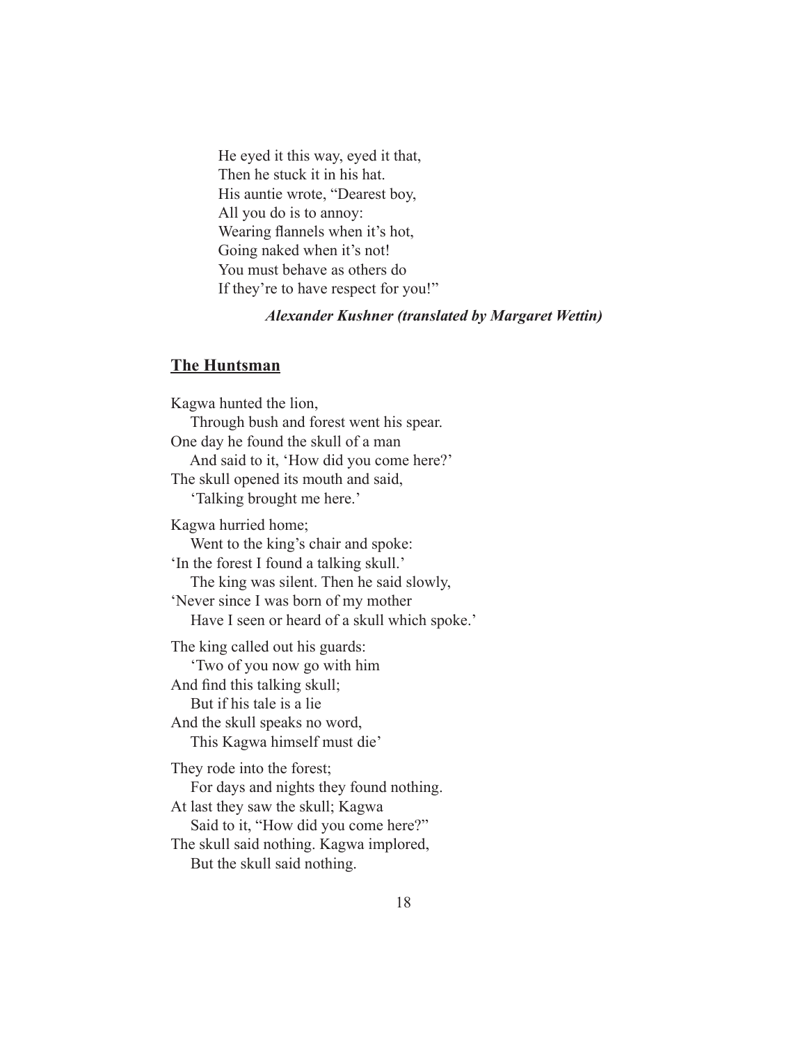He eyed it this way, eyed it that,  
Then he stuck it in his hat.  
His auntie wrote, "Dearest boy,  
All you do is to annoy:  
Wearing flannels when it's hot,  
Going naked when it's not!  
You must behave as others do  
If they're to have respect for you!"

***Alexander Kushner (translated by Margaret Wettin)***

## The Huntsman

Kagwa hunted the lion,  
Through bush and forest went his spear.  
One day he found the skull of a man  
And said to it, 'How did you come here?'  
The skull opened its mouth and said,  
'Talking brought me here.'

Kagwa hurried home;  
Went to the king's chair and spoke:  
'In the forest I found a talking skull.'  
The king was silent. Then he said slowly,  
'Never since I was born of my mother  
Have I seen or heard of a skull which spoke.'

The king called out his guards:  
'Two of you now go with him  
And find this talking skull;  
But if his tale is a lie  
And the skull speaks no word,  
This Kagwa himself must die'

They rode into the forest;  
For days and nights they found nothing.  
At last they saw the skull; Kagwa  
Said to it, "How did you come here?"  
The skull said nothing. Kagwa implored,  
But the skull said nothing.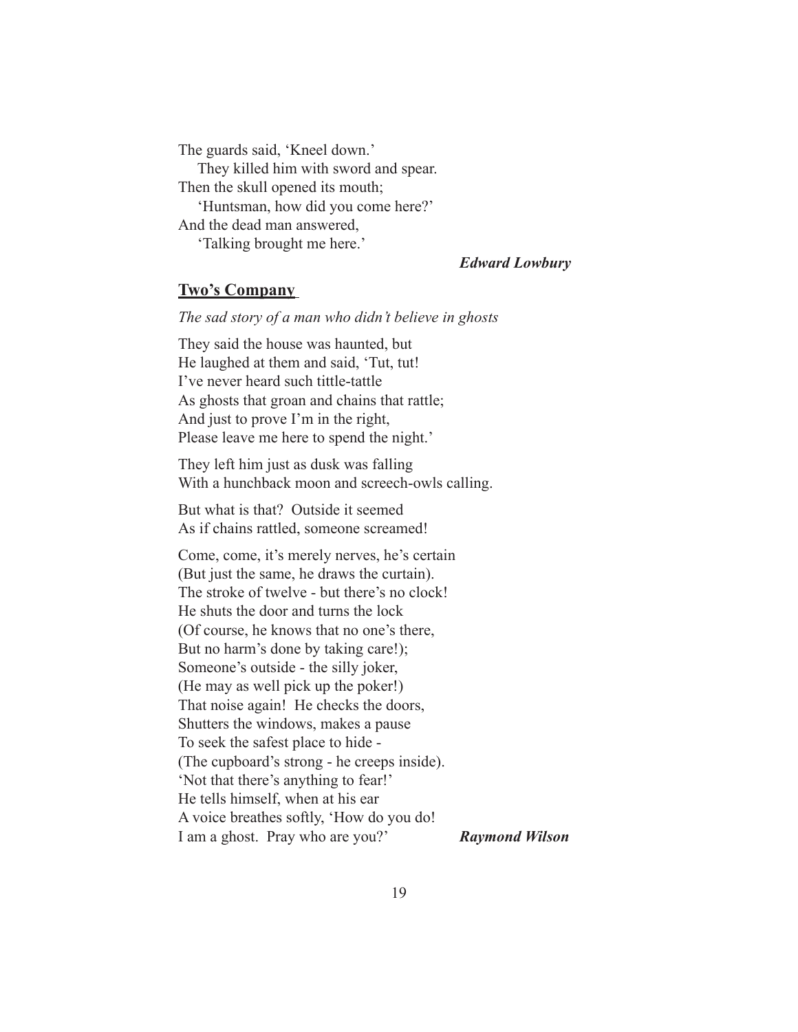The guards said, 'Kneel down.'  
    They killed him with sword and spear.  
Then the skull opened its mouth;  
    'Huntsman, how did you come here?'  
And the dead man answered,  
    'Talking brought me here.'

***Edward Lowbury***

## Two's Company

*The sad story of a man who didn't believe in ghosts*

They said the house was haunted, but  
He laughed at them and said, 'Tut, tut!  
I've never heard such tittle-tattle  
As ghosts that groan and chains that rattle;  
And just to prove I'm in the right,  
Please leave me here to spend the night.'

They left him just as dusk was falling  
With a hunchback moon and screech-owls calling.

But what is that? Outside it seemed  
As if chains rattled, someone screamed!

Come, come, it's merely nerves, he's certain  
(But just the same, he draws the curtain).  
The stroke of twelve - but there's no clock!  
He shuts the door and turns the lock  
(Of course, he knows that no one's there,  
But no harm's done by taking care!);  
Someone's outside - the silly joker,  
(He may as well pick up the poker!)  
That noise again! He checks the doors,  
Shutters the windows, makes a pause  
To seek the safest place to hide -  
(The cupboard's strong - he creeps inside).  
'Not that there's anything to fear!'  
He tells himself, when at his ear  
A voice breathes softly, 'How do you do!  
I am a ghost. Pray who are you?'

***Raymond Wilson***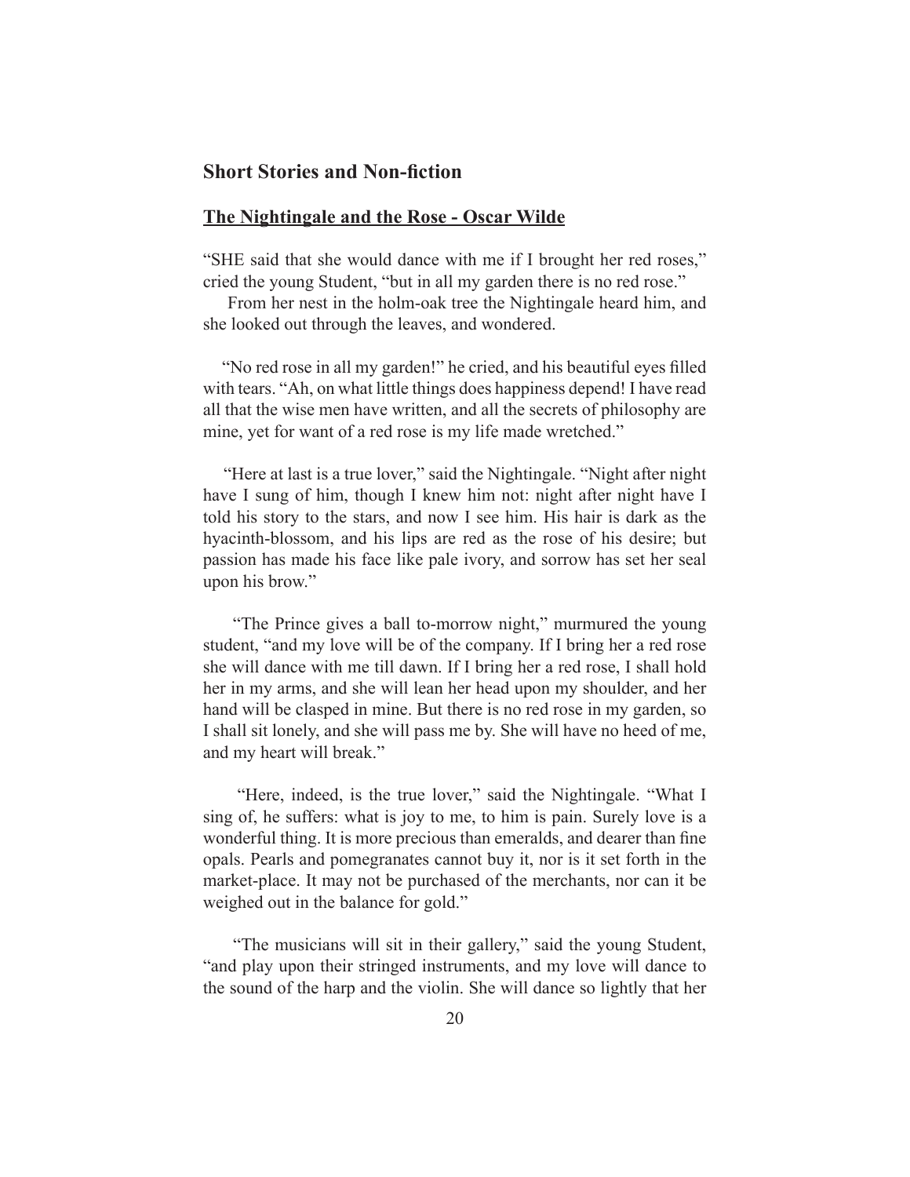## Short Stories and Non-fiction

### The Nightingale and the Rose - Oscar Wilde

"SHE said that she would dance with me if I brought her red roses," cried the young Student, "but in all my garden there is no red rose."

From her nest in the holm-oak tree the Nightingale heard him, and she looked out through the leaves, and wondered.

"No red rose in all my garden!" he cried, and his beautiful eyes filled with tears. "Ah, on what little things does happiness depend! I have read all that the wise men have written, and all the secrets of philosophy are mine, yet for want of a red rose is my life made wretched."

"Here at last is a true lover," said the Nightingale. "Night after night have I sung of him, though I knew him not: night after night have I told his story to the stars, and now I see him. His hair is dark as the hyacinth-blossom, and his lips are red as the rose of his desire; but passion has made his face like pale ivory, and sorrow has set her seal upon his brow."

"The Prince gives a ball to-morrow night," murmured the young student, "and my love will be of the company. If I bring her a red rose she will dance with me till dawn. If I bring her a red rose, I shall hold her in my arms, and she will lean her head upon my shoulder, and her hand will be clasped in mine. But there is no red rose in my garden, so I shall sit lonely, and she will pass me by. She will have no heed of me, and my heart will break."

"Here, indeed, is the true lover," said the Nightingale. "What I sing of, he suffers: what is joy to me, to him is pain. Surely love is a wonderful thing. It is more precious than emeralds, and dearer than fine opals. Pearls and pomegranates cannot buy it, nor is it set forth in the market-place. It may not be purchased of the merchants, nor can it be weighed out in the balance for gold."

"The musicians will sit in their gallery," said the young Student, "and play upon their stringed instruments, and my love will dance to the sound of the harp and the violin. She will dance so lightly that her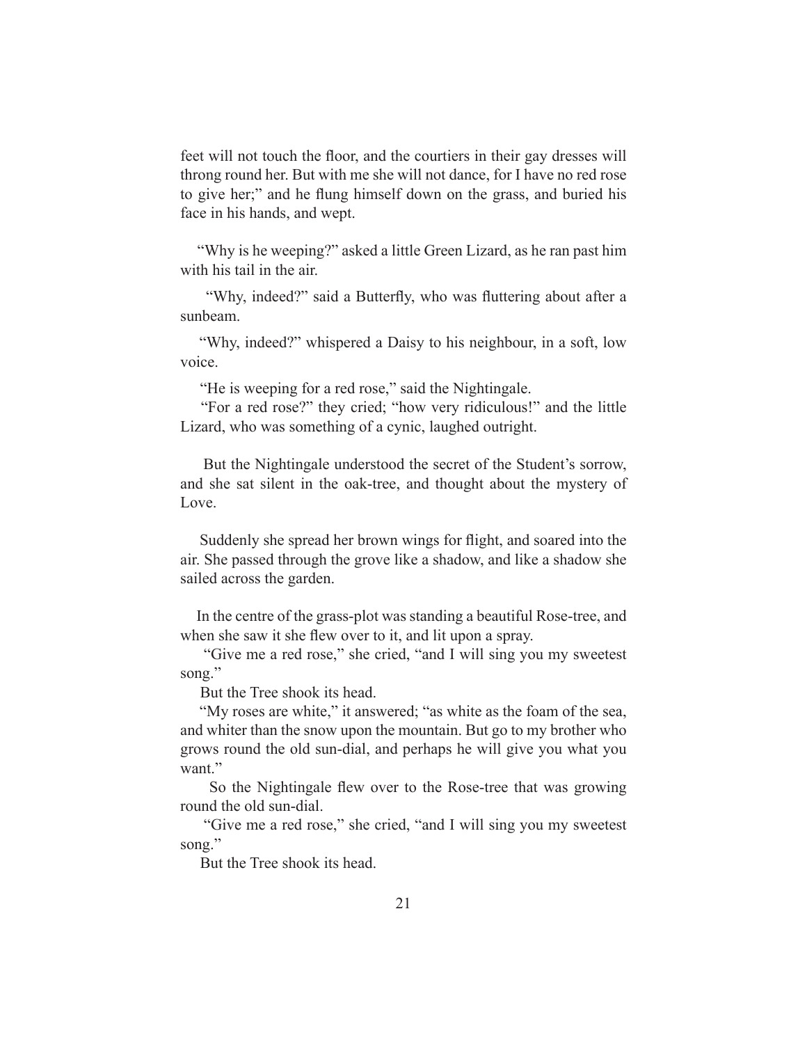feet will not touch the floor, and the courtiers in their gay dresses will throng round her. But with me she will not dance, for I have no red rose to give her;" and he flung himself down on the grass, and buried his face in his hands, and wept.

"Why is he weeping?" asked a little Green Lizard, as he ran past him with his tail in the air.

"Why, indeed?" said a Butterfly, who was fluttering about after a sunbeam.

"Why, indeed?" whispered a Daisy to his neighbour, in a soft, low voice.

"He is weeping for a red rose," said the Nightingale.

"For a red rose?" they cried; "how very ridiculous!" and the little Lizard, who was something of a cynic, laughed outright.

But the Nightingale understood the secret of the Student's sorrow, and she sat silent in the oak-tree, and thought about the mystery of Love.

Suddenly she spread her brown wings for flight, and soared into the air. She passed through the grove like a shadow, and like a shadow she sailed across the garden.

In the centre of the grass-plot was standing a beautiful Rose-tree, and when she saw it she flew over to it, and lit upon a spray.

"Give me a red rose," she cried, "and I will sing you my sweetest song."

But the Tree shook its head.

"My roses are white," it answered; "as white as the foam of the sea, and whiter than the snow upon the mountain. But go to my brother who grows round the old sun-dial, and perhaps he will give you what you want."

So the Nightingale flew over to the Rose-tree that was growing round the old sun-dial.

"Give me a red rose," she cried, "and I will sing you my sweetest song."

But the Tree shook its head.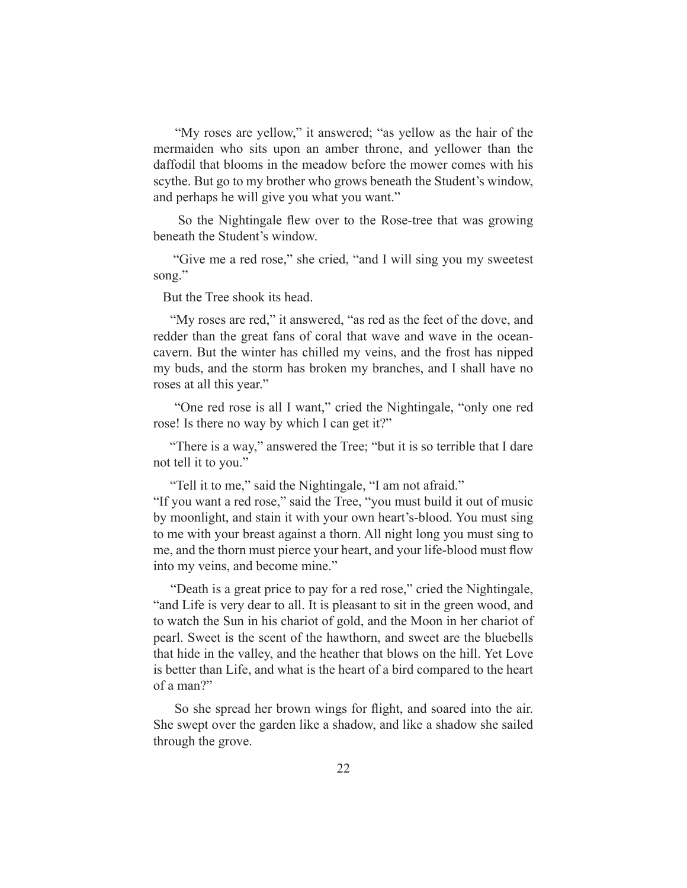"My roses are yellow," it answered; "as yellow as the hair of the mermaiden who sits upon an amber throne, and yellower than the daffodil that blooms in the meadow before the mower comes with his scythe. But go to my brother who grows beneath the Student's window, and perhaps he will give you what you want."

So the Nightingale flew over to the Rose-tree that was growing beneath the Student's window.

"Give me a red rose," she cried, "and I will sing you my sweetest song."

But the Tree shook its head.

"My roses are red," it answered, "as red as the feet of the dove, and redder than the great fans of coral that wave and wave in the ocean-cavern. But the winter has chilled my veins, and the frost has nipped my buds, and the storm has broken my branches, and I shall have no roses at all this year."

"One red rose is all I want," cried the Nightingale, "only one red rose! Is there no way by which I can get it?"

"There is a way," answered the Tree; "but it is so terrible that I dare not tell it to you."

"Tell it to me," said the Nightingale, "I am not afraid."

"If you want a red rose," said the Tree, "you must build it out of music by moonlight, and stain it with your own heart's-blood. You must sing to me with your breast against a thorn. All night long you must sing to me, and the thorn must pierce your heart, and your life-blood must flow into my veins, and become mine."

"Death is a great price to pay for a red rose," cried the Nightingale, "and Life is very dear to all. It is pleasant to sit in the green wood, and to watch the Sun in his chariot of gold, and the Moon in her chariot of pearl. Sweet is the scent of the hawthorn, and sweet are the bluebells that hide in the valley, and the heather that blows on the hill. Yet Love is better than Life, and what is the heart of a bird compared to the heart of a man?"

So she spread her brown wings for flight, and soared into the air. She swept over the garden like a shadow, and like a shadow she sailed through the grove.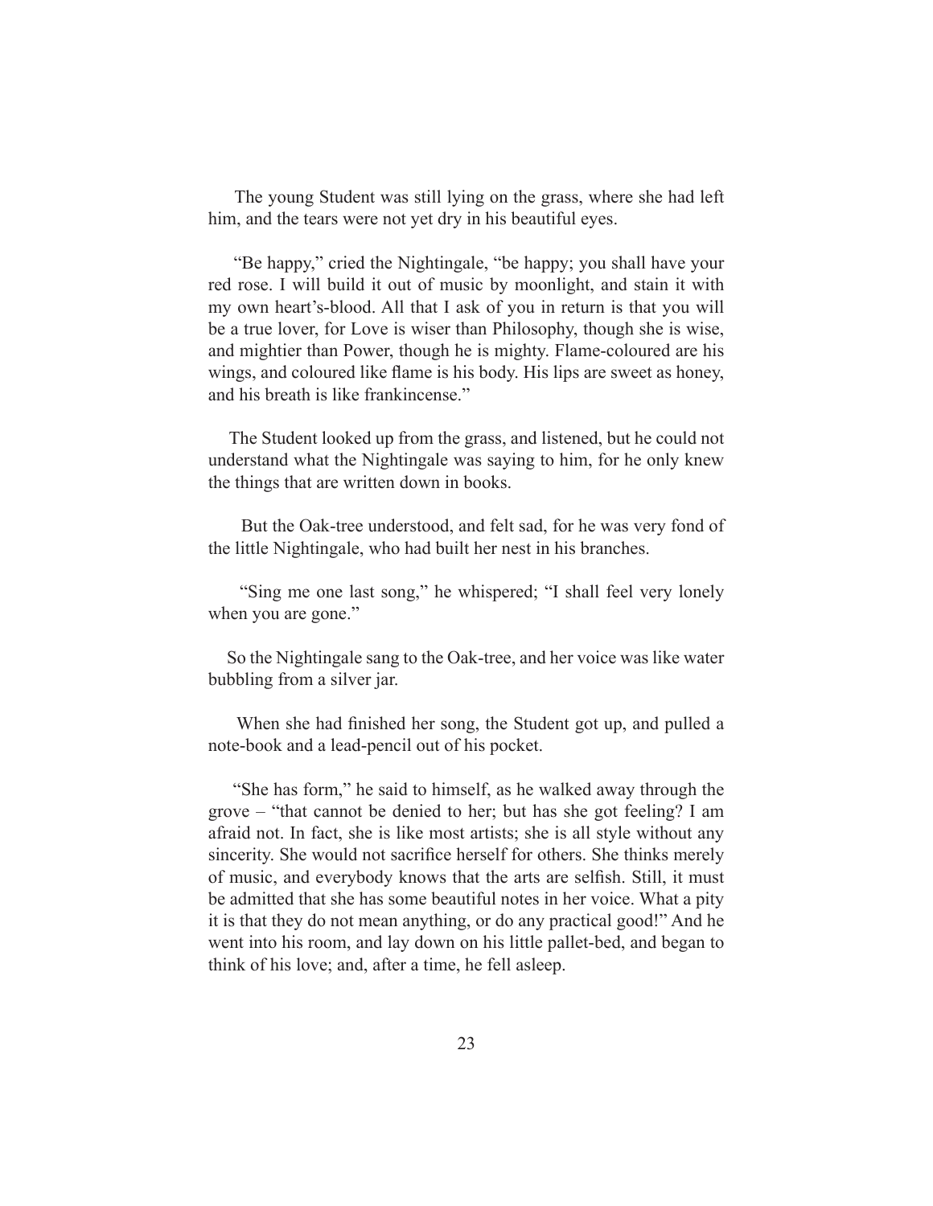The young Student was still lying on the grass, where she had left him, and the tears were not yet dry in his beautiful eyes.

"Be happy," cried the Nightingale, "be happy; you shall have your red rose. I will build it out of music by moonlight, and stain it with my own heart's-blood. All that I ask of you in return is that you will be a true lover, for Love is wiser than Philosophy, though she is wise, and mightier than Power, though he is mighty. Flame-coloured are his wings, and coloured like flame is his body. His lips are sweet as honey, and his breath is like frankincense."

The Student looked up from the grass, and listened, but he could not understand what the Nightingale was saying to him, for he only knew the things that are written down in books.

But the Oak-tree understood, and felt sad, for he was very fond of the little Nightingale, who had built her nest in his branches.

"Sing me one last song," he whispered; "I shall feel very lonely when you are gone."

So the Nightingale sang to the Oak-tree, and her voice was like water bubbling from a silver jar.

When she had finished her song, the Student got up, and pulled a note-book and a lead-pencil out of his pocket.

"She has form," he said to himself, as he walked away through the grove – "that cannot be denied to her; but has she got feeling? I am afraid not. In fact, she is like most artists; she is all style without any sincerity. She would not sacrifice herself for others. She thinks merely of music, and everybody knows that the arts are selfish. Still, it must be admitted that she has some beautiful notes in her voice. What a pity it is that they do not mean anything, or do any practical good!" And he went into his room, and lay down on his little pallet-bed, and began to think of his love; and, after a time, he fell asleep.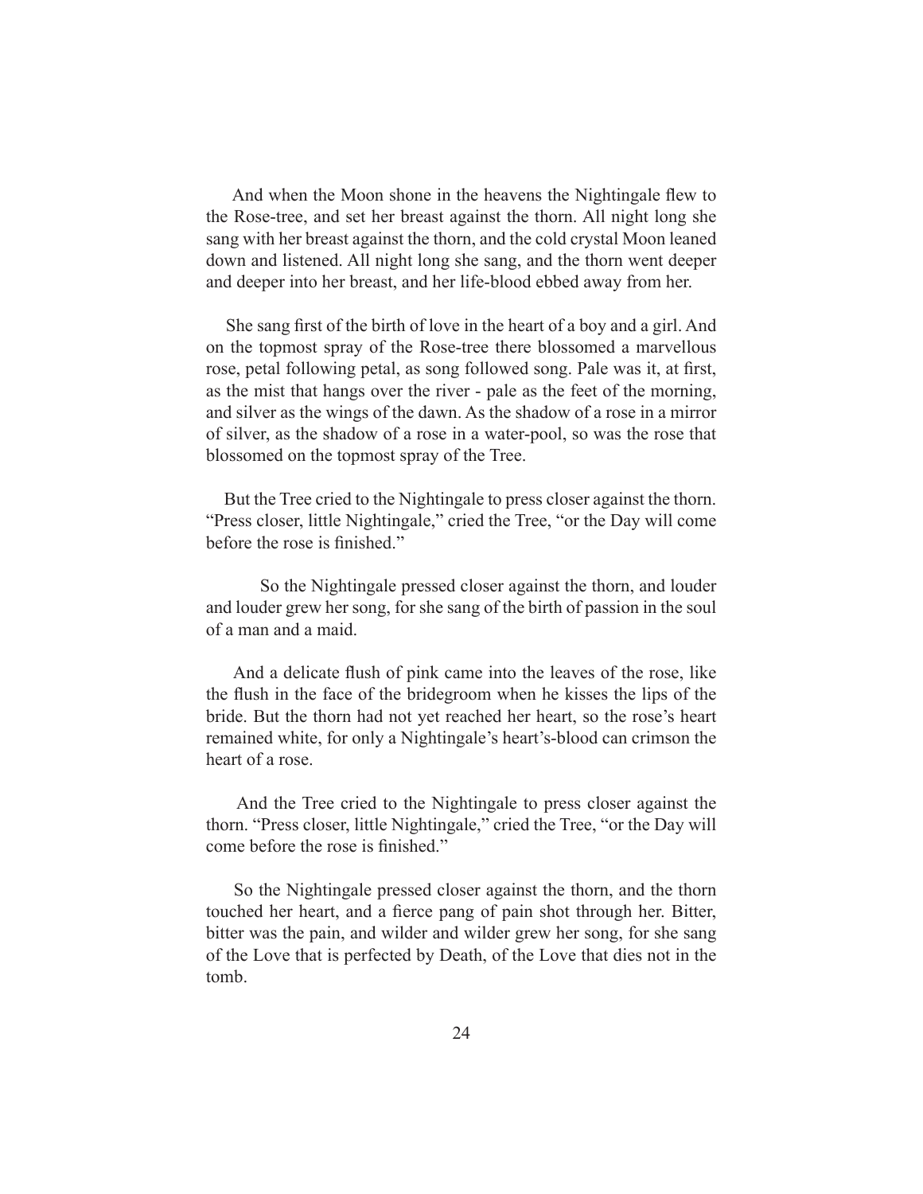And when the Moon shone in the heavens the Nightingale flew to the Rose-tree, and set her breast against the thorn. All night long she sang with her breast against the thorn, and the cold crystal Moon leaned down and listened. All night long she sang, and the thorn went deeper and deeper into her breast, and her life-blood ebbed away from her.

She sang first of the birth of love in the heart of a boy and a girl. And on the topmost spray of the Rose-tree there blossomed a marvellous rose, petal following petal, as song followed song. Pale was it, at first, as the mist that hangs over the river - pale as the feet of the morning, and silver as the wings of the dawn. As the shadow of a rose in a mirror of silver, as the shadow of a rose in a water-pool, so was the rose that blossomed on the topmost spray of the Tree.

But the Tree cried to the Nightingale to press closer against the thorn. "Press closer, little Nightingale," cried the Tree, "or the Day will come before the rose is finished."

So the Nightingale pressed closer against the thorn, and louder and louder grew her song, for she sang of the birth of passion in the soul of a man and a maid.

And a delicate flush of pink came into the leaves of the rose, like the flush in the face of the bridegroom when he kisses the lips of the bride. But the thorn had not yet reached her heart, so the rose's heart remained white, for only a Nightingale's heart's-blood can crimson the heart of a rose.

And the Tree cried to the Nightingale to press closer against the thorn. "Press closer, little Nightingale," cried the Tree, "or the Day will come before the rose is finished."

So the Nightingale pressed closer against the thorn, and the thorn touched her heart, and a fierce pang of pain shot through her. Bitter, bitter was the pain, and wilder and wilder grew her song, for she sang of the Love that is perfected by Death, of the Love that dies not in the tomb.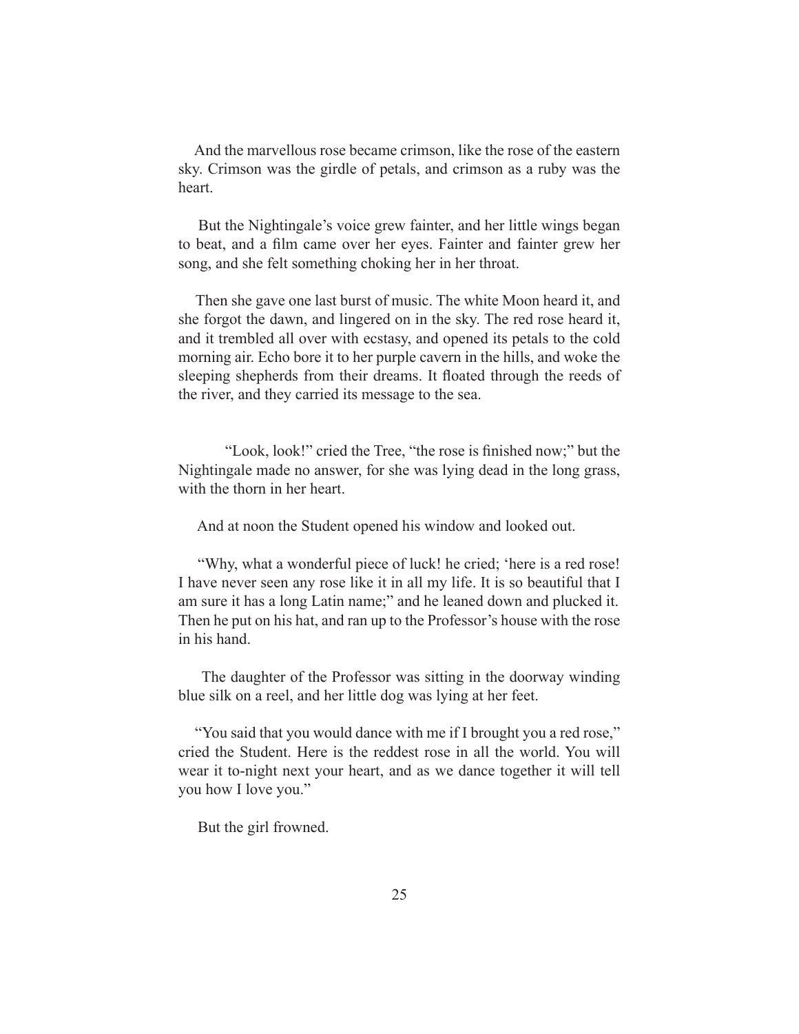And the marvellous rose became crimson, like the rose of the eastern sky. Crimson was the girdle of petals, and crimson as a ruby was the heart.

But the Nightingale's voice grew fainter, and her little wings began to beat, and a film came over her eyes. Fainter and fainter grew her song, and she felt something choking her in her throat.

Then she gave one last burst of music. The white Moon heard it, and she forgot the dawn, and lingered on in the sky. The red rose heard it, and it trembled all over with ecstasy, and opened its petals to the cold morning air. Echo bore it to her purple cavern in the hills, and woke the sleeping shepherds from their dreams. It floated through the reeds of the river, and they carried its message to the sea.

"Look, look!" cried the Tree, "the rose is finished now;" but the Nightingale made no answer, for she was lying dead in the long grass, with the thorn in her heart.

And at noon the Student opened his window and looked out.

"Why, what a wonderful piece of luck! he cried; 'here is a red rose! I have never seen any rose like it in all my life. It is so beautiful that I am sure it has a long Latin name;" and he leaned down and plucked it. Then he put on his hat, and ran up to the Professor's house with the rose in his hand.

The daughter of the Professor was sitting in the doorway winding blue silk on a reel, and her little dog was lying at her feet.

"You said that you would dance with me if I brought you a red rose," cried the Student. Here is the reddest rose in all the world. You will wear it to-night next your heart, and as we dance together it will tell you how I love you."

But the girl frowned.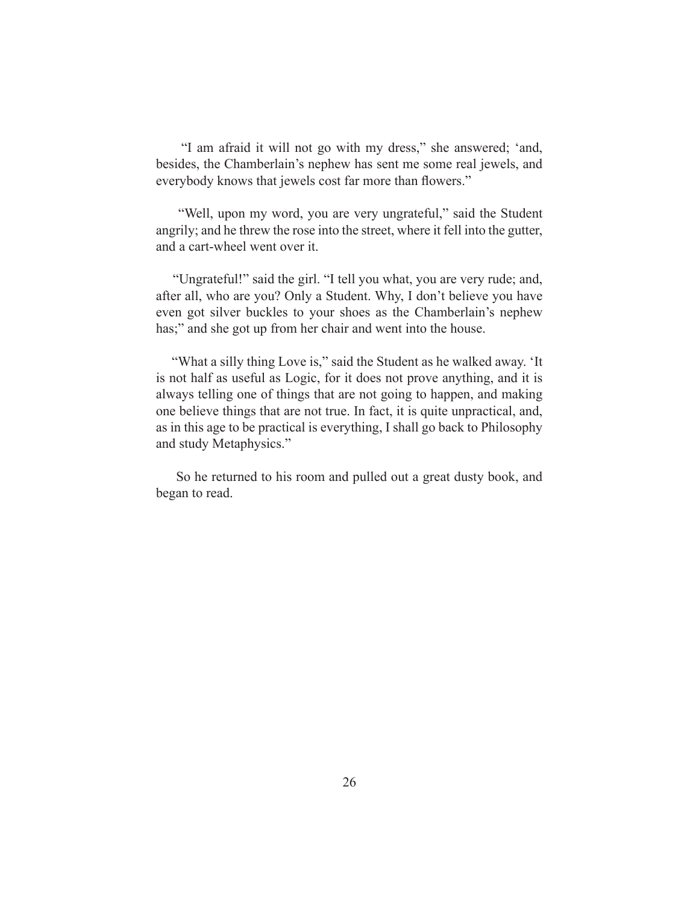"I am afraid it will not go with my dress," she answered; 'and, besides, the Chamberlain's nephew has sent me some real jewels, and everybody knows that jewels cost far more than flowers."

"Well, upon my word, you are very ungrateful," said the Student angrily; and he threw the rose into the street, where it fell into the gutter, and a cart-wheel went over it.

"Ungrateful!" said the girl. "I tell you what, you are very rude; and, after all, who are you? Only a Student. Why, I don't believe you have even got silver buckles to your shoes as the Chamberlain's nephew has;" and she got up from her chair and went into the house.

"What a silly thing Love is," said the Student as he walked away. 'It is not half as useful as Logic, for it does not prove anything, and it is always telling one of things that are not going to happen, and making one believe things that are not true. In fact, it is quite unpractical, and, as in this age to be practical is everything, I shall go back to Philosophy and study Metaphysics."

So he returned to his room and pulled out a great dusty book, and began to read.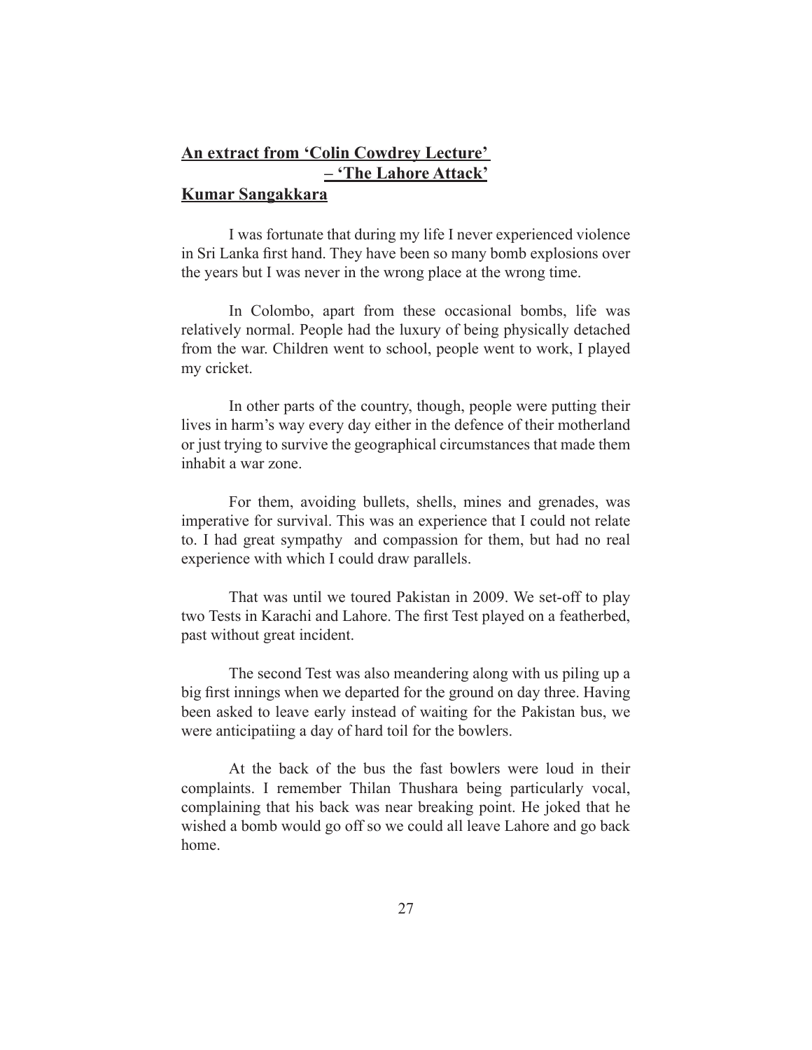## An extract from 'Colin Cowdrey Lecture' – 'The Lahore Attack'

**Kumar Sangakkara**

I was fortunate that during my life I never experienced violence in Sri Lanka first hand. They have been so many bomb explosions over the years but I was never in the wrong place at the wrong time.

In Colombo, apart from these occasional bombs, life was relatively normal. People had the luxury of being physically detached from the war. Children went to school, people went to work, I played my cricket.

In other parts of the country, though, people were putting their lives in harm's way every day either in the defence of their motherland or just trying to survive the geographical circumstances that made them inhabit a war zone.

For them, avoiding bullets, shells, mines and grenades, was imperative for survival. This was an experience that I could not relate to. I had great sympathy and compassion for them, but had no real experience with which I could draw parallels.

That was until we toured Pakistan in 2009. We set-off to play two Tests in Karachi and Lahore. The first Test played on a featherbed, past without great incident.

The second Test was also meandering along with us piling up a big first innings when we departed for the ground on day three. Having been asked to leave early instead of waiting for the Pakistan bus, we were anticipatiing a day of hard toil for the bowlers.

At the back of the bus the fast bowlers were loud in their complaints. I remember Thilan Thushara being particularly vocal, complaining that his back was near breaking point. He joked that he wished a bomb would go off so we could all leave Lahore and go back home.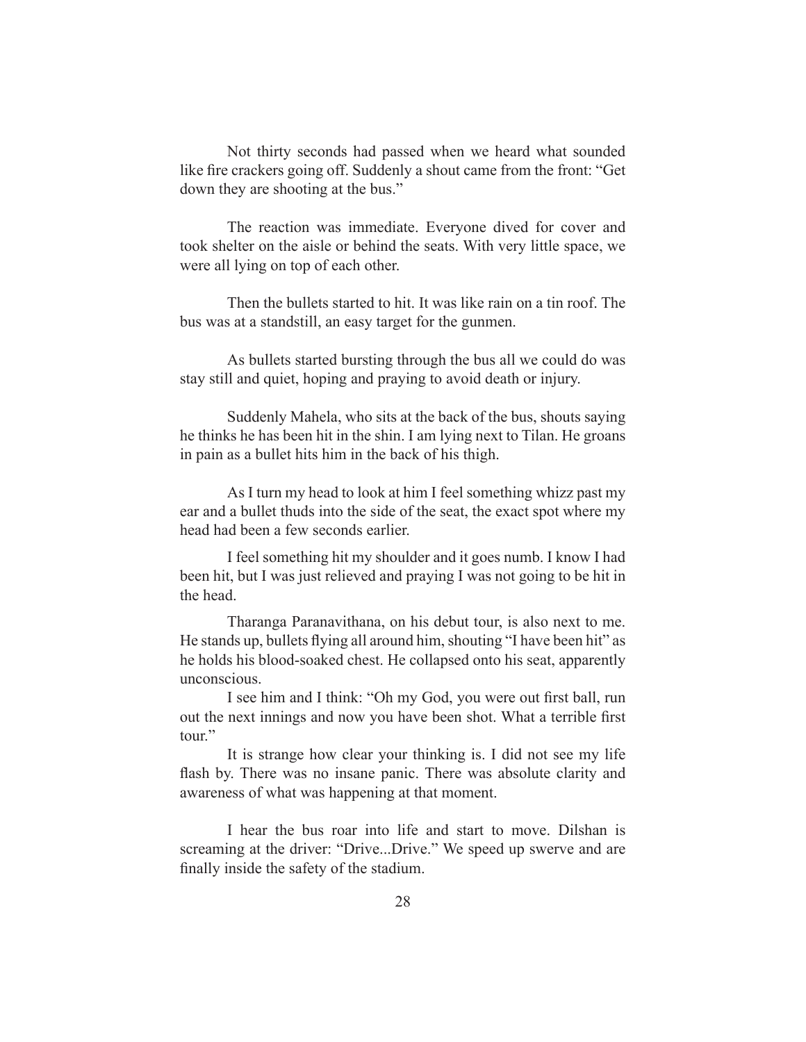Not thirty seconds had passed when we heard what sounded like fire crackers going off. Suddenly a shout came from the front: "Get down they are shooting at the bus."

The reaction was immediate. Everyone dived for cover and took shelter on the aisle or behind the seats. With very little space, we were all lying on top of each other.

Then the bullets started to hit. It was like rain on a tin roof. The bus was at a standstill, an easy target for the gunmen.

As bullets started bursting through the bus all we could do was stay still and quiet, hoping and praying to avoid death or injury.

Suddenly Mahela, who sits at the back of the bus, shouts saying he thinks he has been hit in the shin. I am lying next to Tilan. He groans in pain as a bullet hits him in the back of his thigh.

As I turn my head to look at him I feel something whizz past my ear and a bullet thuds into the side of the seat, the exact spot where my head had been a few seconds earlier.

I feel something hit my shoulder and it goes numb. I know I had been hit, but I was just relieved and praying I was not going to be hit in the head.

Tharanga Paranavithana, on his debut tour, is also next to me. He stands up, bullets flying all around him, shouting "I have been hit" as he holds his blood-soaked chest. He collapsed onto his seat, apparently unconscious.

I see him and I think: "Oh my God, you were out first ball, run out the next innings and now you have been shot. What a terrible first tour."

It is strange how clear your thinking is. I did not see my life flash by. There was no insane panic. There was absolute clarity and awareness of what was happening at that moment.

I hear the bus roar into life and start to move. Dilshan is screaming at the driver: "Drive...Drive." We speed up swerve and are finally inside the safety of the stadium.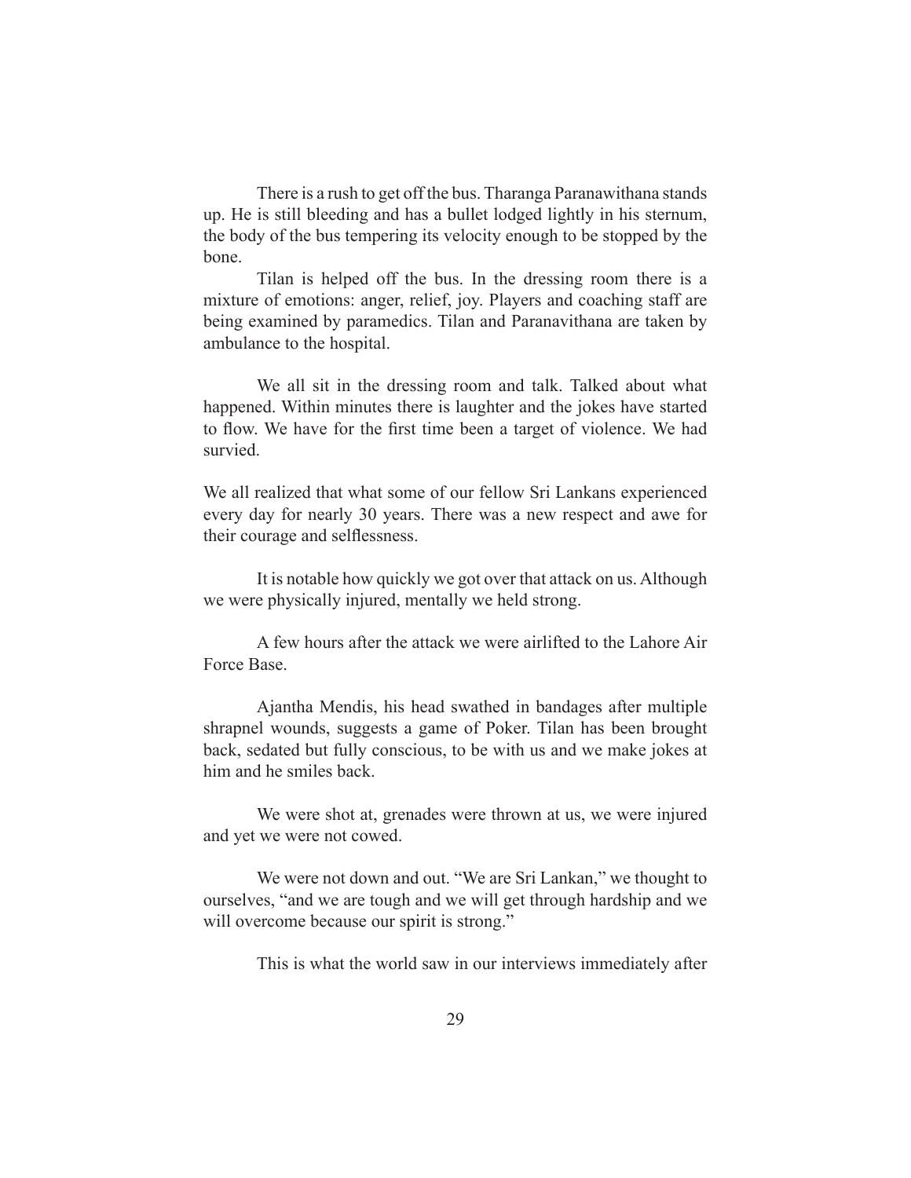There is a rush to get off the bus. Tharanga Paranawithana stands up. He is still bleeding and has a bullet lodged lightly in his sternum, the body of the bus tempering its velocity enough to be stopped by the bone.

Tilan is helped off the bus. In the dressing room there is a mixture of emotions: anger, relief, joy. Players and coaching staff are being examined by paramedics. Tilan and Paranavithana are taken by ambulance to the hospital.

We all sit in the dressing room and talk. Talked about what happened. Within minutes there is laughter and the jokes have started to flow. We have for the first time been a target of violence. We had survied.

We all realized that what some of our fellow Sri Lankans experienced every day for nearly 30 years. There was a new respect and awe for their courage and selflessness.

It is notable how quickly we got over that attack on us. Although we were physically injured, mentally we held strong.

A few hours after the attack we were airlifted to the Lahore Air Force Base.

Ajantha Mendis, his head swathed in bandages after multiple shrapnel wounds, suggests a game of Poker. Tilan has been brought back, sedated but fully conscious, to be with us and we make jokes at him and he smiles back.

We were shot at, grenades were thrown at us, we were injured and yet we were not cowed.

We were not down and out. "We are Sri Lankan," we thought to ourselves, "and we are tough and we will get through hardship and we will overcome because our spirit is strong."

This is what the world saw in our interviews immediately after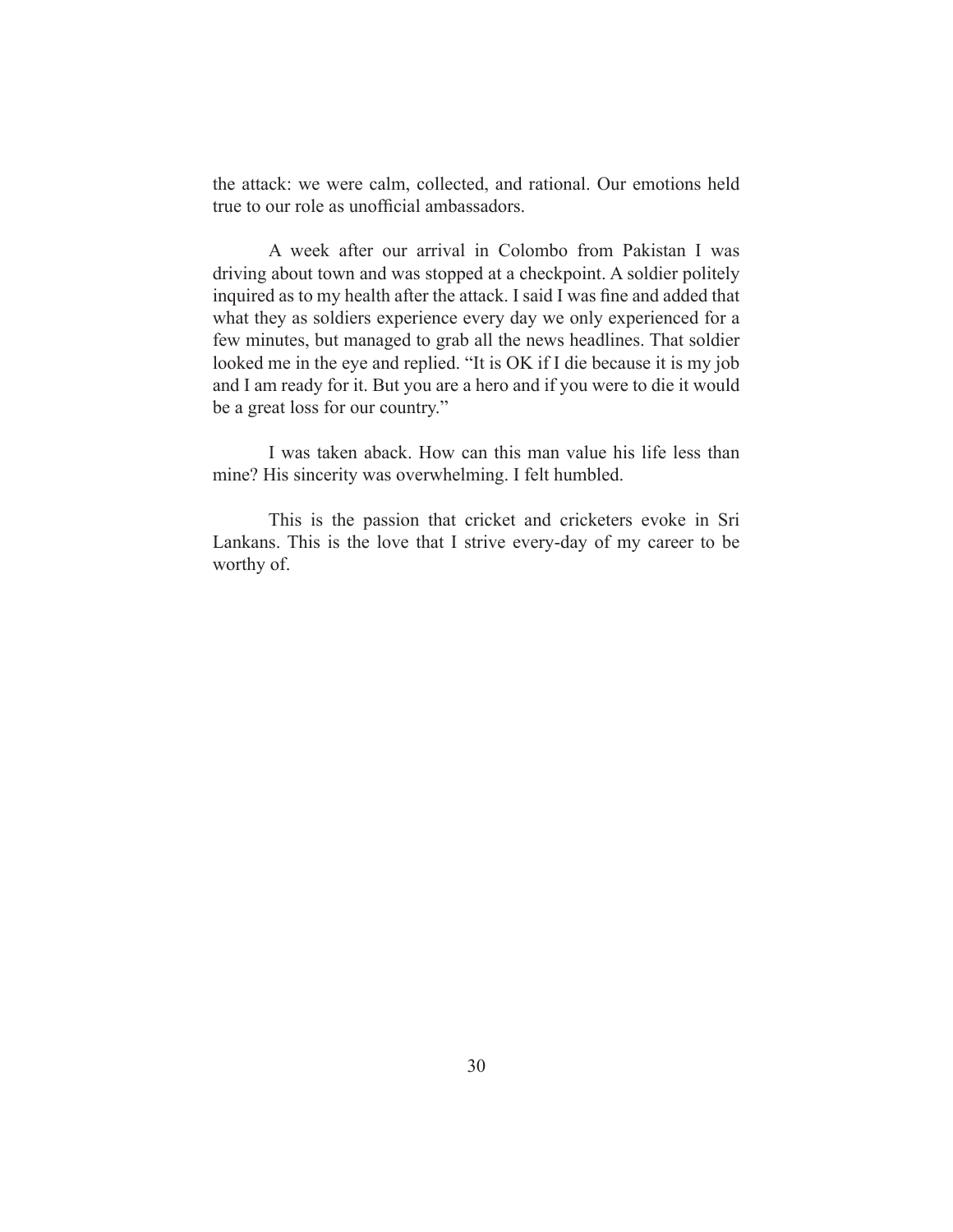the attack: we were calm, collected, and rational. Our emotions held true to our role as unofficial ambassadors.

A week after our arrival in Colombo from Pakistan I was driving about town and was stopped at a checkpoint. A soldier politely inquired as to my health after the attack. I said I was fine and added that what they as soldiers experience every day we only experienced for a few minutes, but managed to grab all the news headlines. That soldier looked me in the eye and replied. "It is OK if I die because it is my job and I am ready for it. But you are a hero and if you were to die it would be a great loss for our country."

I was taken aback. How can this man value his life less than mine? His sincerity was overwhelming. I felt humbled.

This is the passion that cricket and cricketers evoke in Sri Lankans. This is the love that I strive every-day of my career to be worthy of.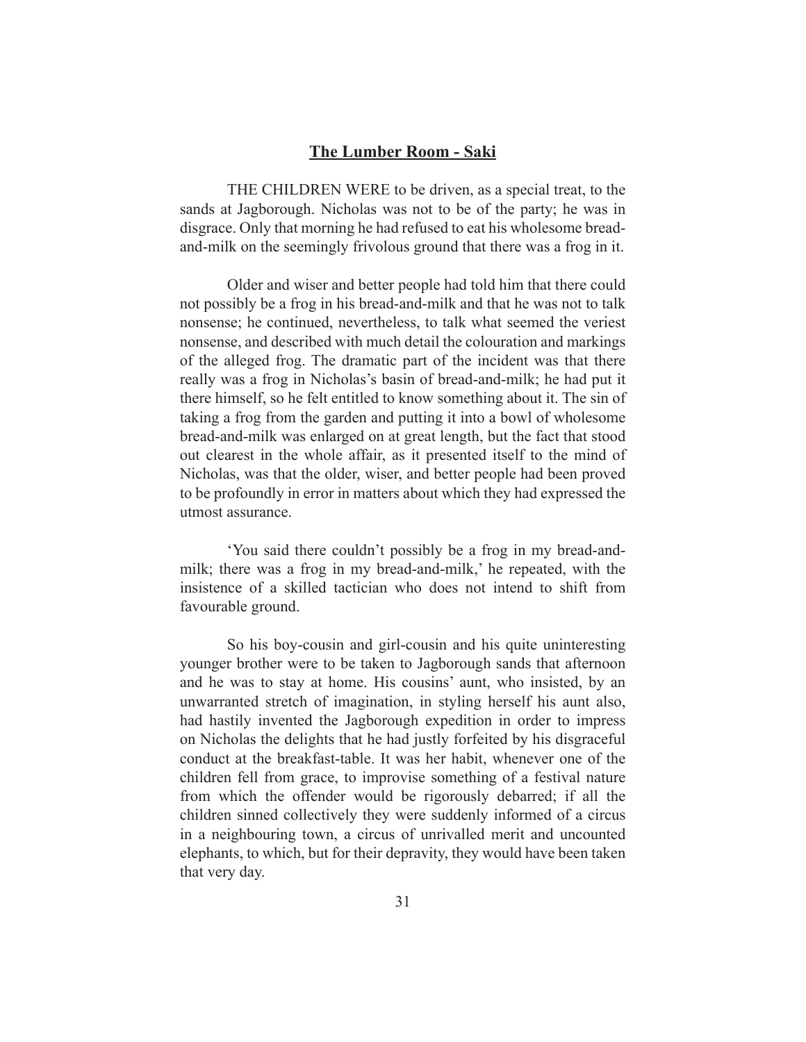## **The Lumber Room - Saki**

THE CHILDREN WERE to be driven, as a special treat, to the sands at Jagborough. Nicholas was not to be of the party; he was in disgrace. Only that morning he had refused to eat his wholesome bread-and-milk on the seemingly frivolous ground that there was a frog in it.

Older and wiser and better people had told him that there could not possibly be a frog in his bread-and-milk and that he was not to talk nonsense; he continued, nevertheless, to talk what seemed the veriest nonsense, and described with much detail the colouration and markings of the alleged frog. The dramatic part of the incident was that there really was a frog in Nicholas's basin of bread-and-milk; he had put it there himself, so he felt entitled to know something about it. The sin of taking a frog from the garden and putting it into a bowl of wholesome bread-and-milk was enlarged on at great length, but the fact that stood out clearest in the whole affair, as it presented itself to the mind of Nicholas, was that the older, wiser, and better people had been proved to be profoundly in error in matters about which they had expressed the utmost assurance.

'You said there couldn't possibly be a frog in my bread-and-milk; there was a frog in my bread-and-milk,' he repeated, with the insistence of a skilled tactician who does not intend to shift from favourable ground.

So his boy-cousin and girl-cousin and his quite uninteresting younger brother were to be taken to Jagborough sands that afternoon and he was to stay at home. His cousins' aunt, who insisted, by an unwarranted stretch of imagination, in styling herself his aunt also, had hastily invented the Jagborough expedition in order to impress on Nicholas the delights that he had justly forfeited by his disgraceful conduct at the breakfast-table. It was her habit, whenever one of the children fell from grace, to improvise something of a festival nature from which the offender would be rigorously debarred; if all the children sinned collectively they were suddenly informed of a circus in a neighbouring town, a circus of unrivalled merit and uncounted elephants, to which, but for their depravity, they would have been taken that very day.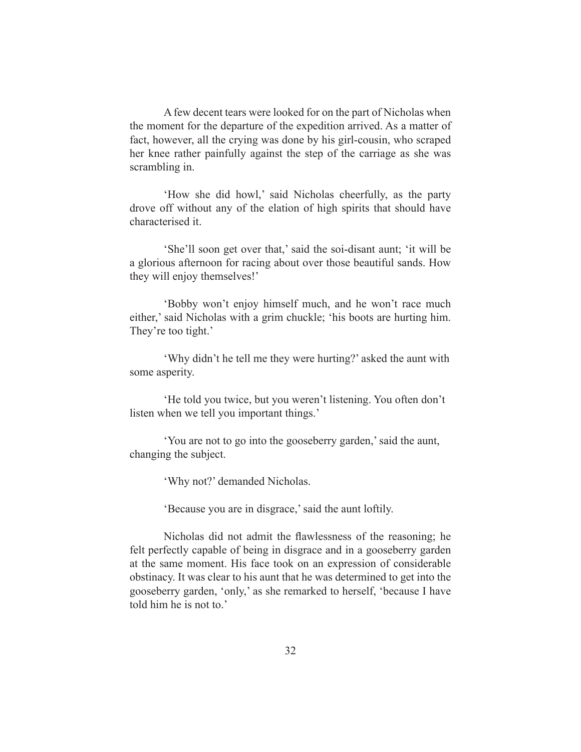A few decent tears were looked for on the part of Nicholas when the moment for the departure of the expedition arrived. As a matter of fact, however, all the crying was done by his girl-cousin, who scraped her knee rather painfully against the step of the carriage as she was scrambling in.

'How she did howl,' said Nicholas cheerfully, as the party drove off without any of the elation of high spirits that should have characterised it.

'She'll soon get over that,' said the soi-disant aunt; 'it will be a glorious afternoon for racing about over those beautiful sands. How they will enjoy themselves!'

'Bobby won't enjoy himself much, and he won't race much either,' said Nicholas with a grim chuckle; 'his boots are hurting him. They're too tight.'

'Why didn't he tell me they were hurting?' asked the aunt with some asperity.

'He told you twice, but you weren't listening. You often don't listen when we tell you important things.'

'You are not to go into the gooseberry garden,' said the aunt, changing the subject.

'Why not?' demanded Nicholas.

'Because you are in disgrace,' said the aunt loftily.

Nicholas did not admit the flawlessness of the reasoning; he felt perfectly capable of being in disgrace and in a gooseberry garden at the same moment. His face took on an expression of considerable obstinacy. It was clear to his aunt that he was determined to get into the gooseberry garden, 'only,' as she remarked to herself, 'because I have told him he is not to.'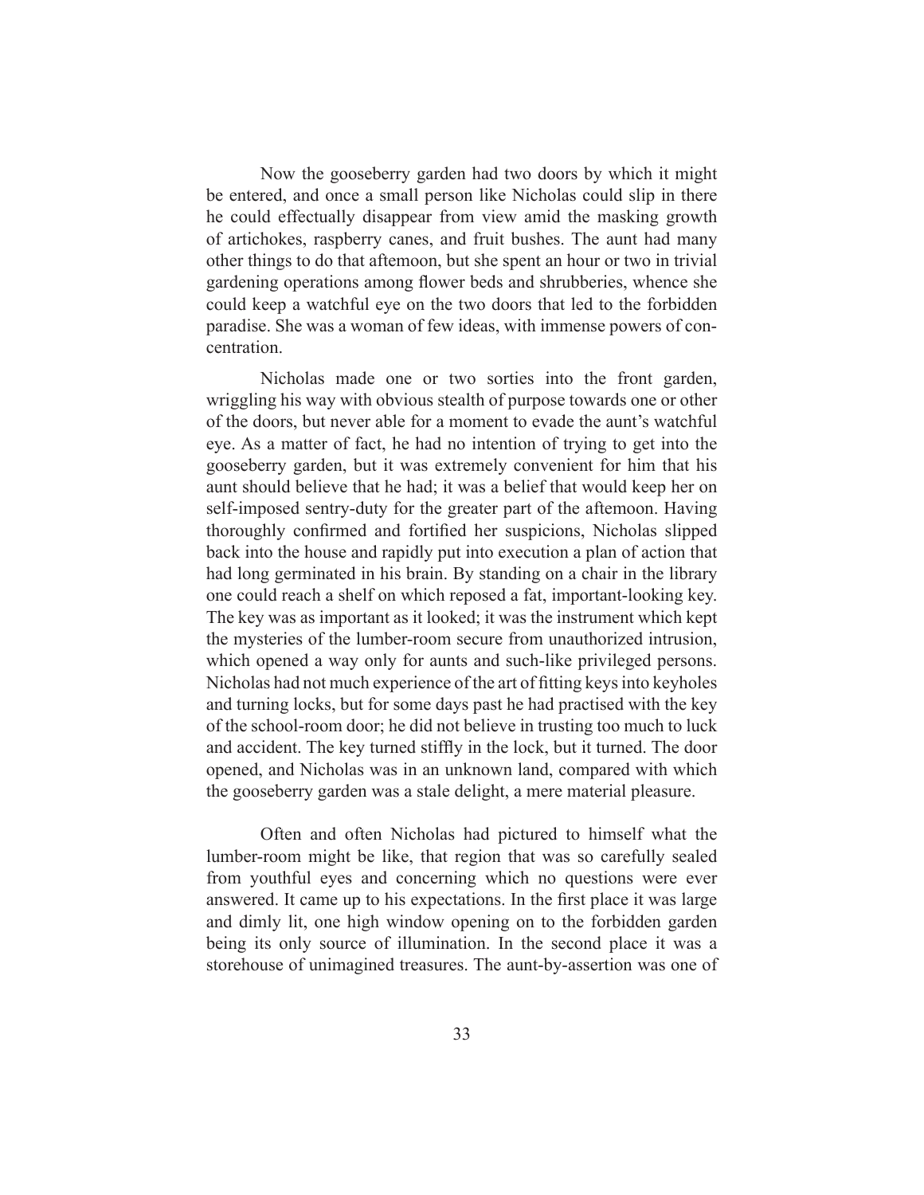Now the gooseberry garden had two doors by which it might be entered, and once a small person like Nicholas could slip in there he could effectually disappear from view amid the masking growth of artichokes, raspberry canes, and fruit bushes. The aunt had many other things to do that afternoon, but she spent an hour or two in trivial gardening operations among flower beds and shrubberies, whence she could keep a watchful eye on the two doors that led to the forbidden paradise. She was a woman of few ideas, with immense powers of concentration.

Nicholas made one or two sorties into the front garden, wriggling his way with obvious stealth of purpose towards one or other of the doors, but never able for a moment to evade the aunt's watchful eye. As a matter of fact, he had no intention of trying to get into the gooseberry garden, but it was extremely convenient for him that his aunt should believe that he had; it was a belief that would keep her on self-imposed sentry-duty for the greater part of the afternoon. Having thoroughly confirmed and fortified her suspicions, Nicholas slipped back into the house and rapidly put into execution a plan of action that had long germinated in his brain. By standing on a chair in the library one could reach a shelf on which reposed a fat, important-looking key. The key was as important as it looked; it was the instrument which kept the mysteries of the lumber-room secure from unauthorized intrusion, which opened a way only for aunts and such-like privileged persons. Nicholas had not much experience of the art of fitting keys into keyholes and turning locks, but for some days past he had practised with the key of the school-room door; he did not believe in trusting too much to luck and accident. The key turned stiffly in the lock, but it turned. The door opened, and Nicholas was in an unknown land, compared with which the gooseberry garden was a stale delight, a mere material pleasure.

Often and often Nicholas had pictured to himself what the lumber-room might be like, that region that was so carefully sealed from youthful eyes and concerning which no questions were ever answered. It came up to his expectations. In the first place it was large and dimly lit, one high window opening on to the forbidden garden being its only source of illumination. In the second place it was a storehouse of unimagined treasures. The aunt-by-assertion was one of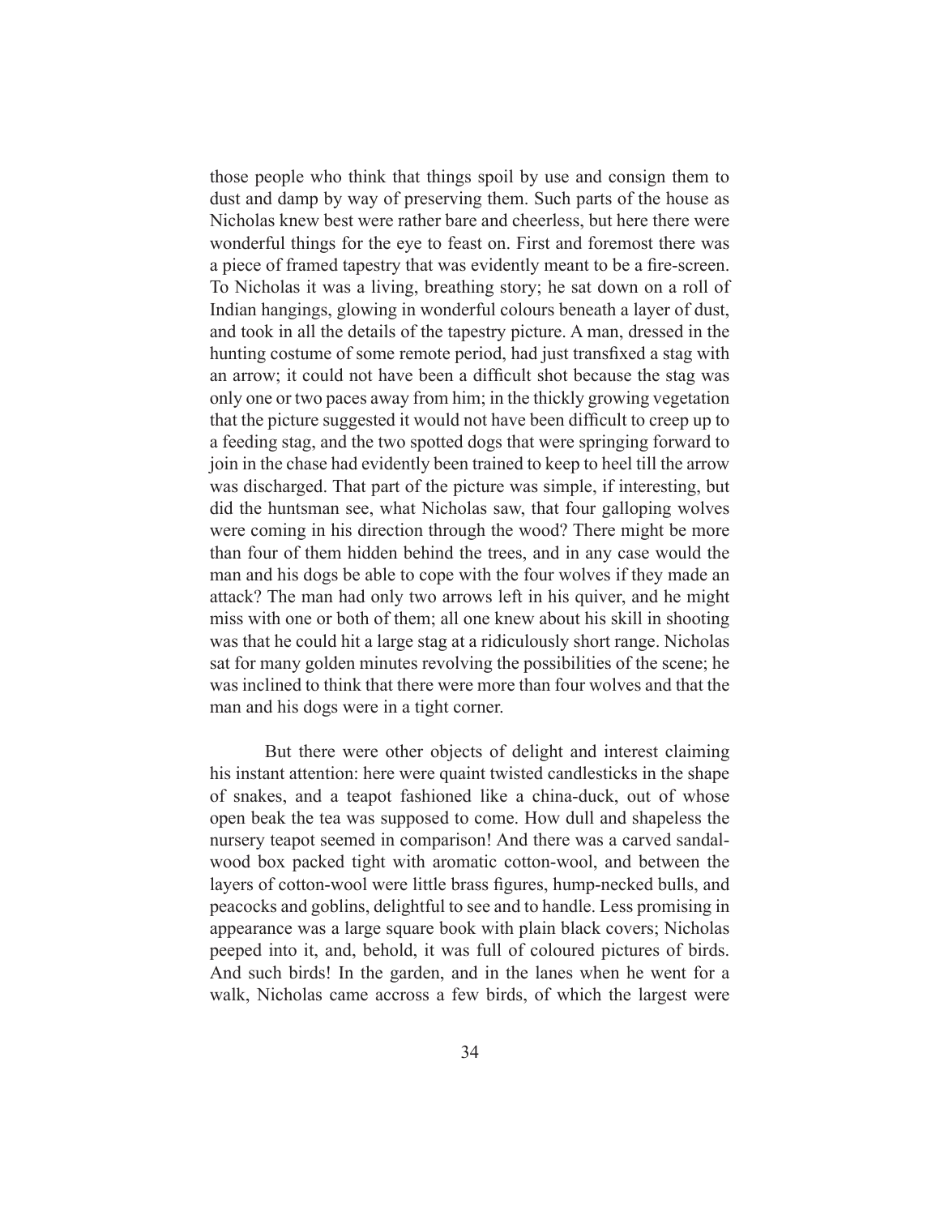those people who think that things spoil by use and consign them to dust and damp by way of preserving them. Such parts of the house as Nicholas knew best were rather bare and cheerless, but here there were wonderful things for the eye to feast on. First and foremost there was a piece of framed tapestry that was evidently meant to be a fire-screen. To Nicholas it was a living, breathing story; he sat down on a roll of Indian hangings, glowing in wonderful colours beneath a layer of dust, and took in all the details of the tapestry picture. A man, dressed in the hunting costume of some remote period, had just transfixed a stag with an arrow; it could not have been a difficult shot because the stag was only one or two paces away from him; in the thickly growing vegetation that the picture suggested it would not have been difficult to creep up to a feeding stag, and the two spotted dogs that were springing forward to join in the chase had evidently been trained to keep to heel till the arrow was discharged. That part of the picture was simple, if interesting, but did the huntsman see, what Nicholas saw, that four galloping wolves were coming in his direction through the wood? There might be more than four of them hidden behind the trees, and in any case would the man and his dogs be able to cope with the four wolves if they made an attack? The man had only two arrows left in his quiver, and he might miss with one or both of them; all one knew about his skill in shooting was that he could hit a large stag at a ridiculously short range. Nicholas sat for many golden minutes revolving the possibilities of the scene; he was inclined to think that there were more than four wolves and that the man and his dogs were in a tight corner.

But there were other objects of delight and interest claiming his instant attention: here were quaint twisted candlesticks in the shape of snakes, and a teapot fashioned like a china-duck, out of whose open beak the tea was supposed to come. How dull and shapeless the nursery teapot seemed in comparison! And there was a carved sandal-wood box packed tight with aromatic cotton-wool, and between the layers of cotton-wool were little brass figures, hump-necked bulls, and peacocks and goblins, delightful to see and to handle. Less promising in appearance was a large square book with plain black covers; Nicholas peeped into it, and, behold, it was full of coloured pictures of birds. And such birds! In the garden, and in the lanes when he went for a walk, Nicholas came accross a few birds, of which the largest were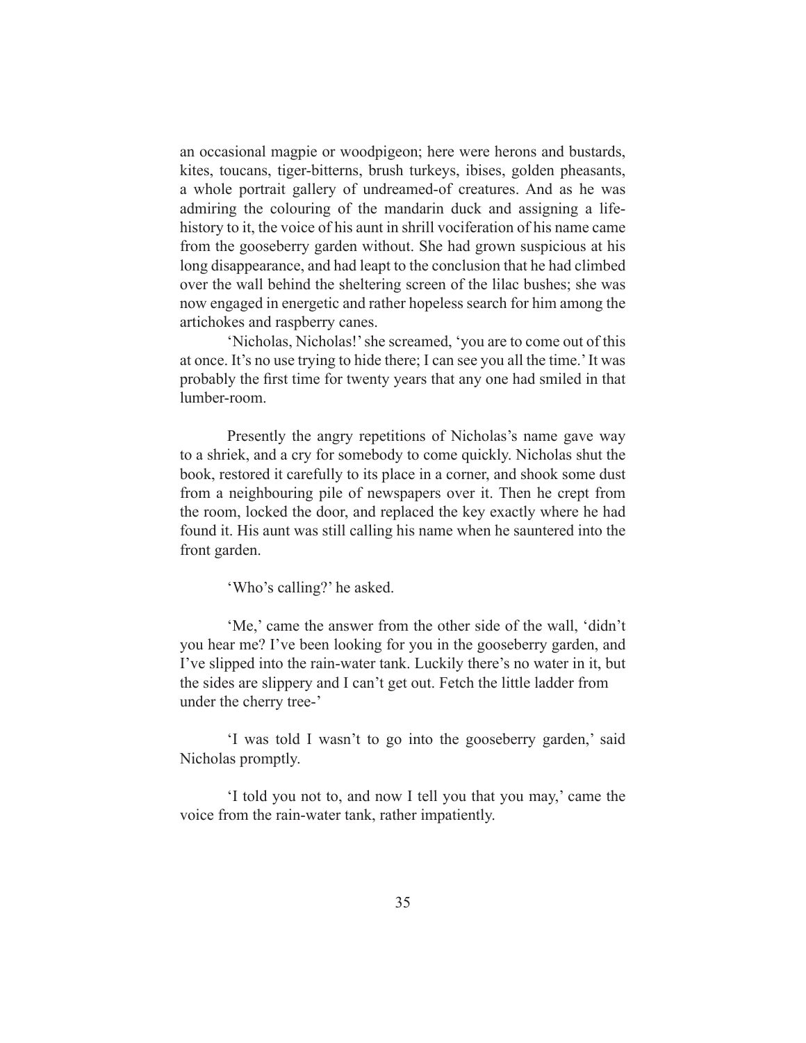an occasional magpie or woodpigeon; here were herons and bustards, kites, toucans, tiger-bitterns, brush turkeys, ibises, golden pheasants, a whole portrait gallery of undreamed-of creatures. And as he was admiring the colouring of the mandarin duck and assigning a life-history to it, the voice of his aunt in shrill vociferation of his name came from the gooseberry garden without. She had grown suspicious at his long disappearance, and had leapt to the conclusion that he had climbed over the wall behind the sheltering screen of the lilac bushes; she was now engaged in energetic and rather hopeless search for him among the artichokes and raspberry canes.

'Nicholas, Nicholas!' she screamed, 'you are to come out of this at once. It's no use trying to hide there; I can see you all the time.' It was probably the first time for twenty years that any one had smiled in that lumber-room.

Presently the angry repetitions of Nicholas's name gave way to a shriek, and a cry for somebody to come quickly. Nicholas shut the book, restored it carefully to its place in a corner, and shook some dust from a neighbouring pile of newspapers over it. Then he crept from the room, locked the door, and replaced the key exactly where he had found it. His aunt was still calling his name when he sauntered into the front garden.

'Who's calling?' he asked.

'Me,' came the answer from the other side of the wall, 'didn't you hear me? I've been looking for you in the gooseberry garden, and I've slipped into the rain-water tank. Luckily there's no water in it, but the sides are slippery and I can't get out. Fetch the little ladder from under the cherry tree-'

'I was told I wasn't to go into the gooseberry garden,' said Nicholas promptly.

'I told you not to, and now I tell you that you may,' came the voice from the rain-water tank, rather impatiently.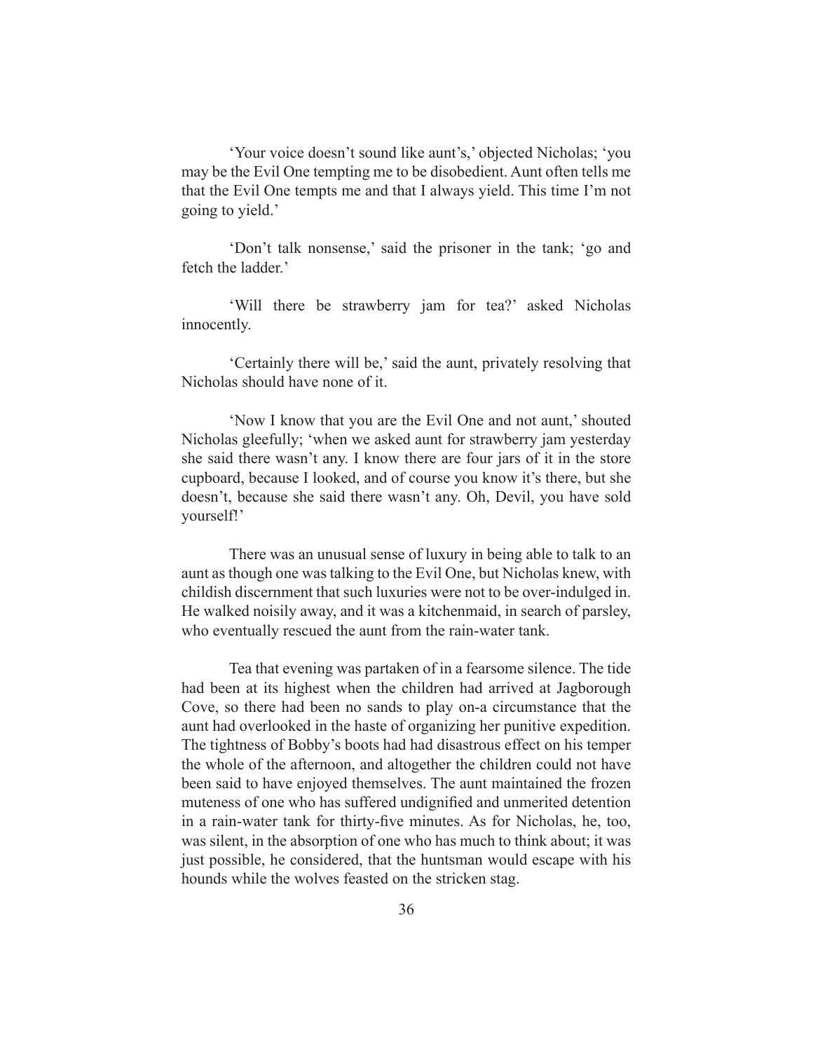'Your voice doesn't sound like aunt's,' objected Nicholas; 'you may be the Evil One tempting me to be disobedient. Aunt often tells me that the Evil One tempts me and that I always yield. This time I'm not going to yield.'

'Don't talk nonsense,' said the prisoner in the tank; 'go and fetch the ladder.'

'Will there be strawberry jam for tea?' asked Nicholas innocently.

'Certainly there will be,' said the aunt, privately resolving that Nicholas should have none of it.

'Now I know that you are the Evil One and not aunt,' shouted Nicholas gleefully; 'when we asked aunt for strawberry jam yesterday she said there wasn't any. I know there are four jars of it in the store cupboard, because I looked, and of course you know it's there, but she doesn't, because she said there wasn't any. Oh, Devil, you have sold yourself!'

There was an unusual sense of luxury in being able to talk to an aunt as though one was talking to the Evil One, but Nicholas knew, with childish discernment that such luxuries were not to be over-indulged in. He walked noisily away, and it was a kitchenmaid, in search of parsley, who eventually rescued the aunt from the rain-water tank.

Tea that evening was partaken of in a fearsome silence. The tide had been at its highest when the children had arrived at Jagborough Cove, so there had been no sands to play on-a circumstance that the aunt had overlooked in the haste of organizing her punitive expedition. The tightness of Bobby's boots had had disastrous effect on his temper the whole of the afternoon, and altogether the children could not have been said to have enjoyed themselves. The aunt maintained the frozen muteness of one who has suffered undignified and unmerited detention in a rain-water tank for thirty-five minutes. As for Nicholas, he, too, was silent, in the absorption of one who has much to think about; it was just possible, he considered, that the huntsman would escape with his hounds while the wolves feasted on the stricken stag.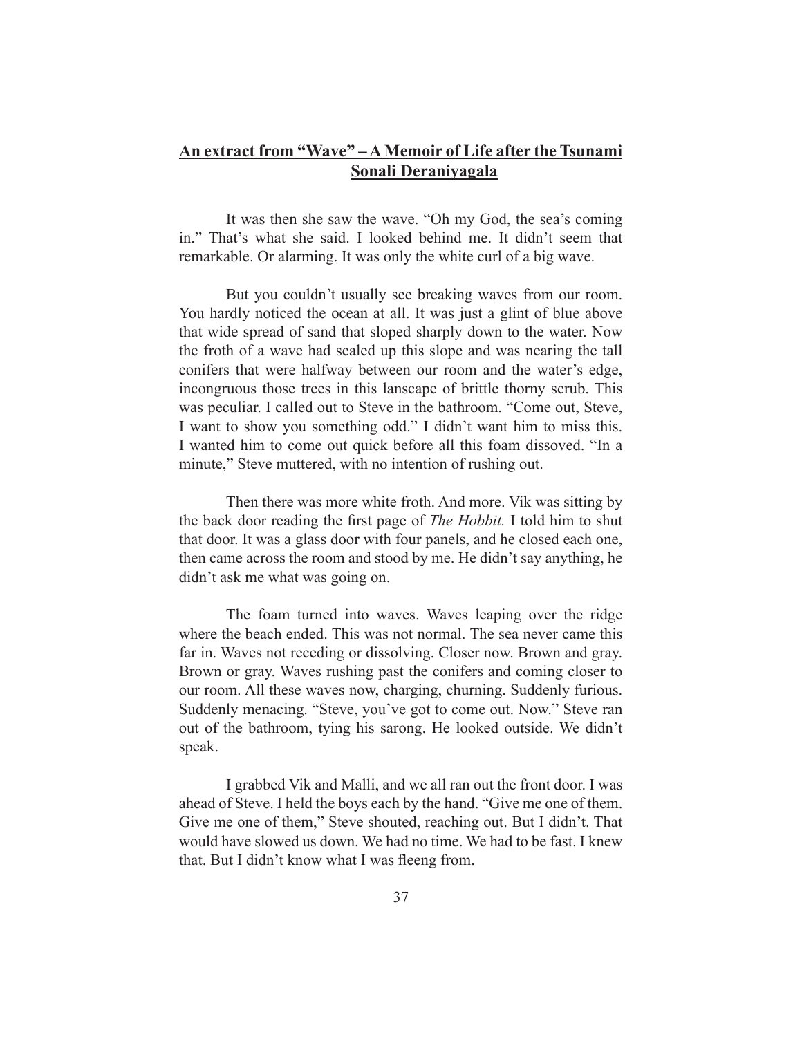## An extract from "Wave" – A Memoir of Life after the Tsunami
## Sonali Deraniyagala

It was then she saw the wave. "Oh my God, the sea's coming in." That's what she said. I looked behind me. It didn't seem that remarkable. Or alarming. It was only the white curl of a big wave.

But you couldn't usually see breaking waves from our room. You hardly noticed the ocean at all. It was just a glint of blue above that wide spread of sand that sloped sharply down to the water. Now the froth of a wave had scaled up this slope and was nearing the tall conifers that were halfway between our room and the water's edge, incongruous those trees in this lanscape of brittle thorny scrub. This was peculiar. I called out to Steve in the bathroom. "Come out, Steve, I want to show you something odd." I didn't want him to miss this. I wanted him to come out quick before all this foam dissoved. "In a minute," Steve muttered, with no intention of rushing out.

Then there was more white froth. And more. Vik was sitting by the back door reading the first page of *The Hobbit.* I told him to shut that door. It was a glass door with four panels, and he closed each one, then came across the room and stood by me. He didn't say anything, he didn't ask me what was going on.

The foam turned into waves. Waves leaping over the ridge where the beach ended. This was not normal. The sea never came this far in. Waves not receding or dissolving. Closer now. Brown and gray. Brown or gray. Waves rushing past the conifers and coming closer to our room. All these waves now, charging, churning. Suddenly furious. Suddenly menacing. "Steve, you've got to come out. Now." Steve ran out of the bathroom, tying his sarong. He looked outside. We didn't speak.

I grabbed Vik and Malli, and we all ran out the front door. I was ahead of Steve. I held the boys each by the hand. "Give me one of them. Give me one of them," Steve shouted, reaching out. But I didn't. That would have slowed us down. We had no time. We had to be fast. I knew that. But I didn't know what I was fleeng from.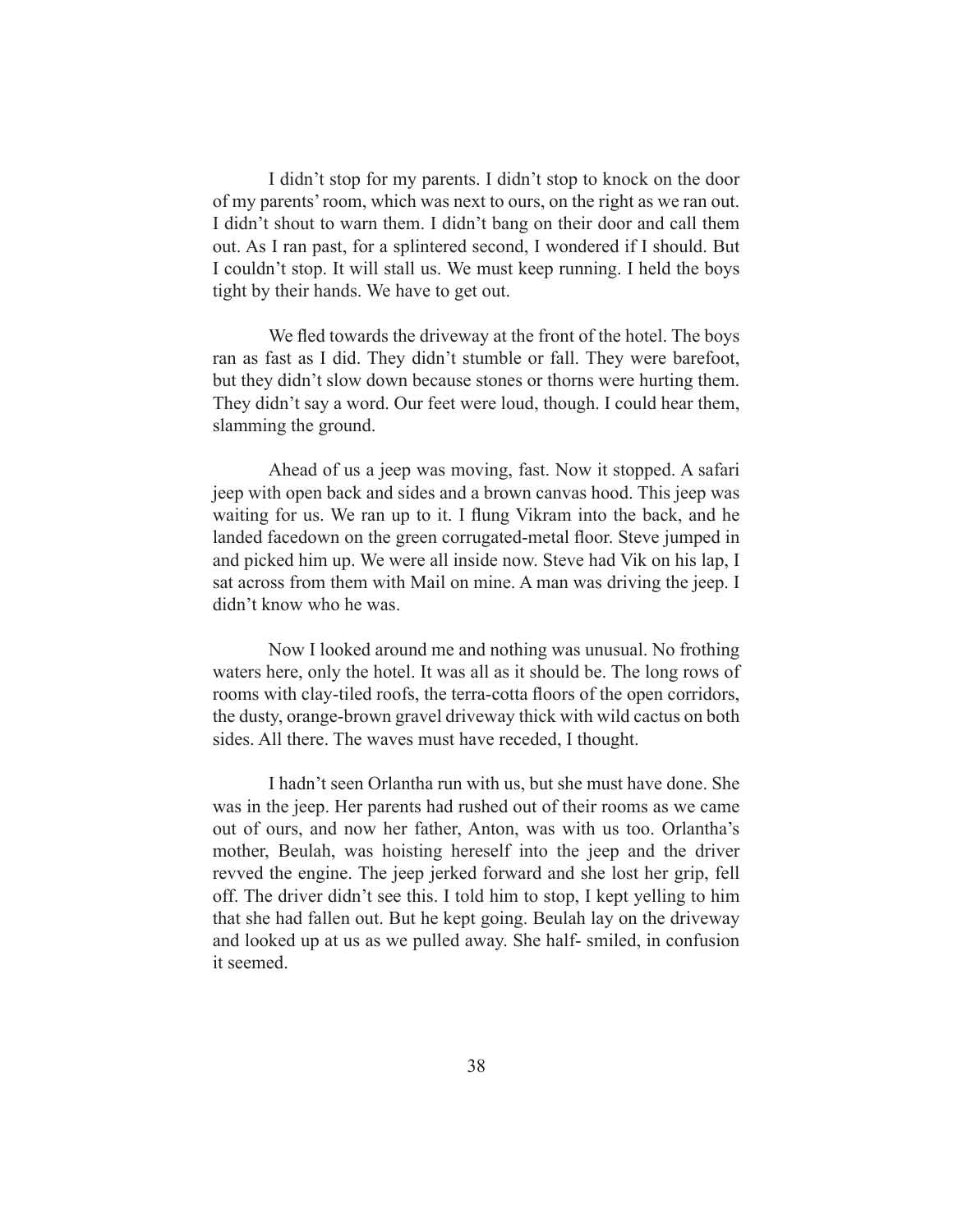I didn't stop for my parents. I didn't stop to knock on the door of my parents' room, which was next to ours, on the right as we ran out. I didn't shout to warn them. I didn't bang on their door and call them out. As I ran past, for a splintered second, I wondered if I should. But I couldn't stop. It will stall us. We must keep running. I held the boys tight by their hands. We have to get out.

We fled towards the driveway at the front of the hotel. The boys ran as fast as I did. They didn't stumble or fall. They were barefoot, but they didn't slow down because stones or thorns were hurting them. They didn't say a word. Our feet were loud, though. I could hear them, slamming the ground.

Ahead of us a jeep was moving, fast. Now it stopped. A safari jeep with open back and sides and a brown canvas hood. This jeep was waiting for us. We ran up to it. I flung Vikram into the back, and he landed facedown on the green corrugated-metal floor. Steve jumped in and picked him up. We were all inside now. Steve had Vik on his lap, I sat across from them with Mail on mine. A man was driving the jeep. I didn't know who he was.

Now I looked around me and nothing was unusual. No frothing waters here, only the hotel. It was all as it should be. The long rows of rooms with clay-tiled roofs, the terra-cotta floors of the open corridors, the dusty, orange-brown gravel driveway thick with wild cactus on both sides. All there. The waves must have receded, I thought.

I hadn't seen Orlantha run with us, but she must have done. She was in the jeep. Her parents had rushed out of their rooms as we came out of ours, and now her father, Anton, was with us too. Orlantha's mother, Beulah, was hoisting hereself into the jeep and the driver revved the engine. The jeep jerked forward and she lost her grip, fell off. The driver didn't see this. I told him to stop, I kept yelling to him that she had fallen out. But he kept going. Beulah lay on the driveway and looked up at us as we pulled away. She half- smiled, in confusion it seemed.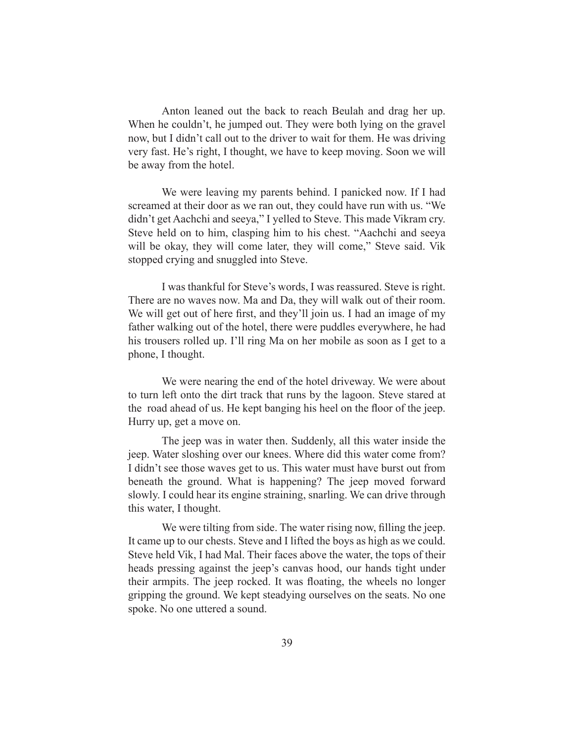Anton leaned out the back to reach Beulah and drag her up. When he couldn't, he jumped out. They were both lying on the gravel now, but I didn't call out to the driver to wait for them. He was driving very fast. He's right, I thought, we have to keep moving. Soon we will be away from the hotel.

We were leaving my parents behind. I panicked now. If I had screamed at their door as we ran out, they could have run with us. "We didn't get Aachchi and seeya," I yelled to Steve. This made Vikram cry. Steve held on to him, clasping him to his chest. "Aachchi and seeya will be okay, they will come later, they will come," Steve said. Vik stopped crying and snuggled into Steve.

I was thankful for Steve's words, I was reassured. Steve is right. There are no waves now. Ma and Da, they will walk out of their room. We will get out of here first, and they'll join us. I had an image of my father walking out of the hotel, there were puddles everywhere, he had his trousers rolled up. I'll ring Ma on her mobile as soon as I get to a phone, I thought.

We were nearing the end of the hotel driveway. We were about to turn left onto the dirt track that runs by the lagoon. Steve stared at the road ahead of us. He kept banging his heel on the floor of the jeep. Hurry up, get a move on.

The jeep was in water then. Suddenly, all this water inside the jeep. Water sloshing over our knees. Where did this water come from? I didn't see those waves get to us. This water must have burst out from beneath the ground. What is happening? The jeep moved forward slowly. I could hear its engine straining, snarling. We can drive through this water, I thought.

We were tilting from side. The water rising now, filling the jeep. It came up to our chests. Steve and I lifted the boys as high as we could. Steve held Vik, I had Mal. Their faces above the water, the tops of their heads pressing against the jeep's canvas hood, our hands tight under their armpits. The jeep rocked. It was floating, the wheels no longer gripping the ground. We kept steadying ourselves on the seats. No one spoke. No one uttered a sound.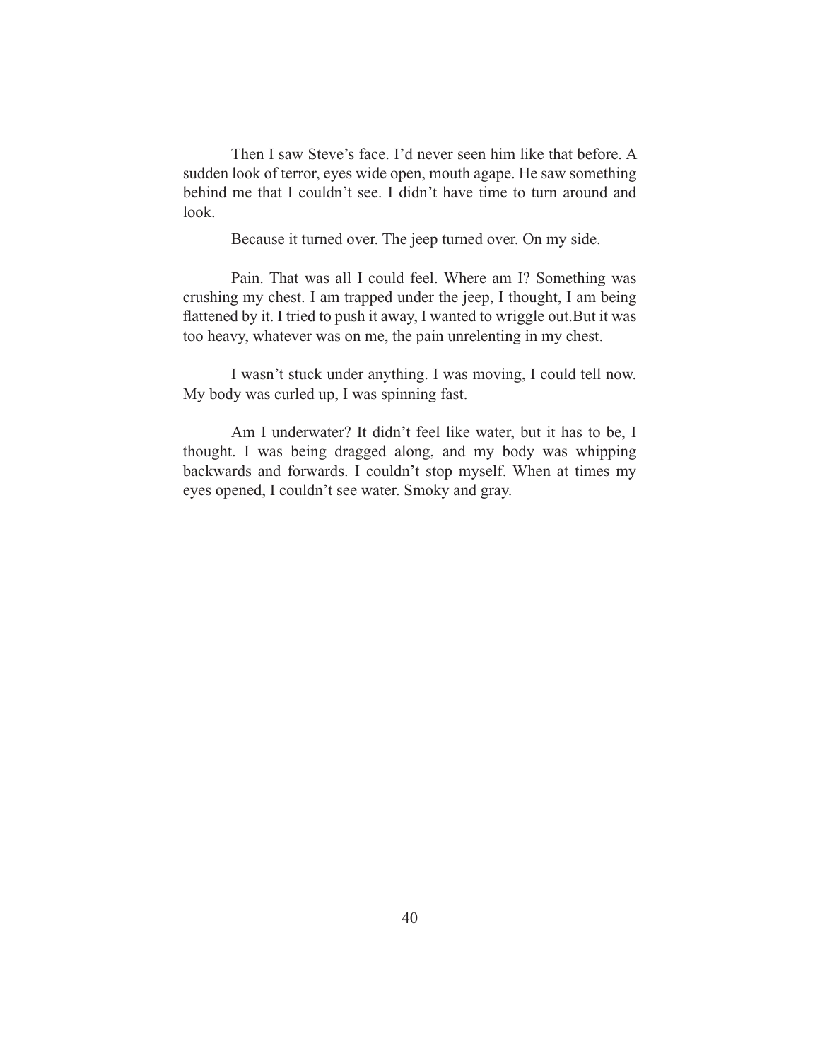Then I saw Steve's face. I'd never seen him like that before. A sudden look of terror, eyes wide open, mouth agape. He saw something behind me that I couldn't see. I didn't have time to turn around and look.

Because it turned over. The jeep turned over. On my side.

Pain. That was all I could feel. Where am I? Something was crushing my chest. I am trapped under the jeep, I thought, I am being flattened by it. I tried to push it away, I wanted to wriggle out.But it was too heavy, whatever was on me, the pain unrelenting in my chest.

I wasn't stuck under anything. I was moving, I could tell now. My body was curled up, I was spinning fast.

Am I underwater? It didn't feel like water, but it has to be, I thought. I was being dragged along, and my body was whipping backwards and forwards. I couldn't stop myself. When at times my eyes opened, I couldn't see water. Smoky and gray.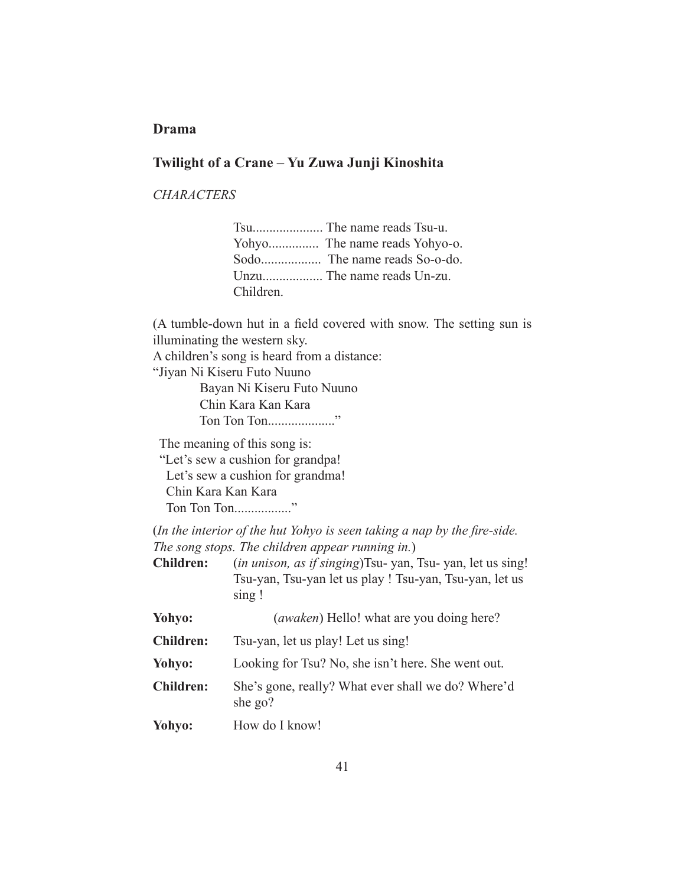**Drama**

**Twilight of a Crane – Yu Zuwa Junji Kinoshita**

*CHARACTERS*

Tsu..................... The name reads Tsu-u.
Yohyo............... The name reads Yohyo-o.
Sodo.................. The name reads So-o-do.
Unzu.................. The name reads Un-zu.
Children.

(A tumble-down hut in a field covered with snow. The setting sun is illuminating the western sky.
A children's song is heard from a distance:
"Jiyan Ni Kiseru Futo Nuuno
Bayan Ni Kiseru Futo Nuuno
Chin Kara Kan Kara
Ton Ton Ton...................."

The meaning of this song is:
"Let's sew a cushion for grandpa!
Let's sew a cushion for grandma!
Chin Kara Kan Kara
Ton Ton Ton................."

(*In the interior of the hut Yohyo is seen taking a nap by the fire-side. The song stops. The children appear running in.*)

**Children:** (*in unison, as if singing*)Tsu- yan, Tsu- yan, let us sing! Tsu-yan, Tsu-yan let us play ! Tsu-yan, Tsu-yan, let us sing !

**Yohyo:** (*awaken*) Hello! what are you doing here?

**Children:** Tsu-yan, let us play! Let us sing!

**Yohyo:** Looking for Tsu? No, she isn't here. She went out.

**Children:** She's gone, really? What ever shall we do? Where'd she go?

**Yohyo:** How do I know!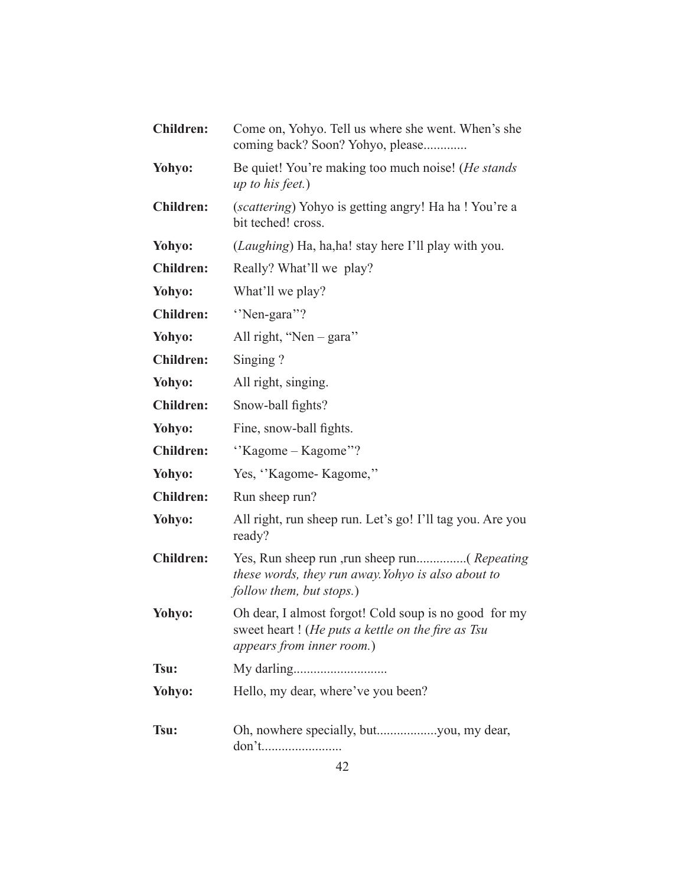**Children:** Come on, Yohyo. Tell us where she went. When's she coming back? Soon? Yohyo, please.............

**Yohyo:** Be quiet! You're making too much noise! (*He stands up to his feet.*)

**Children:** (*scattering*) Yohyo is getting angry! Ha ha ! You're a bit teched! cross.

**Yohyo:** (*Laughing*) Ha, ha,ha! stay here I'll play with you.

**Children:** Really? What'll we play?

**Yohyo:** What'll we play?

**Children:** ''Nen-gara''?

**Yohyo:** All right, "Nen – gara''

**Children:** Singing ?

**Yohyo:** All right, singing.

**Children:** Snow-ball fights?

**Yohyo:** Fine, snow-ball fights.

**Children:** ''Kagome – Kagome''?

**Yohyo:** Yes, ''Kagome- Kagome,''

**Children:** Run sheep run?

**Yohyo:** All right, run sheep run. Let's go! I'll tag you. Are you ready?

**Children:** Yes, Run sheep run ,run sheep run...............( *Repeating these words, they run away.Yohyo is also about to follow them, but stops.*)

**Yohyo:** Oh dear, I almost forgot! Cold soup is no good for my sweet heart ! (*He puts a kettle on the fire as Tsu appears from inner room.*)

**Tsu:** My darling............................

**Yohyo:** Hello, my dear, where've you been?

**Tsu:** Oh, nowhere specially, but..................you, my dear, don't........................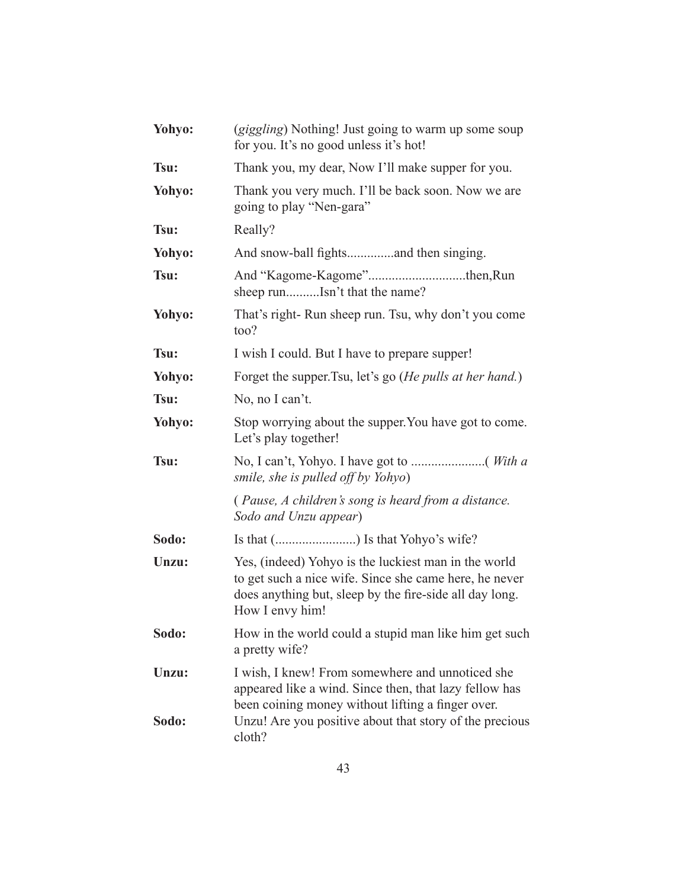**Yohyo:** (*giggling*) Nothing! Just going to warm up some soup for you. It's no good unless it's hot!

**Tsu:** Thank you, my dear, Now I'll make supper for you.

**Yohyo:** Thank you very much. I'll be back soon. Now we are going to play "Nen-gara"

**Tsu:** Really?

**Yohyo:** And snow-ball fights.............and then singing.

**Tsu:** And "Kagome-Kagome"............................then,Run sheep run..........Isn't that the name?

**Yohyo:** That's right- Run sheep run. Tsu, why don't you come too?

**Tsu:** I wish I could. But I have to prepare supper!

**Yohyo:** Forget the supper.Tsu, let's go (*He pulls at her hand.*)

**Tsu:** No, no I can't.

**Yohyo:** Stop worrying about the supper.You have got to come. Let's play together!

**Tsu:** No, I can't, Yohyo. I have got to ......................( *With a smile, she is pulled off by Yohyo*)

( *Pause, A children's song is heard from a distance. Sodo and Unzu appear*)

**Sodo:** Is that (........................) Is that Yohyo's wife?

**Unzu:** Yes, (indeed) Yohyo is the luckiest man in the world to get such a nice wife. Since she came here, he never does anything but, sleep by the fire-side all day long. How I envy him!

**Sodo:** How in the world could a stupid man like him get such a pretty wife?

**Unzu:** I wish, I knew! From somewhere and unnoticed she appeared like a wind. Since then, that lazy fellow has been coining money without lifting a finger over.

**Sodo:** Unzu! Are you positive about that story of the precious cloth?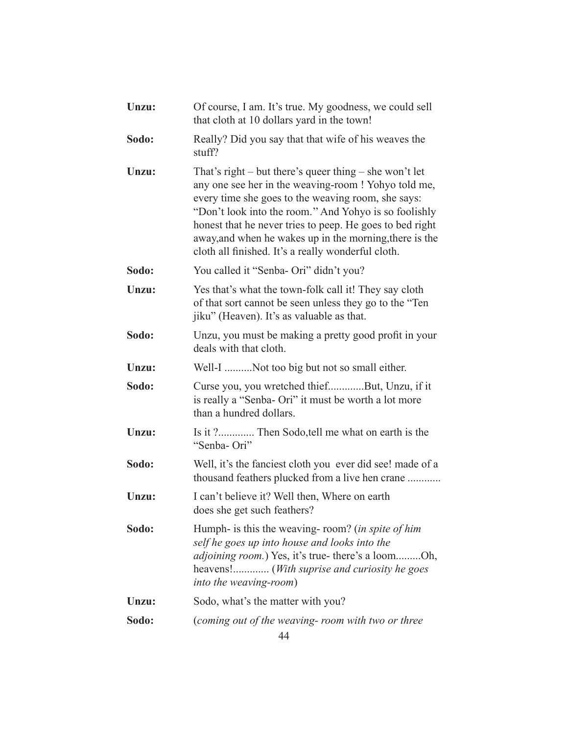**Unzu:** Of course, I am. It's true. My goodness, we could sell that cloth at 10 dollars yard in the town!

**Sodo:** Really? Did you say that that wife of his weaves the stuff?

**Unzu:** That's right – but there's queer thing – she won't let any one see her in the weaving-room ! Yohyo told me, every time she goes to the weaving room, she says: "Don't look into the room." And Yohyo is so foolishly honest that he never tries to peep. He goes to bed right away,and when he wakes up in the morning,there is the cloth all finished. It's a really wonderful cloth.

**Sodo:** You called it "Senba- Ori" didn't you?

**Unzu:** Yes that's what the town-folk call it! They say cloth of that sort cannot be seen unless they go to the "Ten jiku" (Heaven). It's as valuable as that.

**Sodo:** Unzu, you must be making a pretty good profit in your deals with that cloth.

**Unzu:** Well-I ..........Not too big but not so small either.

**Sodo:** Curse you, you wretched thief.............But, Unzu, if it is really a "Senba- Ori" it must be worth a lot more than a hundred dollars.

**Unzu:** Is it ?............. Then Sodo,tell me what on earth is the "Senba- Ori"

**Sodo:** Well, it's the fanciest cloth you ever did see! made of a thousand feathers plucked from a live hen crane ............

**Unzu:** I can't believe it? Well then, Where on earth does she get such feathers?

**Sodo:** Humph- is this the weaving- room? (*in spite of him self he goes up into house and looks into the adjoining room.*) Yes, it's true- there's a loom.........Oh, heavens!............. (*With suprise and curiosity he goes into the weaving-room*)

**Unzu:** Sodo, what's the matter with you?

**Sodo:** (*coming out of the weaving- room with two or three*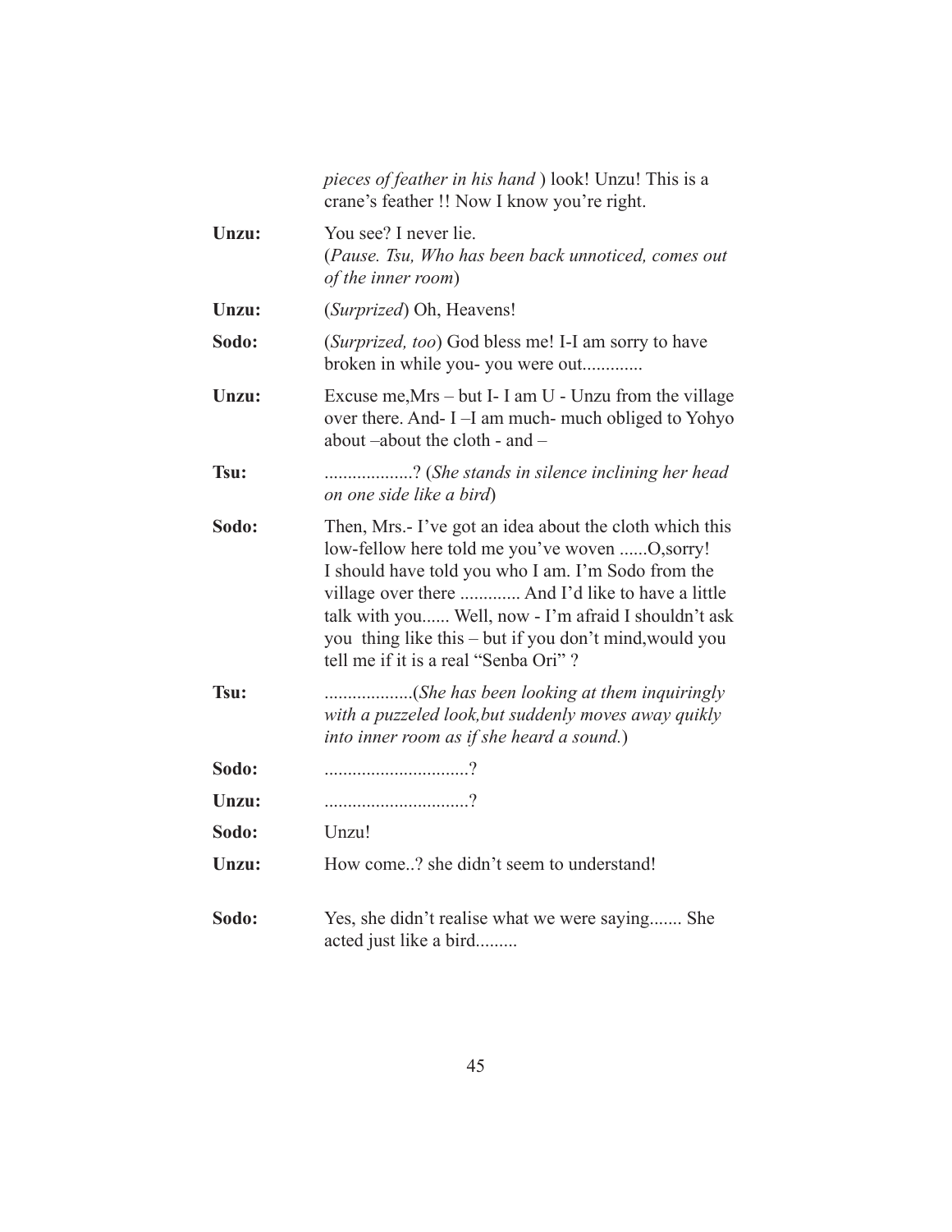*pieces of feather in his hand* ) look! Unzu! This is a crane's feather !! Now I know you're right.

**Unzu:** You see? I never lie.
(*Pause. Tsu, Who has been back unnoticed, comes out of the inner room*)

**Unzu:** (*Surprized*) Oh, Heavens!

**Sodo:** (*Surprized, too*) God bless me! I-I am sorry to have broken in while you- you were out.............

**Unzu:** Excuse me,Mrs – but I- I am U - Unzu from the village over there. And- I –I am much- much obliged to Yohyo about –about the cloth - and –

**Tsu:** ..................? (*She stands in silence inclining her head on one side like a bird*)

**Sodo:** Then, Mrs.- I've got an idea about the cloth which this low-fellow here told me you've woven ......O,sorry! I should have told you who I am. I'm Sodo from the village over there ............. And I'd like to have a little talk with you...... Well, now - I'm afraid I shouldn't ask you thing like this – but if you don't mind,would you tell me if it is a real "Senba Ori" ?

**Tsu:** ..................(*She has been looking at them inquiringly with a puzzeled look,but suddenly moves away quikly into inner room as if she heard a sound.*)

**Sodo:** ..............................?

**Unzu:** ..............................?

**Sodo:** Unzu!

**Unzu:** How come..? she didn't seem to understand!

**Sodo:** Yes, she didn't realise what we were saying....... She acted just like a bird.........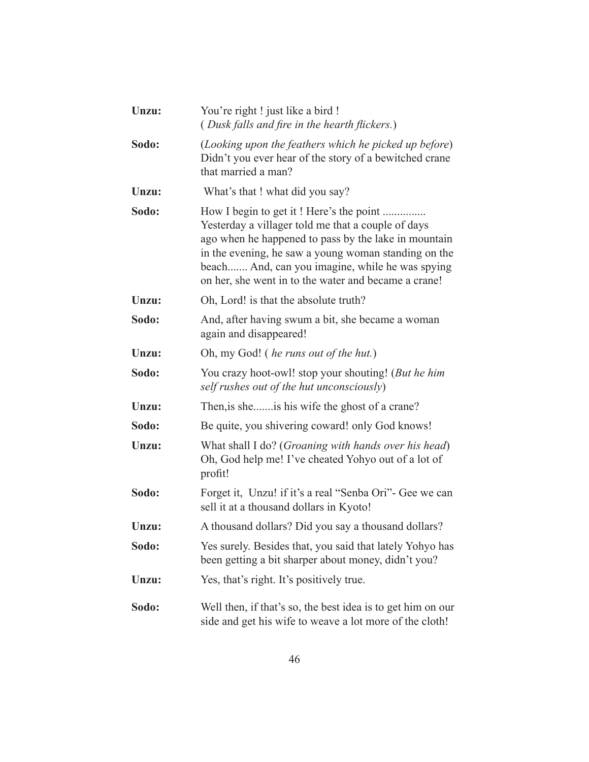**Unzu:** You're right ! just like a bird !
( *Dusk falls and fire in the hearth flickers.*)

**Sodo:** (*Looking upon the feathers which he picked up before*) Didn't you ever hear of the story of a bewitched crane that married a man?

**Unzu:** What's that ! what did you say?

**Sodo:** How I begin to get it ! Here's the point ............... Yesterday a villager told me that a couple of days ago when he happened to pass by the lake in mountain in the evening, he saw a young woman standing on the beach....... And, can you imagine, while he was spying on her, she went in to the water and became a crane!

**Unzu:** Oh, Lord! is that the absolute truth?

**Sodo:** And, after having swum a bit, she became a woman again and disappeared!

**Unzu:** Oh, my God! ( *he runs out of the hut.*)

**Sodo:** You crazy hoot-owl! stop your shouting! (*But he him self rushes out of the hut unconsciously*)

**Unzu:** Then,is she.......is his wife the ghost of a crane?

**Sodo:** Be quite, you shivering coward! only God knows!

**Unzu:** What shall I do? (*Groaning with hands over his head*) Oh, God help me! I've cheated Yohyo out of a lot of profit!

**Sodo:** Forget it, Unzu! if it's a real "Senba Ori"- Gee we can sell it at a thousand dollars in Kyoto!

**Unzu:** A thousand dollars? Did you say a thousand dollars?

**Sodo:** Yes surely. Besides that, you said that lately Yohyo has been getting a bit sharper about money, didn't you?

**Unzu:** Yes, that's right. It's positively true.

**Sodo:** Well then, if that's so, the best idea is to get him on our side and get his wife to weave a lot more of the cloth!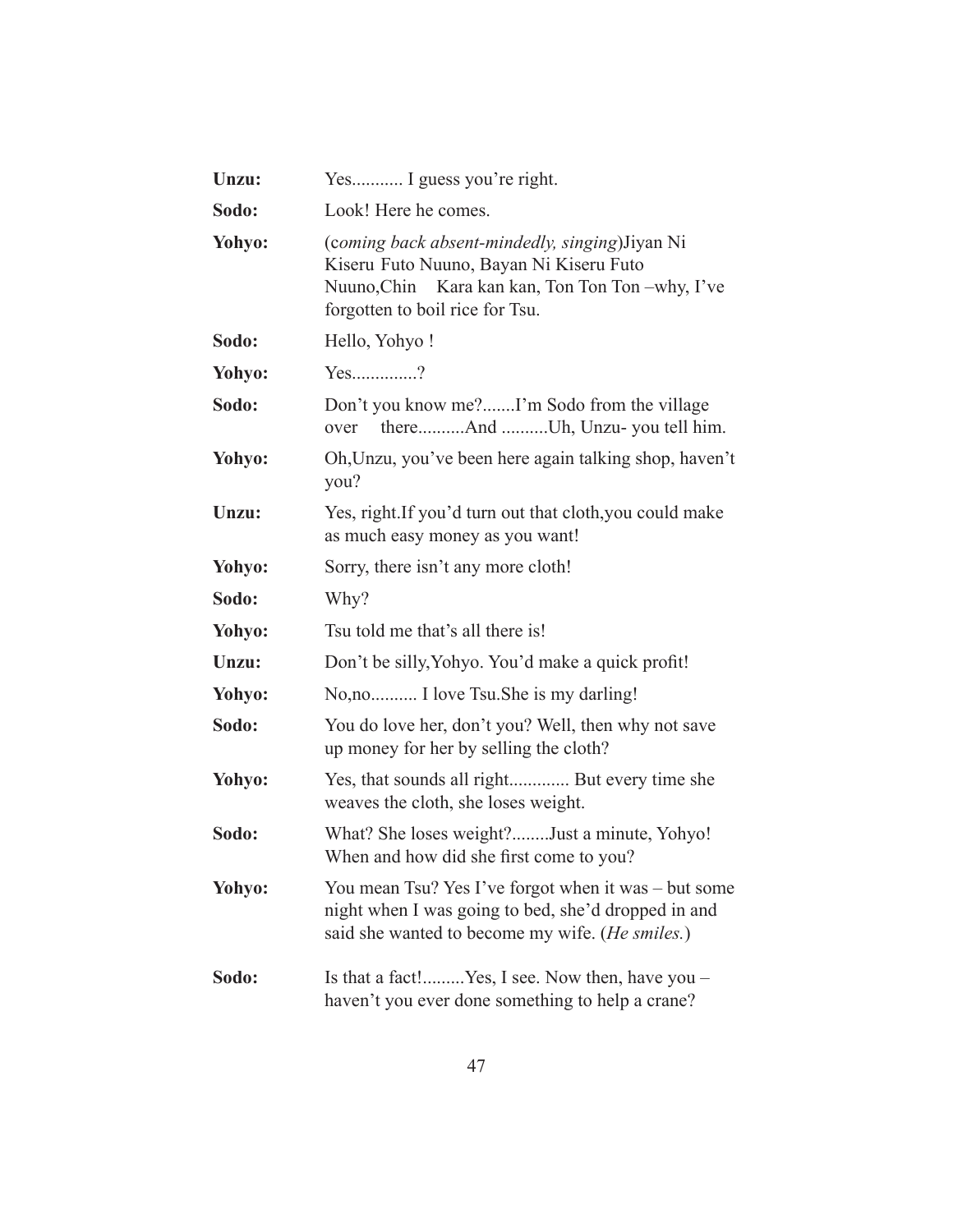**Unzu:** Yes........... I guess you're right.

**Sodo:** Look! Here he comes.

**Yohyo:** (*coming back absent-mindedly, singing*)Jiyan Ni Kiseru Futo Nuuno, Bayan Ni Kiseru Futo Nuuno,Chin Kara kan kan, Ton Ton Ton –why, I've forgotten to boil rice for Tsu.

**Sodo:** Hello, Yohyo !

**Yohyo:** Yes..............?

**Sodo:** Don't you know me?.......I'm Sodo from the village over there..........And ..........Uh, Unzu- you tell him.

**Yohyo:** Oh,Unzu, you've been here again talking shop, haven't you?

**Unzu:** Yes, right.If you'd turn out that cloth,you could make as much easy money as you want!

**Yohyo:** Sorry, there isn't any more cloth!

**Sodo:** Why?

**Yohyo:** Tsu told me that's all there is!

**Unzu:** Don't be silly,Yohyo. You'd make a quick profit!

**Yohyo:** No,no.......... I love Tsu.She is my darling!

**Sodo:** You do love her, don't you? Well, then why not save up money for her by selling the cloth?

**Yohyo:** Yes, that sounds all right............. But every time she weaves the cloth, she loses weight.

**Sodo:** What? She loses weight?........Just a minute, Yohyo! When and how did she first come to you?

**Yohyo:** You mean Tsu? Yes I've forgot when it was – but some night when I was going to bed, she'd dropped in and said she wanted to become my wife. (*He smiles.*)

**Sodo:** Is that a fact!.........Yes, I see. Now then, have you – haven't you ever done something to help a crane?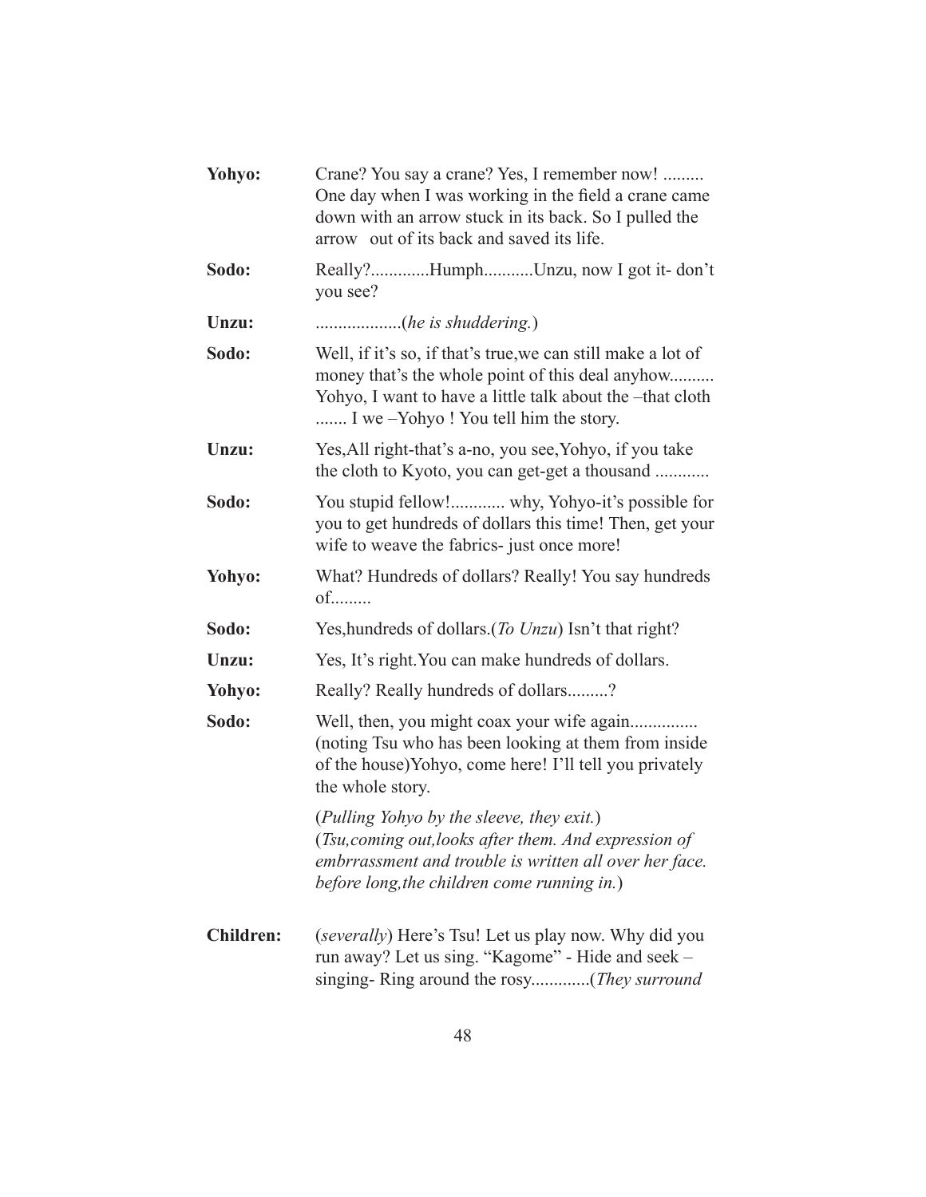**Yohyo:** Crane? You say a crane? Yes, I remember now! ......... One day when I was working in the field a crane came down with an arrow stuck in its back. So I pulled the arrow out of its back and saved its life.

**Sodo:** Really?.............Humph...........Unzu, now I got it- don't you see?

**Unzu:** ..................(*he is shuddering.*)

**Sodo:** Well, if it's so, if that's true,we can still make a lot of money that's the whole point of this deal anyhow.......... Yohyo, I want to have a little talk about the –that cloth ....... I we –Yohyo ! You tell him the story.

**Unzu:** Yes,All right-that's a-no, you see,Yohyo, if you take the cloth to Kyoto, you can get-get a thousand ............

**Sodo:** You stupid fellow!............ why, Yohyo-it's possible for you to get hundreds of dollars this time! Then, get your wife to weave the fabrics- just once more!

**Yohyo:** What? Hundreds of dollars? Really! You say hundreds of.........

**Sodo:** Yes,hundreds of dollars.(*To Unzu*) Isn't that right?

**Unzu:** Yes, It's right.You can make hundreds of dollars.

**Yohyo:** Really? Really hundreds of dollars.........?

**Sodo:** Well, then, you might coax your wife again............... (noting Tsu who has been looking at them from inside of the house)Yohyo, come here! I'll tell you privately the whole story.

(*Pulling Yohyo by the sleeve, they exit.*)
(*Tsu,coming out,looks after them. And expression of embrrassment and trouble is written all over her face. before long,the children come running in.*)

**Children:** (*severally*) Here's Tsu! Let us play now. Why did you run away? Let us sing. "Kagome" - Hide and seek – singing- Ring around the rosy.............(*They surround*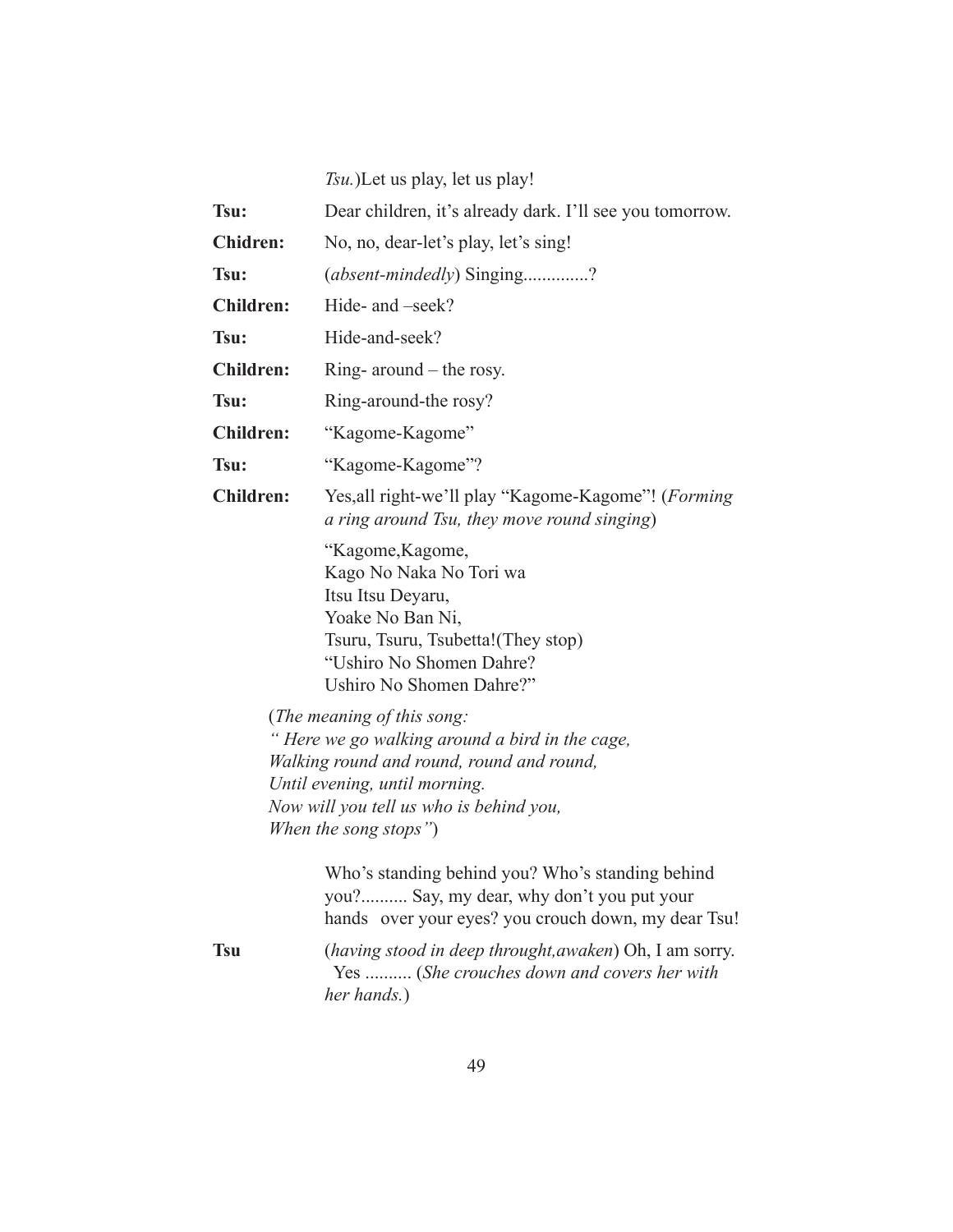*Tsu.*)Let us play, let us play!

**Tsu:** Dear children, it's already dark. I'll see you tomorrow.

**Chidren:** No, no, dear-let's play, let's sing!

**Tsu:** (*absent-mindedly*) Singing..............?

**Children:** Hide- and –seek?

**Tsu:** Hide-and-seek?

**Children:** Ring- around – the rosy.

**Tsu:** Ring-around-the rosy?

**Children:** "Kagome-Kagome"

**Tsu:** "Kagome-Kagome"?

**Children:** Yes,all right-we'll play "Kagome-Kagome"! (*Forming a ring around Tsu, they move round singing*)

"Kagome,Kagome,
Kago No Naka No Tori wa
Itsu Itsu Deyaru,
Yoake No Ban Ni,
Tsuru, Tsuru, Tsubetta!(They stop)
"Ushiro No Shomen Dahre?
Ushiro No Shomen Dahre?"

(*The meaning of this song:*
*" Here we go walking around a bird in the cage,*
*Walking round and round, round and round,*
*Until evening, until morning.*
*Now will you tell us who is behind you,*
*When the song stops"*)

Who's standing behind you? Who's standing behind you?.......... Say, my dear, why don't you put your hands over your eyes? you crouch down, my dear Tsu!

**Tsu** (*having stood in deep throught,awaken*) Oh, I am sorry. Yes .......... (*She crouches down and covers her with her hands.*)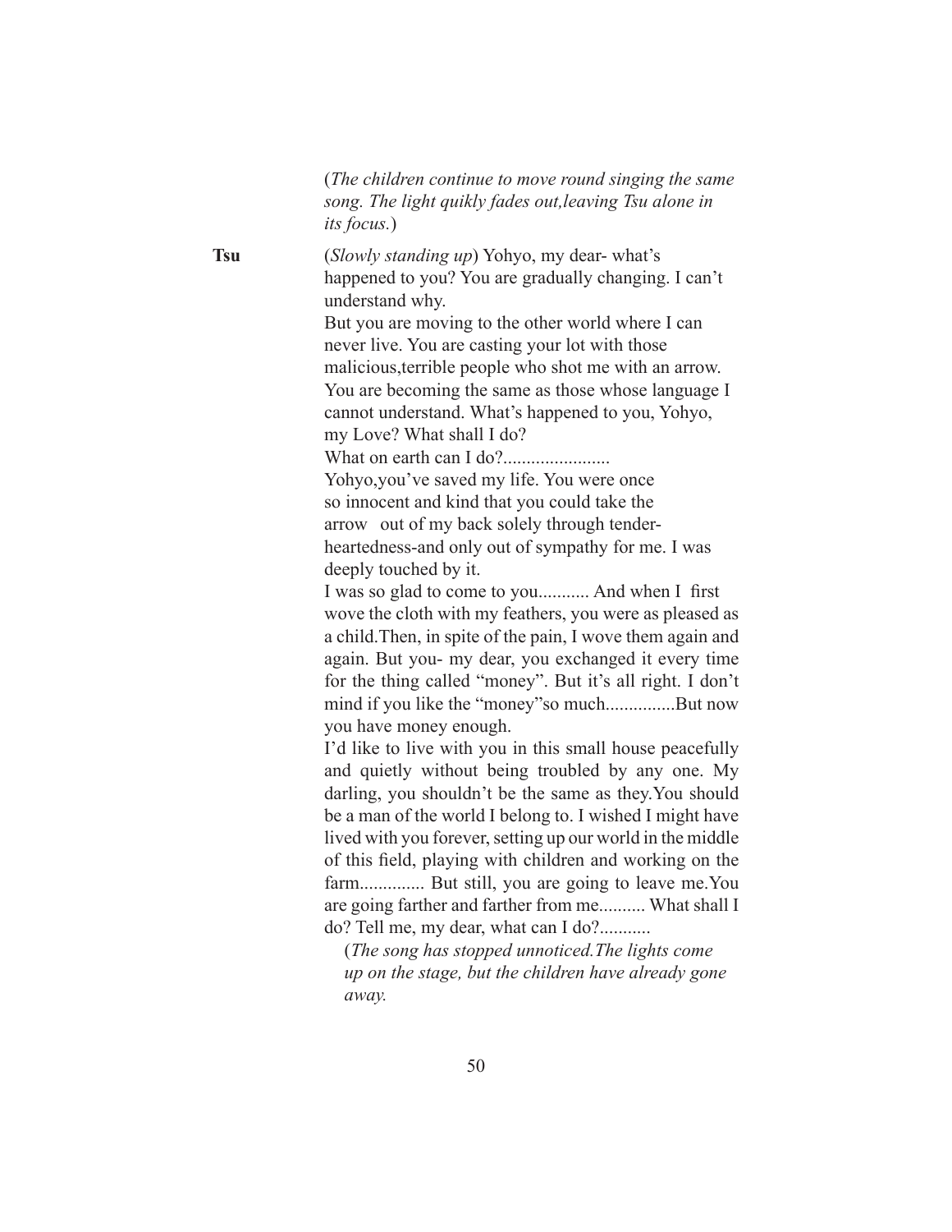(*The children continue to move round singing the same song. The light quikly fades out,leaving Tsu alone in its focus.*)

**Tsu** (*Slowly standing up*) Yohyo, my dear- what's happened to you? You are gradually changing. I can't understand why.

But you are moving to the other world where I can never live. You are casting your lot with those malicious,terrible people who shot me with an arrow. You are becoming the same as those whose language I cannot understand. What's happened to you, Yohyo, my Love? What shall I do?

What on earth can I do?.......................

Yohyo,you've saved my life. You were once so innocent and kind that you could take the arrow out of my back solely through tender-heartedness-and only out of sympathy for me. I was deeply touched by it.

I was so glad to come to you........... And when I first wove the cloth with my feathers, you were as pleased as a child.Then, in spite of the pain, I wove them again and again. But you- my dear, you exchanged it every time for the thing called "money". But it's all right. I don't mind if you like the "money"so much...............But now you have money enough.

I'd like to live with you in this small house peacefully and quietly without being troubled by any one. My darling, you shouldn't be the same as they.You should be a man of the world I belong to. I wished I might have lived with you forever, setting up our world in the middle of this field, playing with children and working on the farm.............. But still, you are going to leave me.You are going farther and farther from me.......... What shall I do? Tell me, my dear, what can I do?...........

(*The song has stopped unnoticed.The lights come up on the stage, but the children have already gone away.*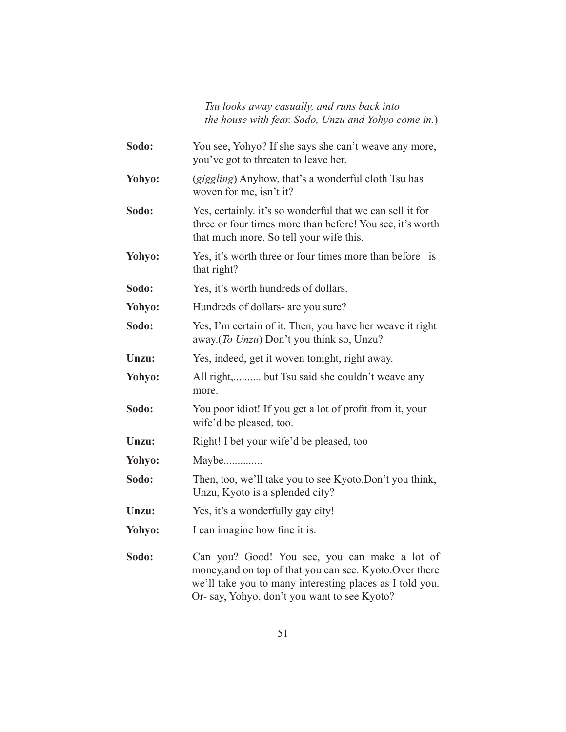*Tsu looks away casually, and runs back into the house with fear. Sodo, Unzu and Yohyo come in.*)

**Sodo:** You see, Yohyo? If she says she can't weave any more, you've got to threaten to leave her.

**Yohyo:** (*giggling*) Anyhow, that's a wonderful cloth Tsu has woven for me, isn't it?

**Sodo:** Yes, certainly. it's so wonderful that we can sell it for three or four times more than before! You see, it's worth that much more. So tell your wife this.

**Yohyo:** Yes, it's worth three or four times more than before –is that right?

**Sodo:** Yes, it's worth hundreds of dollars.

**Yohyo:** Hundreds of dollars- are you sure?

**Sodo:** Yes, I'm certain of it. Then, you have her weave it right away.(*To Unzu*) Don't you think so, Unzu?

**Unzu:** Yes, indeed, get it woven tonight, right away.

**Yohyo:** All right,.......... but Tsu said she couldn't weave any more.

**Sodo:** You poor idiot! If you get a lot of profit from it, your wife'd be pleased, too.

**Unzu:** Right! I bet your wife'd be pleased, too

**Yohyo:** Maybe.............

**Sodo:** Then, too, we'll take you to see Kyoto.Don't you think, Unzu, Kyoto is a splended city?

**Unzu:** Yes, it's a wonderfully gay city!

**Yohyo:** I can imagine how fine it is.

**Sodo:** Can you? Good! You see, you can make a lot of money,and on top of that you can see. Kyoto.Over there we'll take you to many interesting places as I told you. Or- say, Yohyo, don't you want to see Kyoto?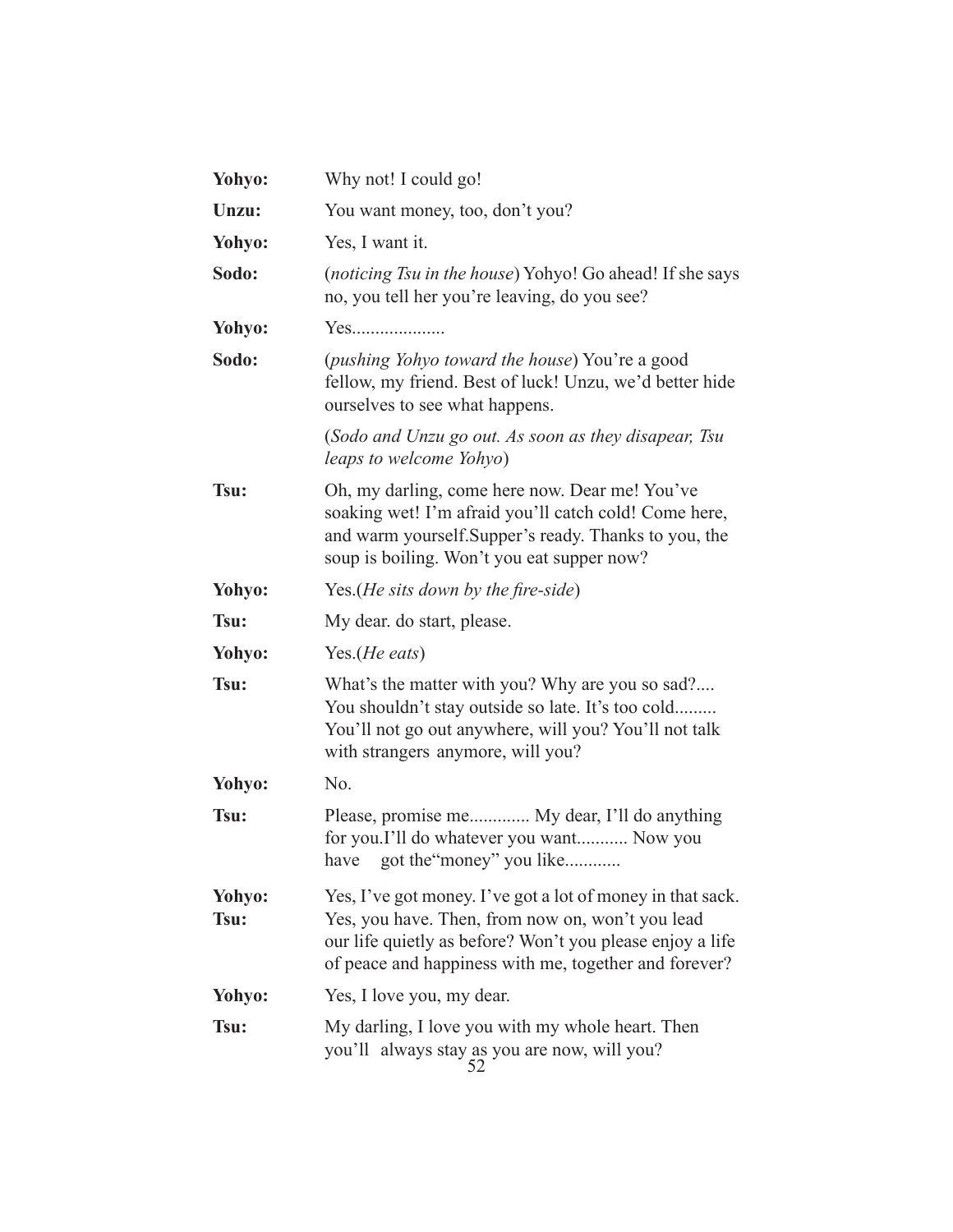**Yohyo:** Why not! I could go!

**Unzu:** You want money, too, don't you?

**Yohyo:** Yes, I want it.

**Sodo:** (*noticing Tsu in the house*) Yohyo! Go ahead! If she says no, you tell her you're leaving, do you see?

**Yohyo:** Yes...................

**Sodo:** (*pushing Yohyo toward the house*) You're a good fellow, my friend. Best of luck! Unzu, we'd better hide ourselves to see what happens.

(*Sodo and Unzu go out. As soon as they disapear, Tsu leaps to welcome Yohyo*)

**Tsu:** Oh, my darling, come here now. Dear me! You've soaking wet! I'm afraid you'll catch cold! Come here, and warm yourself.Supper's ready. Thanks to you, the soup is boiling. Won't you eat supper now?

**Yohyo:** Yes.(*He sits down by the fire-side*)

**Tsu:** My dear. do start, please.

**Yohyo:** Yes.(*He eats*)

**Tsu:** What's the matter with you? Why are you so sad?.... You shouldn't stay outside so late. It's too cold......... You'll not go out anywhere, will you? You'll not talk with strangers anymore, will you?

**Yohyo:** No.

**Tsu:** Please, promise me............. My dear, I'll do anything for you.I'll do whatever you want........... Now you have got the"money" you like............

**Yohyo:** Yes, I've got money. I've got a lot of money in that sack.

**Tsu:** Yes, you have. Then, from now on, won't you lead our life quietly as before? Won't you please enjoy a life of peace and happiness with me, together and forever?

**Yohyo:** Yes, I love you, my dear.

**Tsu:** My darling, I love you with my whole heart. Then you'll always stay as you are now, will you?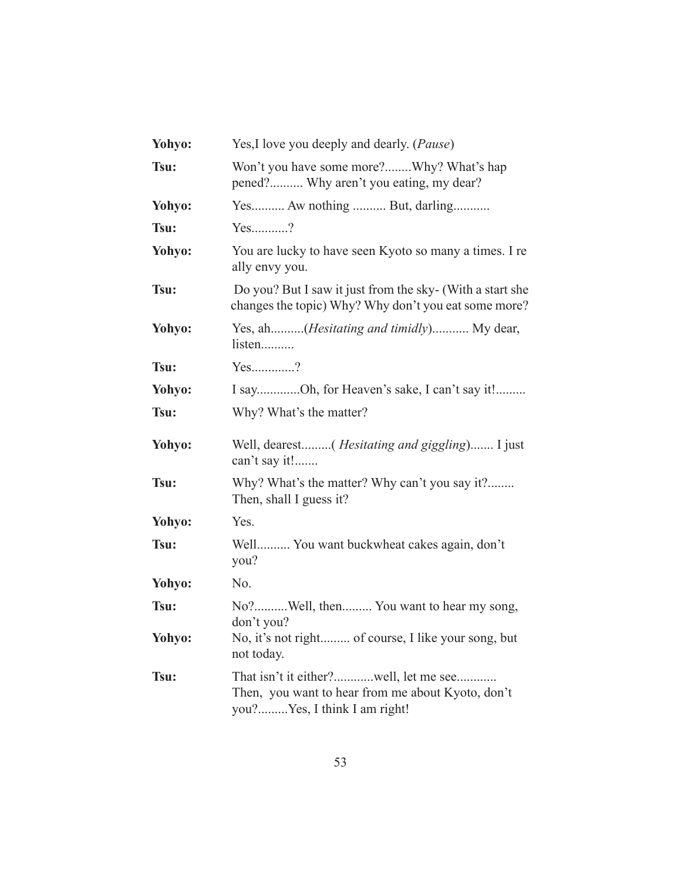**Yohyo:** Yes,I love you deeply and dearly. (*Pause*)

**Tsu:** Won't you have some more?........Why? What's hap pened?.......... Why aren't you eating, my dear?

**Yohyo:** Yes.......... Aw nothing .......... But, darling...........

**Tsu:** Yes...........?

**Yohyo:** You are lucky to have seen Kyoto so many a times. I re ally envy you.

**Tsu:** Do you? But I saw it just from the sky- (With a start she changes the topic) Why? Why don't you eat some more?

**Yohyo:** Yes, ah..........(*Hesitating and timidly*)........... My dear, listen..........

**Tsu:** Yes.............?

**Yohyo:** I say............Oh, for Heaven's sake, I can't say it!.........

**Tsu:** Why? What's the matter?

**Yohyo:** Well, dearest.........( *Hesitating and giggling*)....... I just can't say it!.......

**Tsu:** Why? What's the matter? Why can't you say it?........ Then, shall I guess it?

**Yohyo:** Yes.

**Tsu:** Well.......... You want buckwheat cakes again, don't you?

**Yohyo:** No.

**Tsu:** No?..........Well, then......... You want to hear my song, don't you?

**Yohyo:** No, it's not right......... of course, I like your song, but not today.

**Tsu:** That isn't it either?............well, let me see............ Then, you want to hear from me about Kyoto, don't you?.........Yes, I think I am right!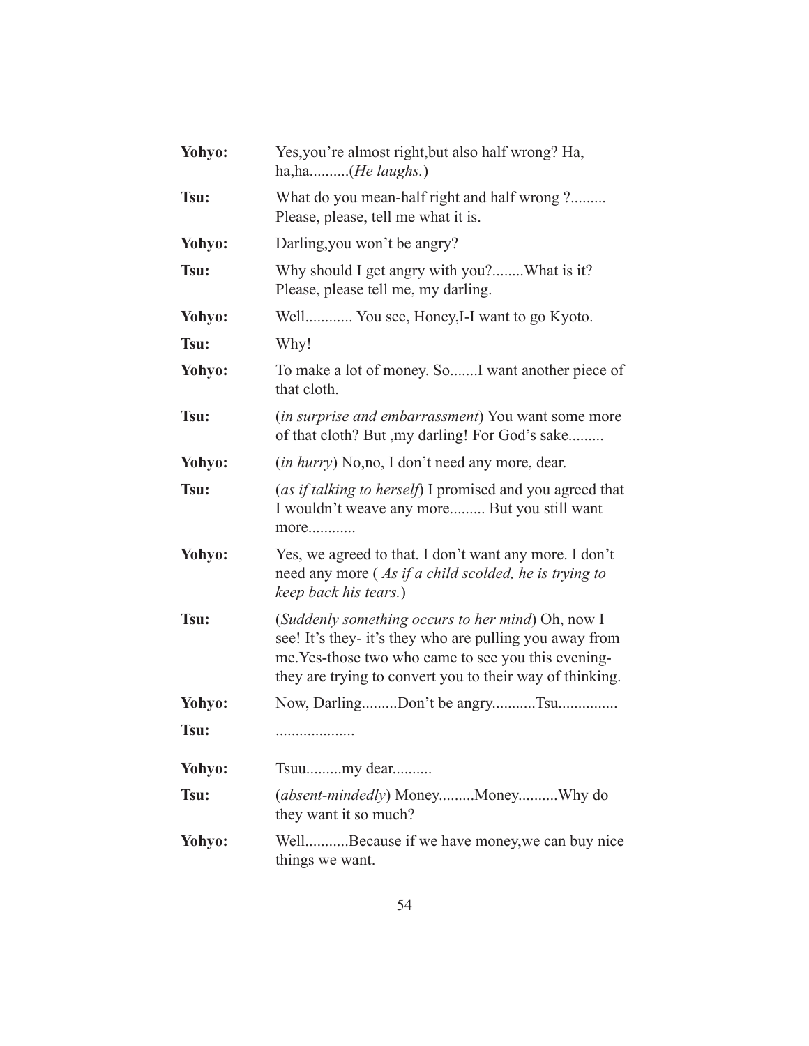**Yohyo:** Yes,you're almost right,but also half wrong? Ha, ha,ha..........(*He laughs.*)

**Tsu:** What do you mean-half right and half wrong ?......... Please, please, tell me what it is.

**Yohyo:** Darling,you won't be angry?

**Tsu:** Why should I get angry with you?........What is it? Please, please tell me, my darling.

**Yohyo:** Well............ You see, Honey,I-I want to go Kyoto.

**Tsu:** Why!

**Yohyo:** To make a lot of money. So.......I want another piece of that cloth.

**Tsu:** (*in surprise and embarrassment*) You want some more of that cloth? But ,my darling! For God's sake.........

**Yohyo:** (*in hurry*) No,no, I don't need any more, dear.

**Tsu:** (*as if talking to herself*) I promised and you agreed that I wouldn't weave any more......... But you still want more............

**Yohyo:** Yes, we agreed to that. I don't want any more. I don't need any more ( *As if a child scolded, he is trying to keep back his tears.*)

**Tsu:** (*Suddenly something occurs to her mind*) Oh, now I see! It's they- it's they who are pulling you away from me.Yes-those two who came to see you this evening-they are trying to convert you to their way of thinking.

**Yohyo:** Now, Darling.........Don't be angry...........Tsu..............

**Tsu:** ....................

**Yohyo:** Tsuu.........my dear..........

**Tsu:** (*absent-mindedly*) Money.........Money..........Why do they want it so much?

**Yohyo:** Well...........Because if we have money,we can buy nice things we want.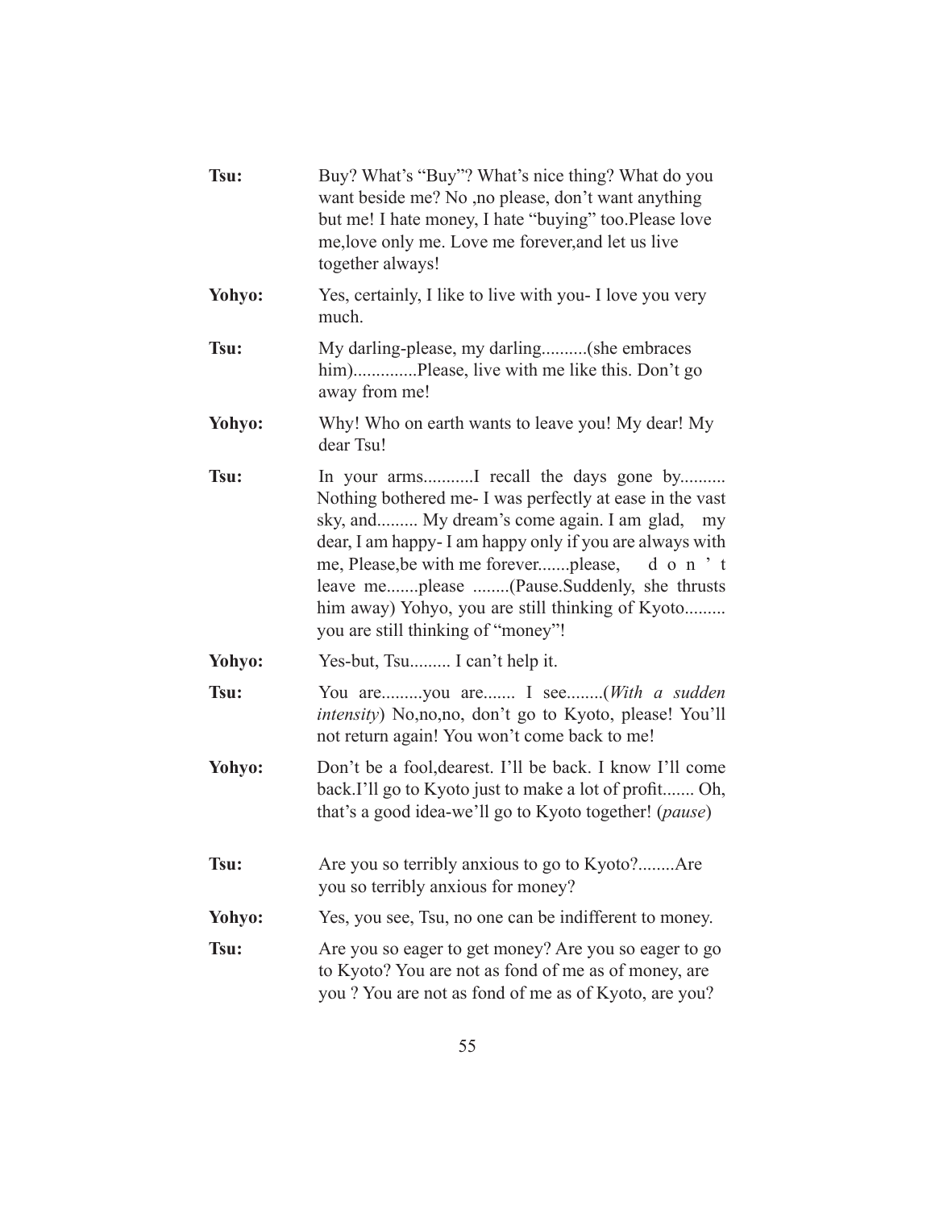**Tsu:** Buy? What's "Buy"? What's nice thing? What do you want beside me? No ,no please, don't want anything but me! I hate money, I hate "buying" too.Please love me,love only me. Love me forever,and let us live together always!

**Yohyo:** Yes, certainly, I like to live with you- I love you very much.

**Tsu:** My darling-please, my darling..........(she embraces him).............Please, live with me like this. Don't go away from me!

**Yohyo:** Why! Who on earth wants to leave you! My dear! My dear Tsu!

**Tsu:** In your arms...........I recall the days gone by.......... Nothing bothered me- I was perfectly at ease in the vast sky, and......... My dream's come again. I am glad, my dear, I am happy- I am happy only if you are always with me, Please,be with me forever.......please, d o n ' t leave me.......please ........(Pause.Suddenly, she thrusts him away) Yohyo, you are still thinking of Kyoto......... you are still thinking of "money"!

**Yohyo:** Yes-but, Tsu......... I can't help it.

**Tsu:** You are.........you are....... I see........(*With a sudden intensity*) No,no,no, don't go to Kyoto, please! You'll not return again! You won't come back to me!

**Yohyo:** Don't be a fool,dearest. I'll be back. I know I'll come back.I'll go to Kyoto just to make a lot of profit....... Oh, that's a good idea-we'll go to Kyoto together! (*pause*)

**Tsu:** Are you so terribly anxious to go to Kyoto?........Are you so terribly anxious for money?

**Yohyo:** Yes, you see, Tsu, no one can be indifferent to money.

**Tsu:** Are you so eager to get money? Are you so eager to go to Kyoto? You are not as fond of me as of money, are you ? You are not as fond of me as of Kyoto, are you?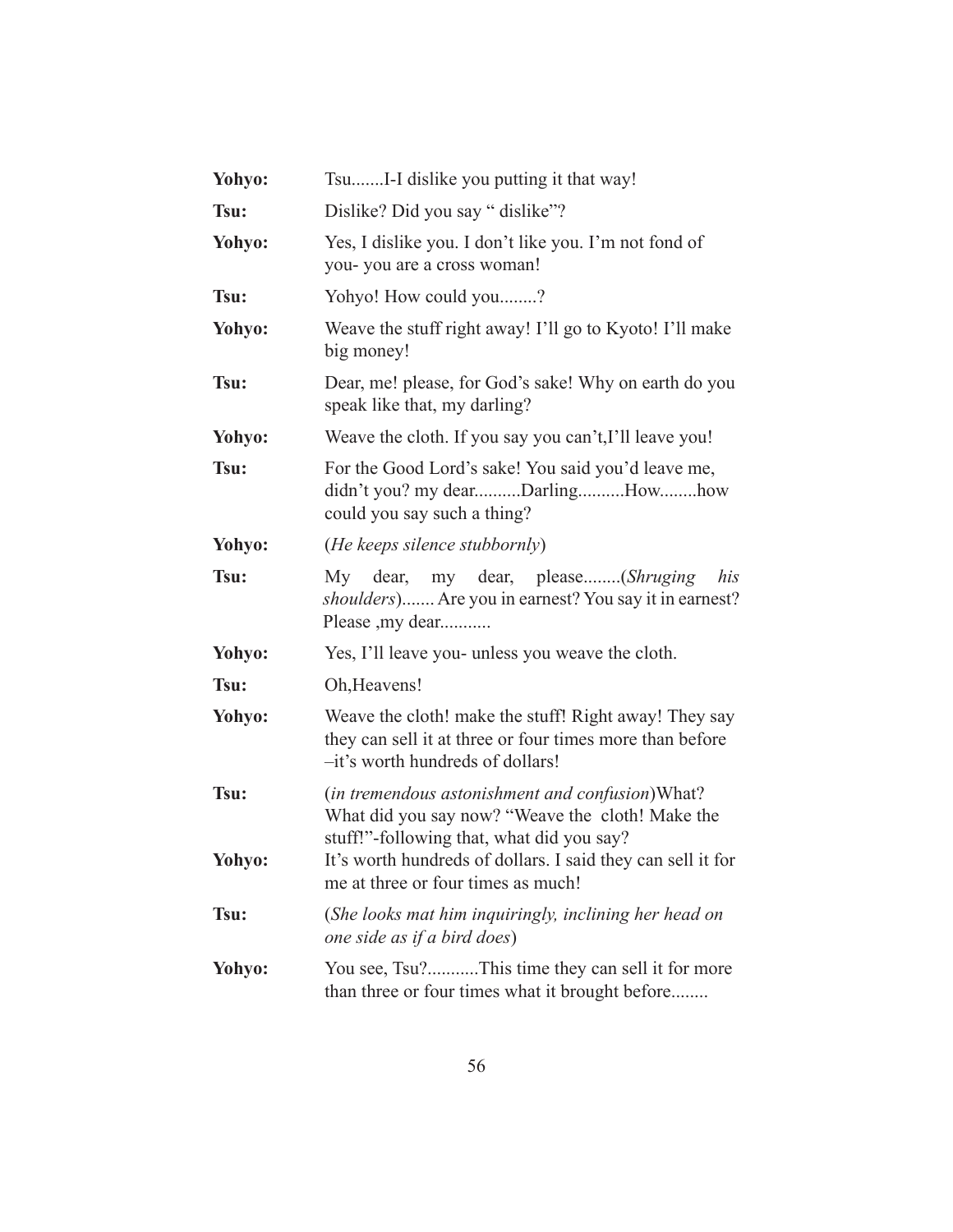**Yohyo:** Tsu.......I-I dislike you putting it that way!

**Tsu:** Dislike? Did you say " dislike"?

**Yohyo:** Yes, I dislike you. I don't like you. I'm not fond of you- you are a cross woman!

**Tsu:** Yohyo! How could you........?

**Yohyo:** Weave the stuff right away! I'll go to Kyoto! I'll make big money!

**Tsu:** Dear, me! please, for God's sake! Why on earth do you speak like that, my darling?

**Yohyo:** Weave the cloth. If you say you can't,I'll leave you!

**Tsu:** For the Good Lord's sake! You said you'd leave me, didn't you? my dear..........Darling..........How........how could you say such a thing?

**Yohyo:** (*He keeps silence stubbornly*)

**Tsu:** My dear, my dear, please........(*Shruging his shoulders*)....... Are you in earnest? You say it in earnest? Please ,my dear...........

**Yohyo:** Yes, I'll leave you- unless you weave the cloth.

**Tsu:** Oh,Heavens!

**Yohyo:** Weave the cloth! make the stuff! Right away! They say they can sell it at three or four times more than before –it's worth hundreds of dollars!

**Tsu:** (*in tremendous astonishment and confusion*)What? What did you say now? "Weave the cloth! Make the stuff!"-following that, what did you say?

**Yohyo:** It's worth hundreds of dollars. I said they can sell it for me at three or four times as much!

**Tsu:** (*She looks mat him inquiringly, inclining her head on one side as if a bird does*)

**Yohyo:** You see, Tsu?...........This time they can sell it for more than three or four times what it brought before........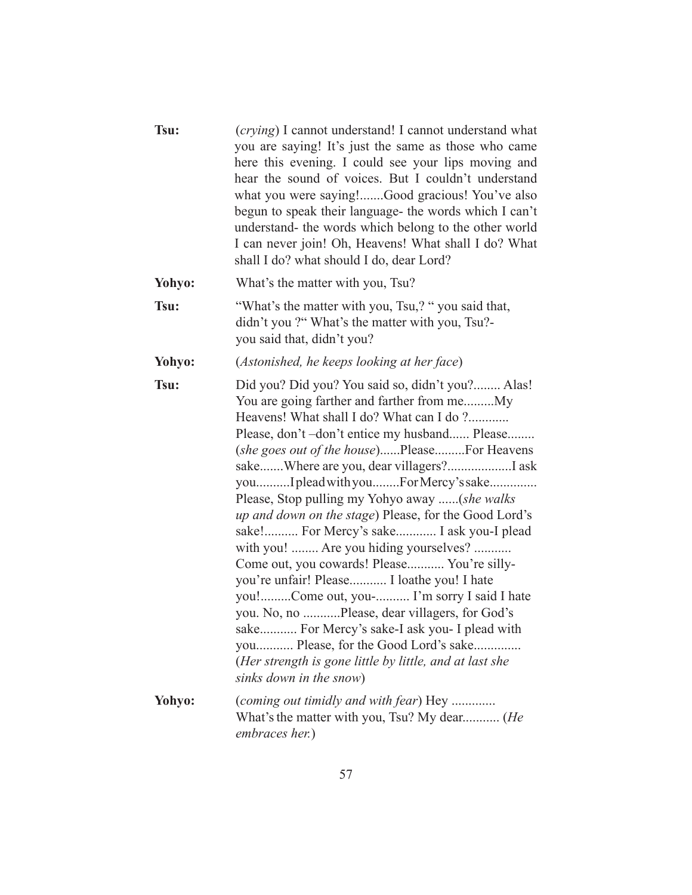**Tsu:** (*crying*) I cannot understand! I cannot understand what you are saying! It's just the same as those who came here this evening. I could see your lips moving and hear the sound of voices. But I couldn't understand what you were saying!.......Good gracious! You've also begun to speak their language- the words which I can't understand- the words which belong to the other world I can never join! Oh, Heavens! What shall I do? What shall I do? what should I do, dear Lord?

**Yohyo:** What's the matter with you, Tsu?

**Tsu:** "What's the matter with you, Tsu,? " you said that, didn't you ?" What's the matter with you, Tsu?- you said that, didn't you?

**Yohyo:** (*Astonished, he keeps looking at her face*)

**Tsu:** Did you? Did you? You said so, didn't you?........ Alas! You are going farther and farther from me.........My Heavens! What shall I do? What can I do ?............ Please, don't –don't entice my husband...... Please........ (*she goes out of the house*)......Please.........For Heavens sake.......Where are you, dear villagers?...................I ask you..........I plead with you........For Mercy's sake............. Please, Stop pulling my Yohyo away ......(*she walks up and down on the stage*) Please, for the Good Lord's sake!.......... For Mercy's sake............ I ask you-I plead with you! ........ Are you hiding yourselves? ........... Come out, you cowards! Please........... You're silly- you're unfair! Please........... I loathe you! I hate you!.........Come out, you-.......... I'm sorry I said I hate you. No, no ...........Please, dear villagers, for God's sake........... For Mercy's sake-I ask you- I plead with you........... Please, for the Good Lord's sake.............. (*Her strength is gone little by little, and at last she sinks down in the snow*)

**Yohyo:** (*coming out timidly and with fear*) Hey ............. What's the matter with you, Tsu? My dear........... (*He embraces her.*)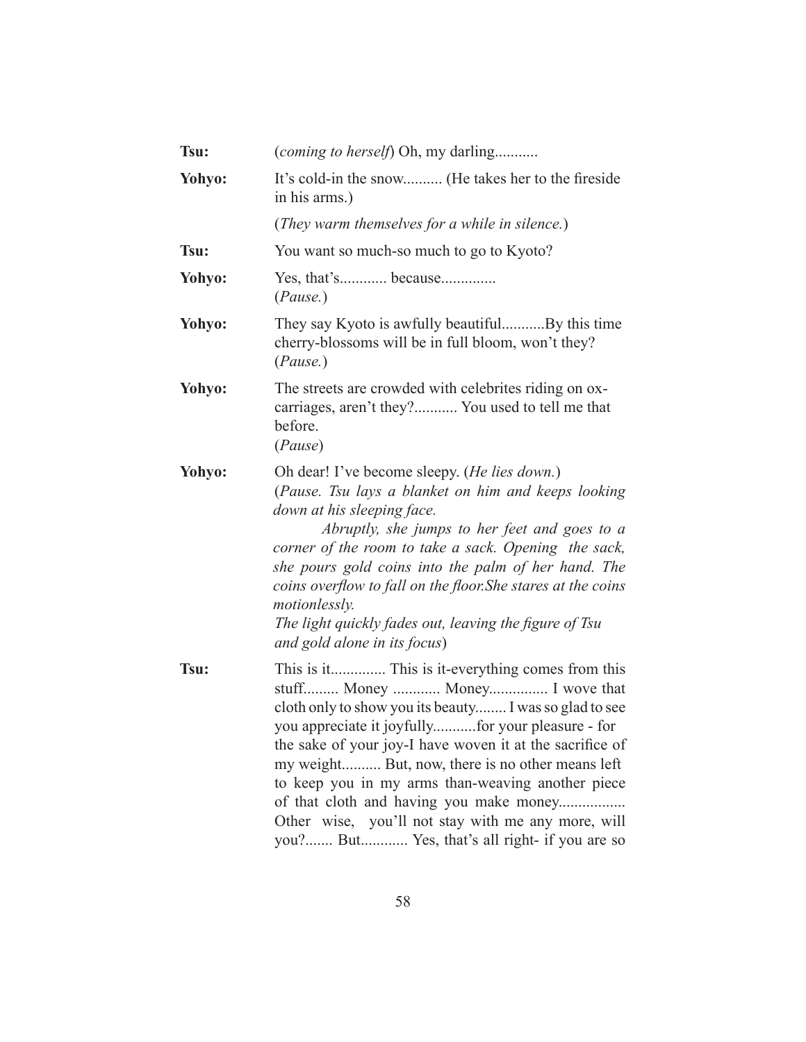**Tsu:** (*coming to herself*) Oh, my darling...........

**Yohyo:** It's cold-in the snow.......... (He takes her to the fireside in his arms.)

(*They warm themselves for a while in silence.*)

**Tsu:** You want so much-so much to go to Kyoto?

**Yohyo:** Yes, that's............ because..............
(*Pause.*)

**Yohyo:** They say Kyoto is awfully beautiful...........By this time cherry-blossoms will be in full bloom, won't they?
(*Pause.*)

**Yohyo:** The streets are crowded with celebrites riding on ox-carriages, aren't they?........... You used to tell me that before.
(*Pause*)

**Yohyo:** Oh dear! I've become sleepy. (*He lies down.*)
(*Pause. Tsu lays a blanket on him and keeps looking down at his sleeping face.*

*Abruptly, she jumps to her feet and goes to a corner of the room to take a sack. Opening the sack, she pours gold coins into the palm of her hand. The coins overflow to fall on the floor.She stares at the coins motionlessly.*

*The light quickly fades out, leaving the figure of Tsu and gold alone in its focus*)

**Tsu:** This is it.............. This is it-everything comes from this stuff......... Money ............ Money............... I wove that cloth only to show you its beauty........ I was so glad to see you appreciate it joyfully...........for your pleasure - for the sake of your joy-I have woven it at the sacrifice of my weight.......... But, now, there is no other means left to keep you in my arms than-weaving another piece of that cloth and having you make money................. Other wise, you'll not stay with me any more, will you?....... But............ Yes, that's all right- if you are so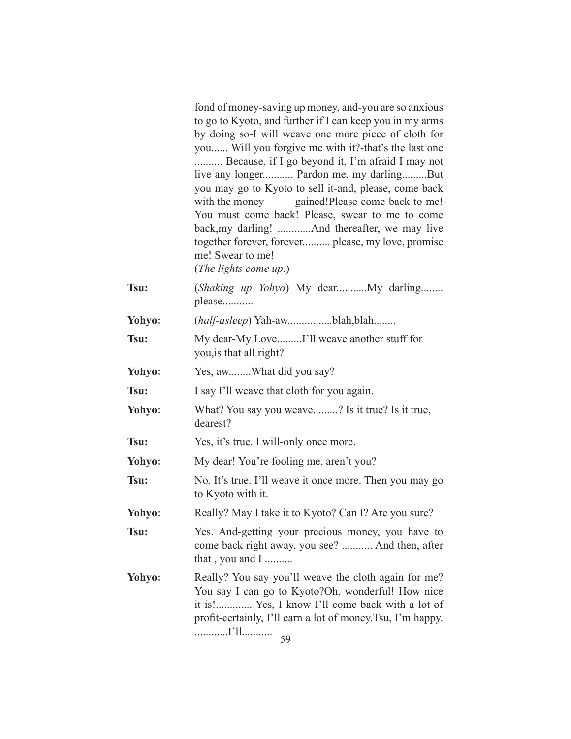fond of money-saving up money, and-you are so anxious to go to Kyoto, and further if I can keep you in my arms by doing so-I will weave one more piece of cloth for you...... Will you forgive me with it?-that's the last one .......... Because, if I go beyond it, I'm afraid I may not live any longer........... Pardon me, my darling.........But you may go to Kyoto to sell it-and, please, come back with the money gained!Please come back to me! You must come back! Please, swear to me to come back,my darling! ............And thereafter, we may live together forever, forever.......... please, my love, promise me! Swear to me!
(*The lights come up.*)

**Tsu:** (*Shaking up Yohyo*) My dear...........My darling........ please...........

**Yohyo:** (*half-asleep*) Yah-aw................blah,blah........

**Tsu:** My dear-My Love.........I'll weave another stuff for you,is that all right?

**Yohyo:** Yes, aw........What did you say?

**Tsu:** I say I'll weave that cloth for you again.

**Yohyo:** What? You say you weave.........? Is it true? Is it true, dearest?

**Tsu:** Yes, it's true. I will-only once more.

**Yohyo:** My dear! You're fooling me, aren't you?

**Tsu:** No. It's true. I'll weave it once more. Then you may go to Kyoto with it.

**Yohyo:** Really? May I take it to Kyoto? Can I? Are you sure?

**Tsu:** Yes. And-getting your precious money, you have to come back right away, you see? ........... And then, after that , you and I ..........

**Yohyo:** Really? You say you'll weave the cloth again for me? You say I can go to Kyoto?Oh, wonderful! How nice it is!............. Yes, I know I'll come back with a lot of profit-certainly, I'll earn a lot of money.Tsu, I'm happy. ............I'll...........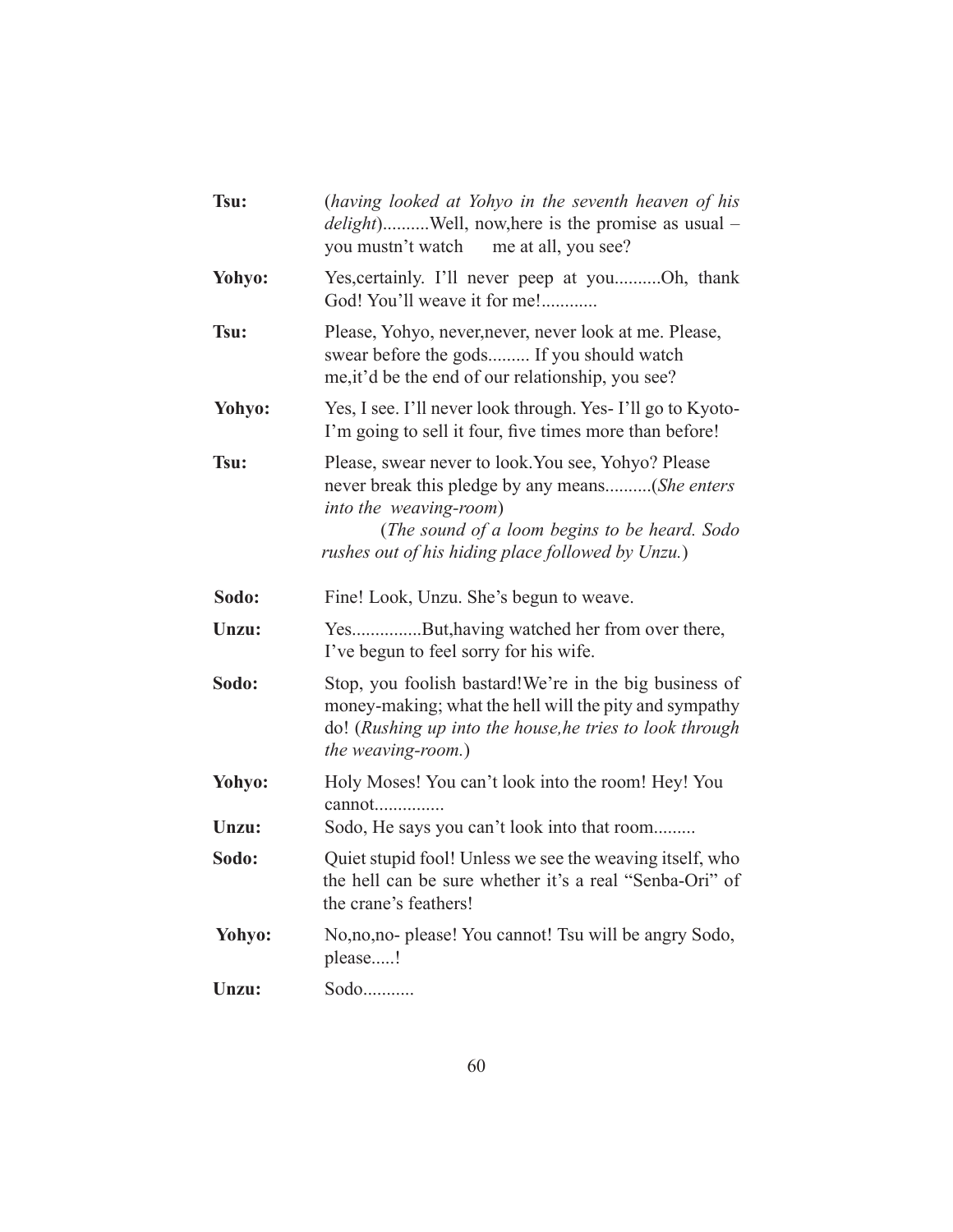**Tsu:** (*having looked at Yohyo in the seventh heaven of his delight*)..........Well, now,here is the promise as usual – you mustn't watch me at all, you see?

**Yohyo:** Yes,certainly. I'll never peep at you..........Oh, thank God! You'll weave it for me!............

**Tsu:** Please, Yohyo, never,never, never look at me. Please, swear before the gods......... If you should watch me,it'd be the end of our relationship, you see?

**Yohyo:** Yes, I see. I'll never look through. Yes- I'll go to Kyoto- I'm going to sell it four, five times more than before!

**Tsu:** Please, swear never to look.You see, Yohyo? Please never break this pledge by any means..........(*She enters into the weaving-room*)

(*The sound of a loom begins to be heard. Sodo rushes out of his hiding place followed by Unzu.*)

**Sodo:** Fine! Look, Unzu. She's begun to weave.

**Unzu:** Yes...............But,having watched her from over there, I've begun to feel sorry for his wife.

**Sodo:** Stop, you foolish bastard!We're in the big business of money-making; what the hell will the pity and sympathy do! (*Rushing up into the house,he tries to look through the weaving-room.*)

**Yohyo:** Holy Moses! You can't look into the room! Hey! You cannot...............

**Unzu:** Sodo, He says you can't look into that room.........

**Sodo:** Quiet stupid fool! Unless we see the weaving itself, who the hell can be sure whether it's a real "Senba-Ori" of the crane's feathers!

**Yohyo:** No,no,no- please! You cannot! Tsu will be angry Sodo, please.....!

**Unzu:** Sodo...........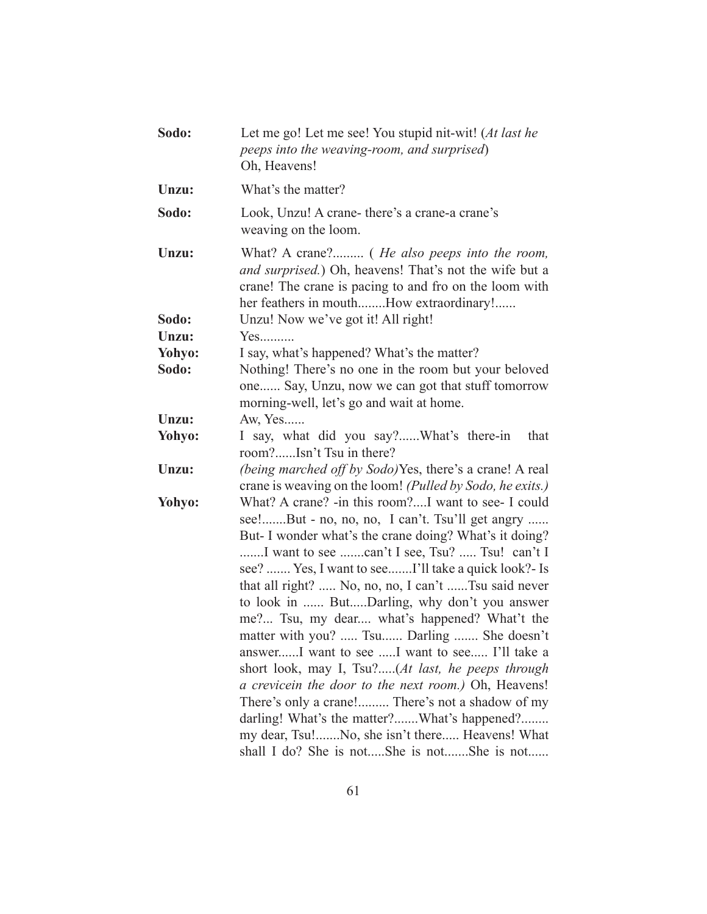**Sodo:** Let me go! Let me see! You stupid nit-wit! (*At last he peeps into the weaving-room, and surprised*) Oh, Heavens!

**Unzu:** What's the matter?

**Sodo:** Look, Unzu! A crane- there's a crane-a crane's weaving on the loom.

**Unzu:** What? A crane?......... ( *He also peeps into the room, and surprised.*) Oh, heavens! That's not the wife but a crane! The crane is pacing to and fro on the loom with her feathers in mouth........How extraordinary!......

**Sodo:** Unzu! Now we've got it! All right!

**Unzu:** Yes..........

**Yohyo:** I say, what's happened? What's the matter?

**Sodo:** Nothing! There's no one in the room but your beloved one...... Say, Unzu, now we can got that stuff tomorrow morning-well, let's go and wait at home.

**Unzu:** Aw, Yes......

**Yohyo:** I say, what did you say?......What's there-in that room?......Isn't Tsu in there?

**Unzu:** *(being marched off by Sodo)*Yes, there's a crane! A real crane is weaving on the loom! *(Pulled by Sodo, he exits.)*

**Yohyo:** What? A crane? -in this room?....I want to see- I could see!.......But - no, no, no, I can't. Tsu'll get angry ...... But- I wonder what's the crane doing? What's it doing? .......I want to see .......can't I see, Tsu? ..... Tsu! can't I see? ....... Yes, I want to see.......I'll take a quick look?- Is that all right? ..... No, no, no, I can't ......Tsu said never to look in ...... But.....Darling, why don't you answer me?... Tsu, my dear.... what's happened? What't the matter with you? ..... Tsu...... Darling ....... She doesn't answer......I want to see .....I want to see..... I'll take a short look, may I, Tsu?.....(*At last, he peeps through a crevicein the door to the next room.)* Oh, Heavens! There's only a crane!......... There's not a shadow of my darling! What's the matter?.......What's happened?........ my dear, Tsu!.......No, she isn't there..... Heavens! What shall I do? She is not.....She is not.......She is not......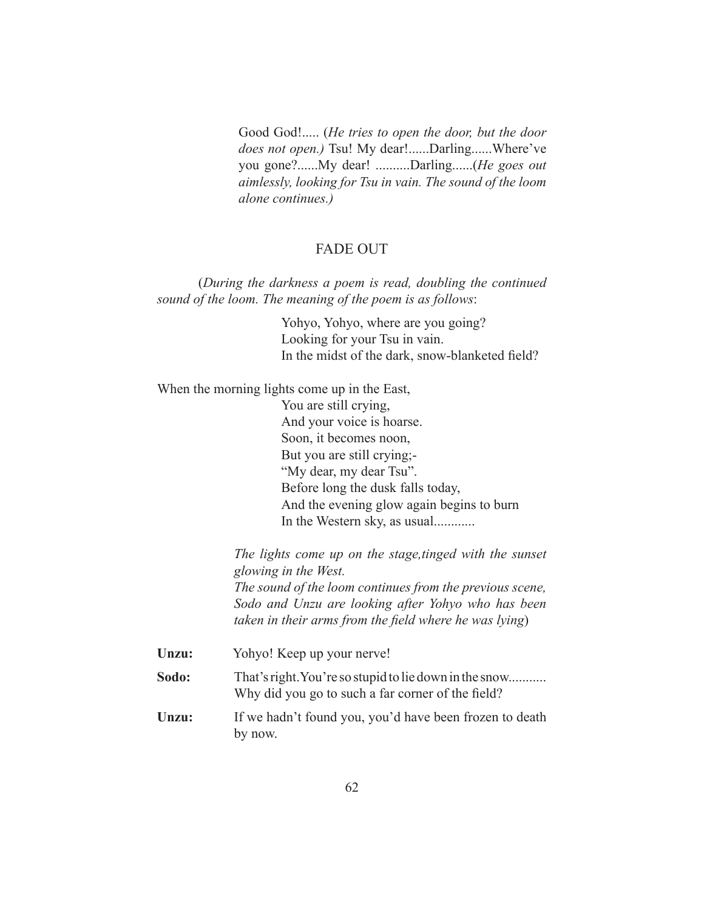Good God!..... (*He tries to open the door, but the door does not open.)* Tsu! My dear!......Darling......Where've you gone?......My dear! ..........Darling......(*He goes out aimlessly, looking for Tsu in vain. The sound of the loom alone continues.)*

FADE OUT

(*During the darkness a poem is read, doubling the continued sound of the loom. The meaning of the poem is as follows*:

> Yohyo, Yohyo, where are you going?
> Looking for your Tsu in vain.
> In the midst of the dark, snow-blanketed field?

When the morning lights come up in the East,

> You are still crying,
> And your voice is hoarse.
> Soon, it becomes noon,
> But you are still crying;-
> "My dear, my dear Tsu".
> Before long the dusk falls today,
> And the evening glow again begins to burn
> In the Western sky, as usual............

*The lights come up on the stage,tinged with the sunset glowing in the West.*
*The sound of the loom continues from the previous scene, Sodo and Unzu are looking after Yohyo who has been taken in their arms from the field where he was lying*)

**Unzu:** Yohyo! Keep up your nerve!

**Sodo:** That's right. You're so stupid to lie down in the snow........... Why did you go to such a far corner of the field?

**Unzu:** If we hadn't found you, you'd have been frozen to death by now.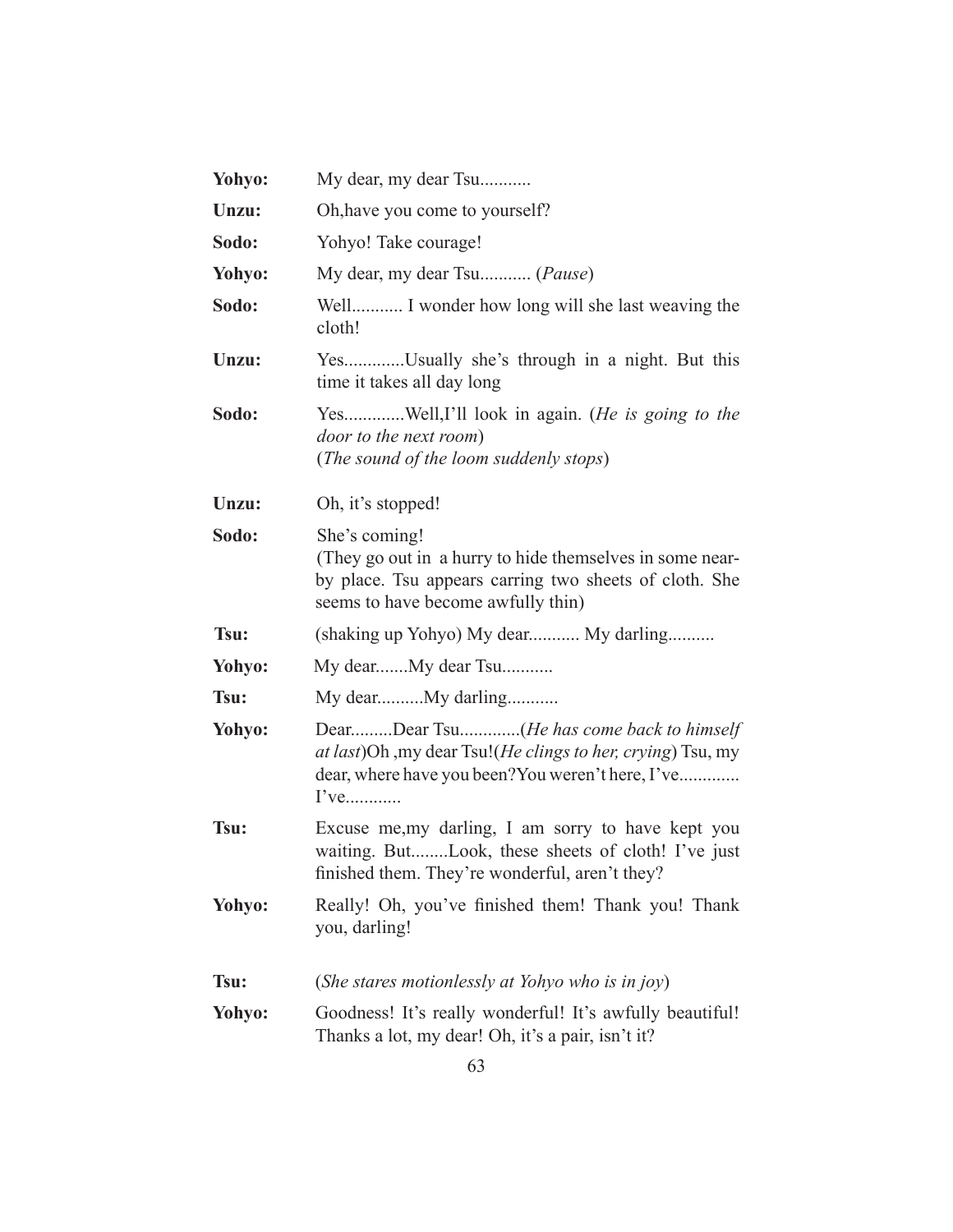**Yohyo:** My dear, my dear Tsu...........

**Unzu:** Oh,have you come to yourself?

**Sodo:** Yohyo! Take courage!

**Yohyo:** My dear, my dear Tsu........... (*Pause*)

**Sodo:** Well........... I wonder how long will she last weaving the cloth!

**Unzu:** Yes.............Usually she's through in a night. But this time it takes all day long

**Sodo:** Yes.............Well,I'll look in again. (*He is going to the door to the next room*)
(*The sound of the loom suddenly stops*)

**Unzu:** Oh, it's stopped!

**Sodo:** She's coming!
(They go out in a hurry to hide themselves in some near-by place. Tsu appears carring two sheets of cloth. She seems to have become awfully thin)

**Tsu:** (shaking up Yohyo) My dear........... My darling..........

**Yohyo:** My dear.......My dear Tsu...........

**Tsu:** My dear..........My darling...........

**Yohyo:** Dear.........Dear Tsu.............(*He has come back to himself at last*)Oh ,my dear Tsu!(*He clings to her, crying*) Tsu, my dear, where have you been?You weren't here, I've............. I've............

**Tsu:** Excuse me,my darling, I am sorry to have kept you waiting. But........Look, these sheets of cloth! I've just finished them. They're wonderful, aren't they?

**Yohyo:** Really! Oh, you've finished them! Thank you! Thank you, darling!

**Tsu:** (*She stares motionlessly at Yohyo who is in joy*)

**Yohyo:** Goodness! It's really wonderful! It's awfully beautiful! Thanks a lot, my dear! Oh, it's a pair, isn't it?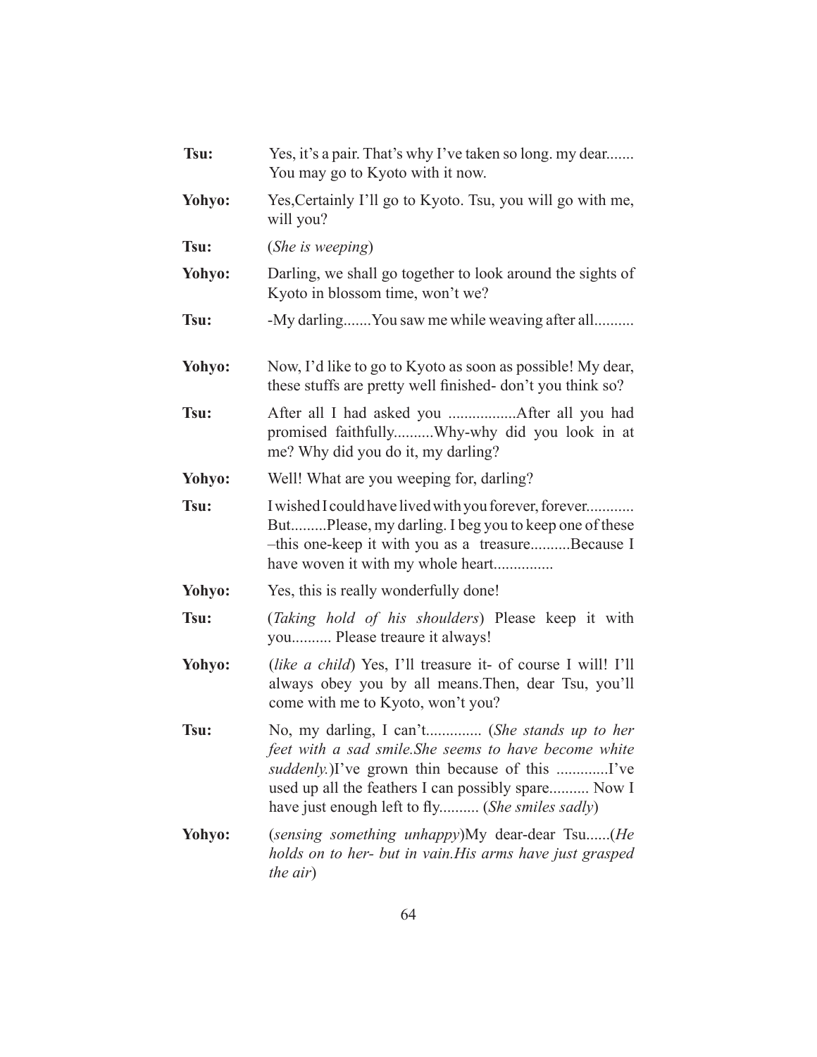**Tsu:** Yes, it's a pair. That's why I've taken so long. my dear....... You may go to Kyoto with it now.

**Yohyo:** Yes,Certainly I'll go to Kyoto. Tsu, you will go with me, will you?

**Tsu:** (*She is weeping*)

**Yohyo:** Darling, we shall go together to look around the sights of Kyoto in blossom time, won't we?

**Tsu:** -My darling.......You saw me while weaving after all..........

**Yohyo:** Now, I'd like to go to Kyoto as soon as possible! My dear, these stuffs are pretty well finished- don't you think so?

**Tsu:** After all I had asked you .................After all you had promised faithfully..........Why-why did you look in at me? Why did you do it, my darling?

**Yohyo:** Well! What are you weeping for, darling?

**Tsu:** I wished I could have lived with you forever, forever............ But.........Please, my darling. I beg you to keep one of these –this one-keep it with you as a treasure..........Because I have woven it with my whole heart...............

**Yohyo:** Yes, this is really wonderfully done!

**Tsu:** (*Taking hold of his shoulders*) Please keep it with you.......... Please treaure it always!

**Yohyo:** (*like a child*) Yes, I'll treasure it- of course I will! I'll always obey you by all means.Then, dear Tsu, you'll come with me to Kyoto, won't you?

**Tsu:** No, my darling, I can't.............. (*She stands up to her feet with a sad smile.She seems to have become white suddenly.*)I've grown thin because of this .............I've used up all the feathers I can possibly spare.......... Now I have just enough left to fly.......... (*She smiles sadly*)

**Yohyo:** (*sensing something unhappy*)My dear-dear Tsu......(*He holds on to her- but in vain.His arms have just grasped the air*)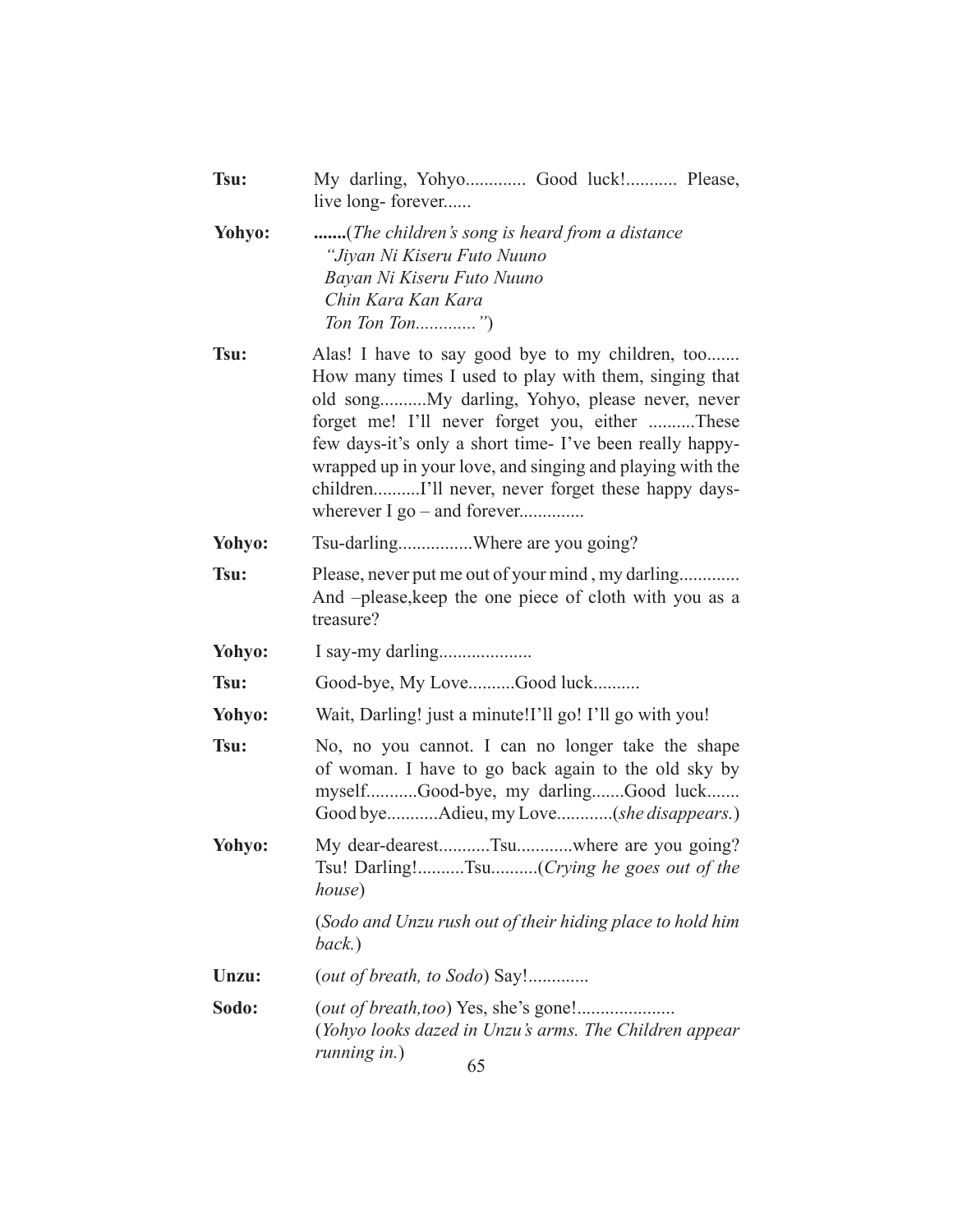**Tsu:** My darling, Yohyo............. Good luck!........... Please, live long- forever......

**Yohyo:** **.......**(*The children's song is heard from a distance*
*"Jiyan Ni Kiseru Futo Nuuno*
*Bayan Ni Kiseru Futo Nuuno*
*Chin Kara Kan Kara*
*Ton Ton Ton............."*)

**Tsu:** Alas! I have to say good bye to my children, too....... How many times I used to play with them, singing that old song..........My darling, Yohyo, please never, never forget me! I'll never forget you, either ..........These few days-it's only a short time- I've been really happy- wrapped up in your love, and singing and playing with the children..........I'll never, never forget these happy days- wherever I go – and forever..............

**Yohyo:** Tsu-darling................Where are you going?

**Tsu:** Please, never put me out of your mind , my darling............. And –please,keep the one piece of cloth with you as a treasure?

**Yohyo:** I say-my darling....................

**Tsu:** Good-bye, My Love..........Good luck..........

**Yohyo:** Wait, Darling! just a minute!I'll go! I'll go with you!

**Tsu:** No, no you cannot. I can no longer take the shape of woman. I have to go back again to the old sky by myself...........Good-bye, my darling.......Good luck....... Good bye...........Adieu, my Love............(*she disappears.*)

**Yohyo:** My dear-dearest...........Tsu............where are you going? Tsu! Darling!..........Tsu..........(*Crying he goes out of the house*)

(*Sodo and Unzu rush out of their hiding place to hold him back.*)

**Unzu:** (*out of breath, to Sodo*) Say!.............

**Sodo:** (*out of breath,too*) Yes, she's gone!.....................
(*Yohyo looks dazed in Unzu's arms. The Children appear running in.*)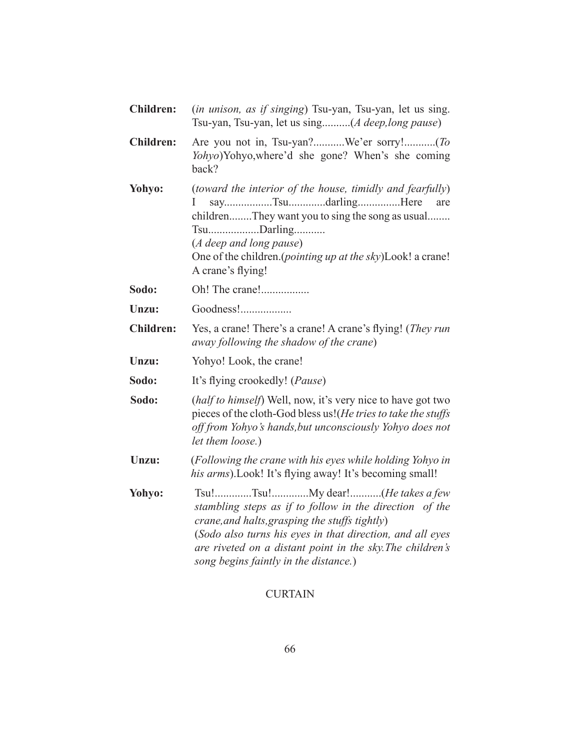**Children:** (*in unison, as if singing*) Tsu-yan, Tsu-yan, let us sing. Tsu-yan, Tsu-yan, let us sing..........(*A deep,long pause*)

**Children:** Are you not in, Tsu-yan?...........We'er sorry!...........(*To Yohyo*)Yohyo,where'd she gone? When's she coming back?

**Yohyo:** (*toward the interior of the house, timidly and fearfully*) I say.................Tsu.............darling...............Here are children........They want you to sing the song as usual........ Tsu.................Darling...........
(*A deep and long pause*)
One of the children.(*pointing up at the sky*)Look! a crane! A crane's flying!

**Sodo:** Oh! The crane!.................

**Unzu:** Goodness!..................

**Children:** Yes, a crane! There's a crane! A crane's flying! (*They run away following the shadow of the crane*)

**Unzu:** Yohyo! Look, the crane!

**Sodo:** It's flying crookedly! (*Pause*)

**Sodo:** (*half to himself*) Well, now, it's very nice to have got two pieces of the cloth-God bless us!(*He tries to take the stuffs off from Yohyo's hands,but unconsciously Yohyo does not let them loose.*)

**Unzu:** (*Following the crane with his eyes while holding Yohyo in his arms*).Look! It's flying away! It's becoming small!

**Yohyo:** Tsu!.............Tsu!.............My dear!...........(*He takes a few stambling steps as if to follow in the direction of the crane,and halts,grasping the stuffs tightly*)
(*Sodo also turns his eyes in that direction, and all eyes are riveted on a distant point in the sky.The children's song begins faintly in the distance.*)

CURTAIN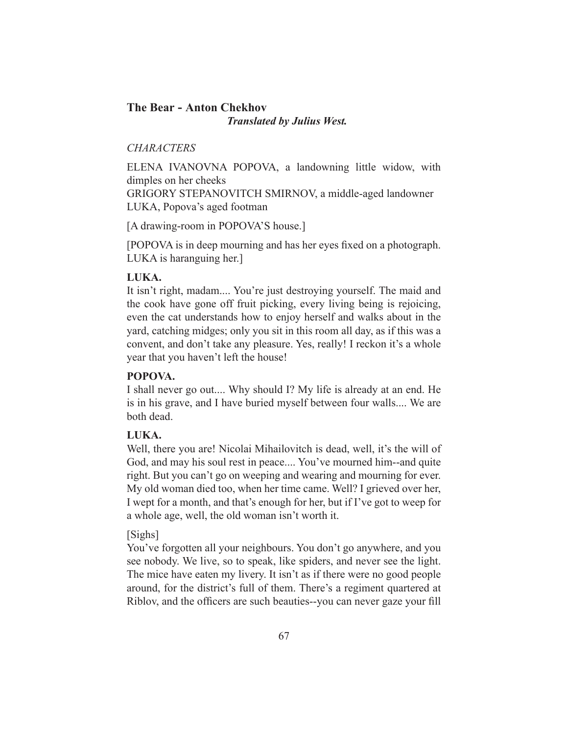## The Bear - Anton Chekhov

***Translated by Julius West.***

*CHARACTERS*

ELENA IVANOVNA POPOVA, a landowning little widow, with dimples on her cheeks
GRIGORY STEPANOVITCH SMIRNOV, a middle-aged landowner
LUKA, Popova's aged footman

[A drawing-room in POPOVA'S house.]

[POPOVA is in deep mourning and has her eyes fixed on a photograph. LUKA is haranguing her.]

**LUKA.**
It isn't right, madam.... You're just destroying yourself. The maid and the cook have gone off fruit picking, every living being is rejoicing, even the cat understands how to enjoy herself and walks about in the yard, catching midges; only you sit in this room all day, as if this was a convent, and don't take any pleasure. Yes, really! I reckon it's a whole year that you haven't left the house!

**POPOVA.**
I shall never go out.... Why should I? My life is already at an end. He is in his grave, and I have buried myself between four walls.... We are both dead.

**LUKA.**
Well, there you are! Nicolai Mihailovitch is dead, well, it's the will of God, and may his soul rest in peace.... You've mourned him--and quite right. But you can't go on weeping and wearing and mourning for ever. My old woman died too, when her time came. Well? I grieved over her, I wept for a month, and that's enough for her, but if I've got to weep for a whole age, well, the old woman isn't worth it.

[Sighs]
You've forgotten all your neighbours. You don't go anywhere, and you see nobody. We live, so to speak, like spiders, and never see the light. The mice have eaten my livery. It isn't as if there were no good people around, for the district's full of them. There's a regiment quartered at Riblov, and the officers are such beauties--you can never gaze your fill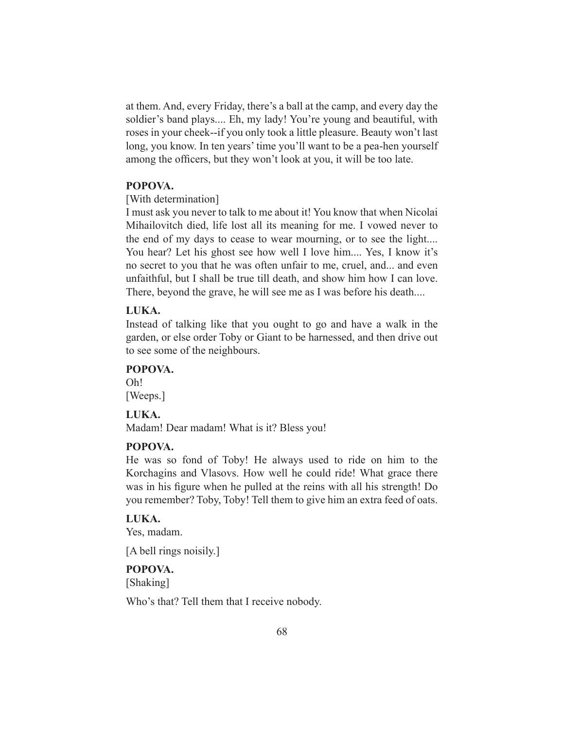at them. And, every Friday, there's a ball at the camp, and every day the soldier's band plays.... Eh, my lady! You're young and beautiful, with roses in your cheek--if you only took a little pleasure. Beauty won't last long, you know. In ten years' time you'll want to be a pea-hen yourself among the officers, but they won't look at you, it will be too late.

**POPOVA.**

[With determination]

I must ask you never to talk to me about it! You know that when Nicolai Mihailovitch died, life lost all its meaning for me. I vowed never to the end of my days to cease to wear mourning, or to see the light.... You hear? Let his ghost see how well I love him.... Yes, I know it's no secret to you that he was often unfair to me, cruel, and... and even unfaithful, but I shall be true till death, and show him how I can love. There, beyond the grave, he will see me as I was before his death....

**LUKA.**

Instead of talking like that you ought to go and have a walk in the garden, or else order Toby or Giant to be harnessed, and then drive out to see some of the neighbours.

**POPOVA.**

Oh!

[Weeps.]

**LUKA.**

Madam! Dear madam! What is it? Bless you!

**POPOVA.**

He was so fond of Toby! He always used to ride on him to the Korchagins and Vlasovs. How well he could ride! What grace there was in his figure when he pulled at the reins with all his strength! Do you remember? Toby, Toby! Tell them to give him an extra feed of oats.

**LUKA.**

Yes, madam.

[A bell rings noisily.]

**POPOVA.**

[Shaking]

Who's that? Tell them that I receive nobody.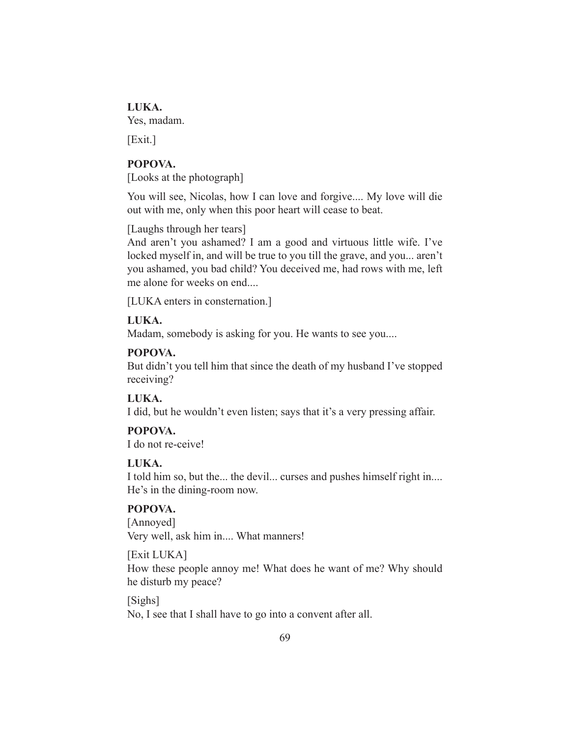**LUKA.**
Yes, madam.

[Exit.]

**POPOVA.**
[Looks at the photograph]

You will see, Nicolas, how I can love and forgive.... My love will die out with me, only when this poor heart will cease to beat.

[Laughs through her tears]
And aren't you ashamed? I am a good and virtuous little wife. I've locked myself in, and will be true to you till the grave, and you... aren't you ashamed, you bad child? You deceived me, had rows with me, left me alone for weeks on end....

[LUKA enters in consternation.]

**LUKA.**
Madam, somebody is asking for you. He wants to see you....

**POPOVA.**
But didn't you tell him that since the death of my husband I've stopped receiving?

**LUKA.**
I did, but he wouldn't even listen; says that it's a very pressing affair.

**POPOVA.**
I do not re-ceive!

**LUKA.**
I told him so, but the... the devil... curses and pushes himself right in.... He's in the dining-room now.

**POPOVA.**
[Annoyed]
Very well, ask him in.... What manners!

[Exit LUKA]
How these people annoy me! What does he want of me? Why should he disturb my peace?

[Sighs]
No, I see that I shall have to go into a convent after all.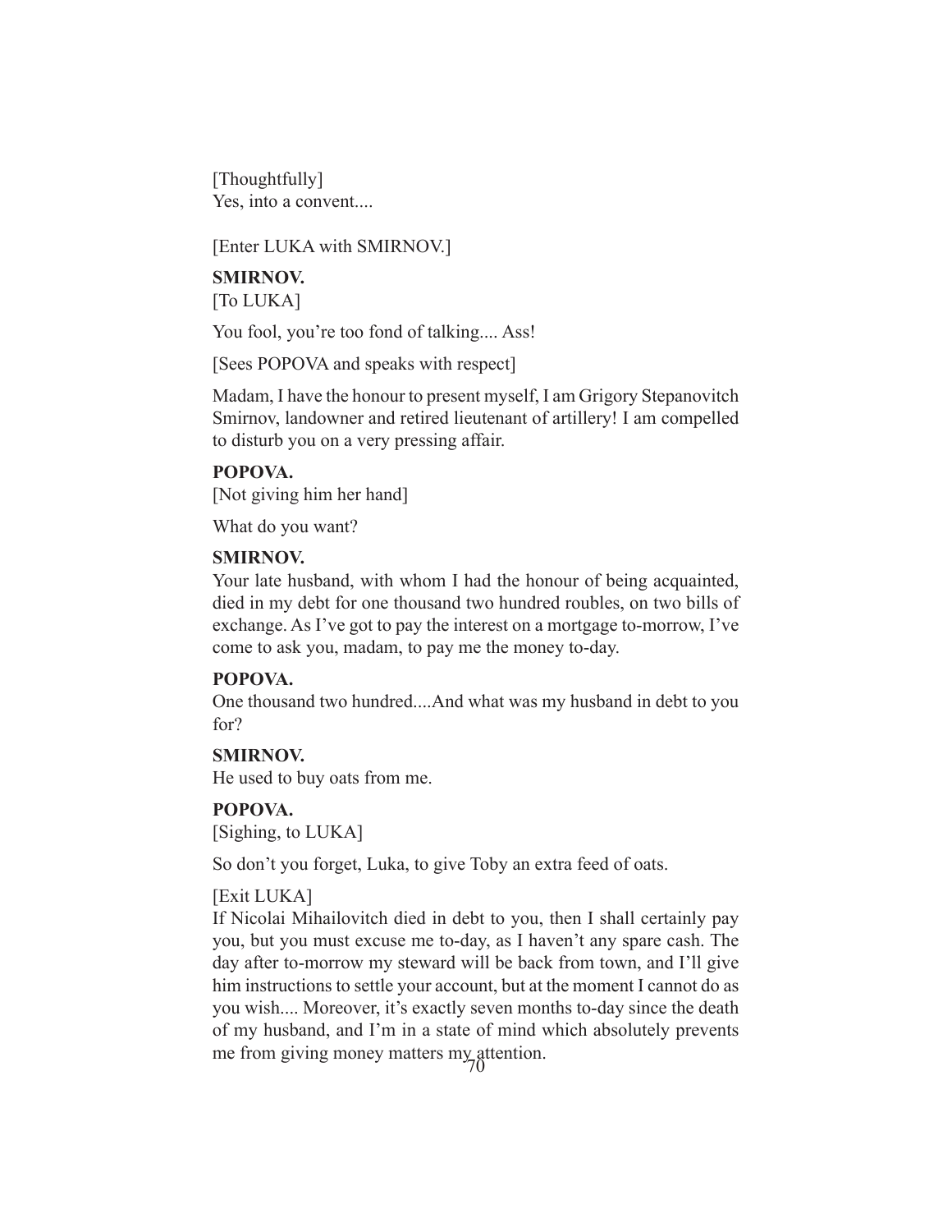[Thoughtfully]
Yes, into a convent....

[Enter LUKA with SMIRNOV.]

**SMIRNOV.**
[To LUKA]

You fool, you're too fond of talking.... Ass!

[Sees POPOVA and speaks with respect]

Madam, I have the honour to present myself, I am Grigory Stepanovitch Smirnov, landowner and retired lieutenant of artillery! I am compelled to disturb you on a very pressing affair.

**POPOVA.**
[Not giving him her hand]

What do you want?

**SMIRNOV.**
Your late husband, with whom I had the honour of being acquainted, died in my debt for one thousand two hundred roubles, on two bills of exchange. As I've got to pay the interest on a mortgage to-morrow, I've come to ask you, madam, to pay me the money to-day.

**POPOVA.**
One thousand two hundred....And what was my husband in debt to you for?

**SMIRNOV.**
He used to buy oats from me.

**POPOVA.**
[Sighing, to LUKA]

So don't you forget, Luka, to give Toby an extra feed of oats.

[Exit LUKA]
If Nicolai Mihailovitch died in debt to you, then I shall certainly pay you, but you must excuse me to-day, as I haven't any spare cash. The day after to-morrow my steward will be back from town, and I'll give him instructions to settle your account, but at the moment I cannot do as you wish.... Moreover, it's exactly seven months to-day since the death of my husband, and I'm in a state of mind which absolutely prevents me from giving money matters my attention.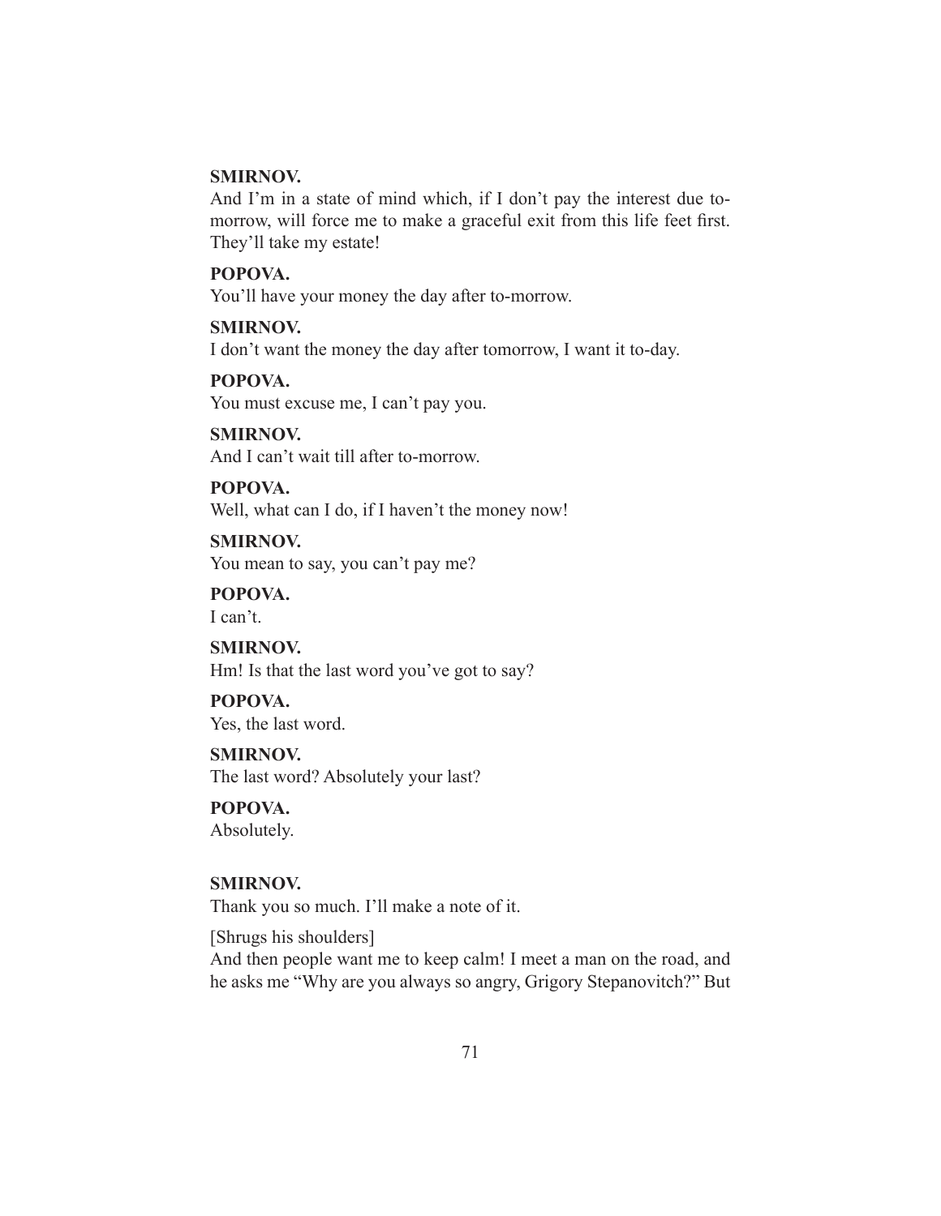**SMIRNOV.**

And I'm in a state of mind which, if I don't pay the interest due to-morrow, will force me to make a graceful exit from this life feet first. They'll take my estate!

**POPOVA.**

You'll have your money the day after to-morrow.

**SMIRNOV.**

I don't want the money the day after tomorrow, I want it to-day.

**POPOVA.**

You must excuse me, I can't pay you.

**SMIRNOV.**

And I can't wait till after to-morrow.

**POPOVA.**

Well, what can I do, if I haven't the money now!

**SMIRNOV.**

You mean to say, you can't pay me?

**POPOVA.**

I can't.

**SMIRNOV.**

Hm! Is that the last word you've got to say?

**POPOVA.**

Yes, the last word.

**SMIRNOV.**

The last word? Absolutely your last?

**POPOVA.**

Absolutely.

**SMIRNOV.**

Thank you so much. I'll make a note of it.

[Shrugs his shoulders]

And then people want me to keep calm! I meet a man on the road, and he asks me "Why are you always so angry, Grigory Stepanovitch?" But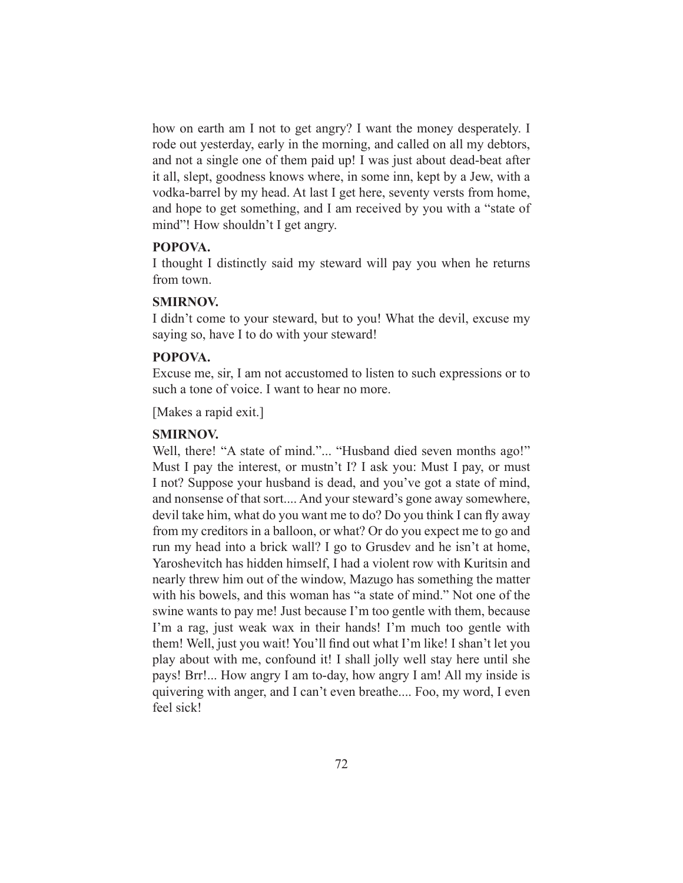how on earth am I not to get angry? I want the money desperately. I rode out yesterday, early in the morning, and called on all my debtors, and not a single one of them paid up! I was just about dead-beat after it all, slept, goodness knows where, in some inn, kept by a Jew, with a vodka-barrel by my head. At last I get here, seventy versts from home, and hope to get something, and I am received by you with a "state of mind"! How shouldn't I get angry.

**POPOVA.**

I thought I distinctly said my steward will pay you when he returns from town.

**SMIRNOV.**

I didn't come to your steward, but to you! What the devil, excuse my saying so, have I to do with your steward!

**POPOVA.**

Excuse me, sir, I am not accustomed to listen to such expressions or to such a tone of voice. I want to hear no more.

[Makes a rapid exit.]

**SMIRNOV.**

Well, there! "A state of mind."... "Husband died seven months ago!" Must I pay the interest, or mustn't I? I ask you: Must I pay, or must I not? Suppose your husband is dead, and you've got a state of mind, and nonsense of that sort.... And your steward's gone away somewhere, devil take him, what do you want me to do? Do you think I can fly away from my creditors in a balloon, or what? Or do you expect me to go and run my head into a brick wall? I go to Grusdev and he isn't at home, Yaroshevitch has hidden himself, I had a violent row with Kuritsin and nearly threw him out of the window, Mazugo has something the matter with his bowels, and this woman has "a state of mind." Not one of the swine wants to pay me! Just because I'm too gentle with them, because I'm a rag, just weak wax in their hands! I'm much too gentle with them! Well, just you wait! You'll find out what I'm like! I shan't let you play about with me, confound it! I shall jolly well stay here until she pays! Brr!... How angry I am to-day, how angry I am! All my inside is quivering with anger, and I can't even breathe.... Foo, my word, I even feel sick!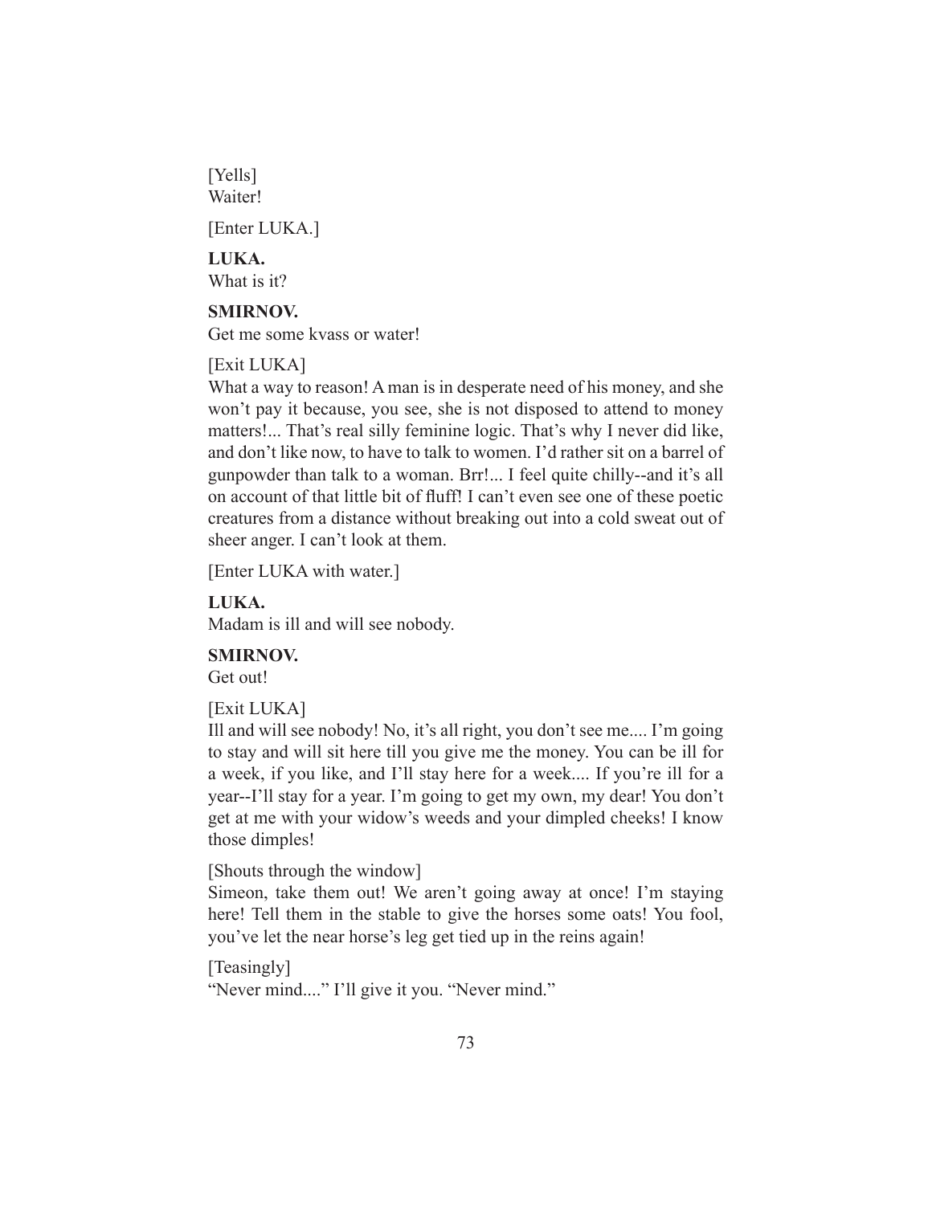[Yells]
Waiter!

[Enter LUKA.]

**LUKA.**
What is it?

**SMIRNOV.**
Get me some kvass or water!

[Exit LUKA]
What a way to reason! A man is in desperate need of his money, and she won't pay it because, you see, she is not disposed to attend to money matters!... That's real silly feminine logic. That's why I never did like, and don't like now, to have to talk to women. I'd rather sit on a barrel of gunpowder than talk to a woman. Brr!... I feel quite chilly--and it's all on account of that little bit of fluff! I can't even see one of these poetic creatures from a distance without breaking out into a cold sweat out of sheer anger. I can't look at them.

[Enter LUKA with water.]

**LUKA.**
Madam is ill and will see nobody.

**SMIRNOV.**
Get out!

[Exit LUKA]
Ill and will see nobody! No, it's all right, you don't see me.... I'm going to stay and will sit here till you give me the money. You can be ill for a week, if you like, and I'll stay here for a week.... If you're ill for a year--I'll stay for a year. I'm going to get my own, my dear! You don't get at me with your widow's weeds and your dimpled cheeks! I know those dimples!

[Shouts through the window]
Simeon, take them out! We aren't going away at once! I'm staying here! Tell them in the stable to give the horses some oats! You fool, you've let the near horse's leg get tied up in the reins again!

[Teasingly]
"Never mind...." I'll give it you. "Never mind."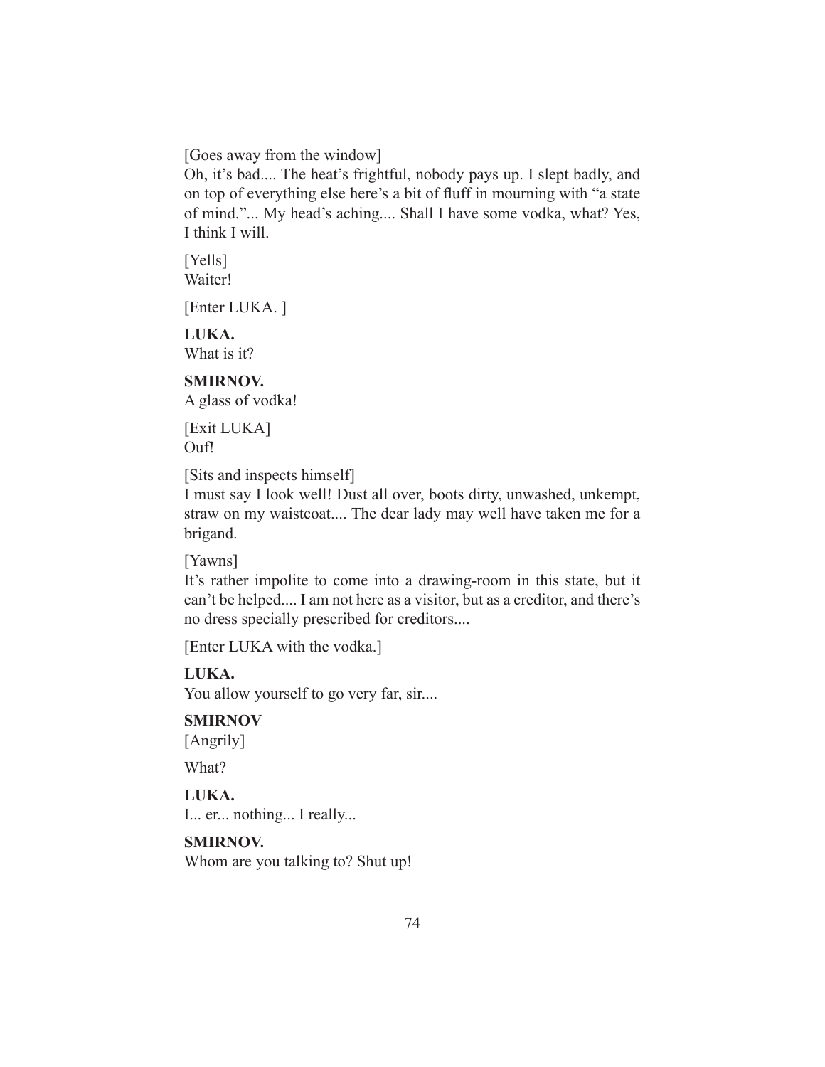[Goes away from the window]
Oh, it's bad.... The heat's frightful, nobody pays up. I slept badly, and on top of everything else here's a bit of fluff in mourning with "a state of mind."... My head's aching.... Shall I have some vodka, what? Yes, I think I will.

[Yells]
Waiter!

[Enter LUKA. ]

**LUKA.**
What is it?

**SMIRNOV.**
A glass of vodka!

[Exit LUKA]
Ouf!

[Sits and inspects himself]
I must say I look well! Dust all over, boots dirty, unwashed, unkempt, straw on my waistcoat.... The dear lady may well have taken me for a brigand.

[Yawns]
It's rather impolite to come into a drawing-room in this state, but it can't be helped.... I am not here as a visitor, but as a creditor, and there's no dress specially prescribed for creditors....

[Enter LUKA with the vodka.]

**LUKA.**
You allow yourself to go very far, sir....

**SMIRNOV**
[Angrily]

What?

**LUKA.**
I... er... nothing... I really...

**SMIRNOV.**
Whom are you talking to? Shut up!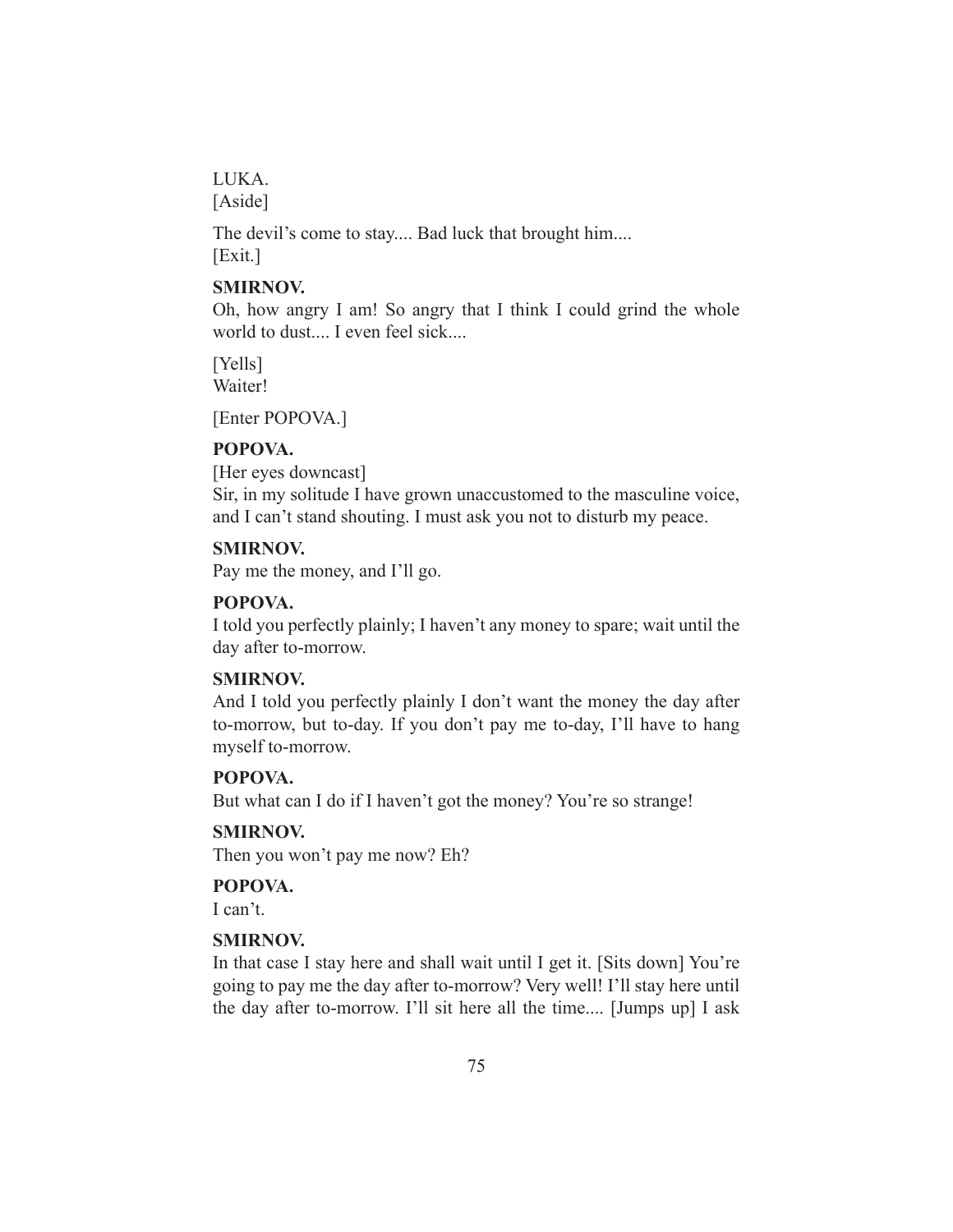LUKA.
[Aside]

The devil's come to stay.... Bad luck that brought him....
[Exit.]

**SMIRNOV.**
Oh, how angry I am! So angry that I think I could grind the whole world to dust.... I even feel sick....

[Yells]
Waiter!

[Enter POPOVA.]

**POPOVA.**
[Her eyes downcast]
Sir, in my solitude I have grown unaccustomed to the masculine voice, and I can't stand shouting. I must ask you not to disturb my peace.

**SMIRNOV.**
Pay me the money, and I'll go.

**POPOVA.**
I told you perfectly plainly; I haven't any money to spare; wait until the day after to-morrow.

**SMIRNOV.**
And I told you perfectly plainly I don't want the money the day after to-morrow, but to-day. If you don't pay me to-day, I'll have to hang myself to-morrow.

**POPOVA.**
But what can I do if I haven't got the money? You're so strange!

**SMIRNOV.**
Then you won't pay me now? Eh?

**POPOVA.**
I can't.

**SMIRNOV.**
In that case I stay here and shall wait until I get it. [Sits down] You're going to pay me the day after to-morrow? Very well! I'll stay here until the day after to-morrow. I'll sit here all the time.... [Jumps up] I ask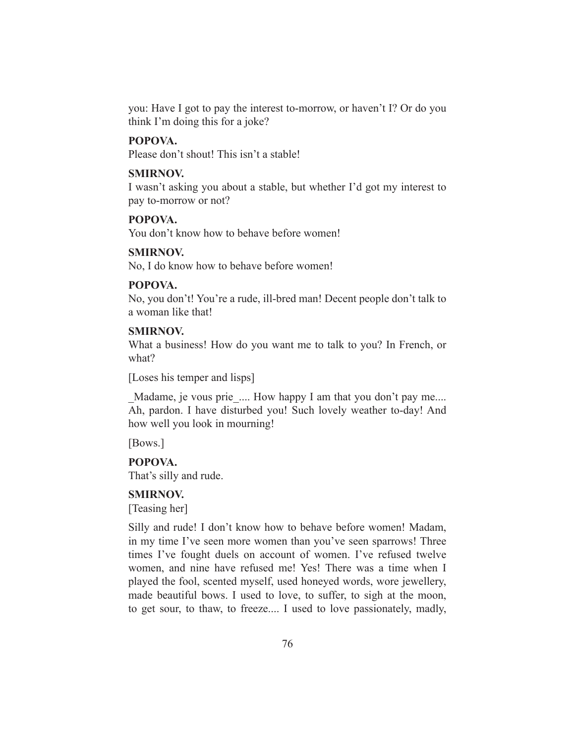you: Have I got to pay the interest to-morrow, or haven't I? Or do you think I'm doing this for a joke?

**POPOVA.**

Please don't shout! This isn't a stable!

**SMIRNOV.**

I wasn't asking you about a stable, but whether I'd got my interest to pay to-morrow or not?

**POPOVA.**

You don't know how to behave before women!

**SMIRNOV.**

No, I do know how to behave before women!

**POPOVA.**

No, you don't! You're a rude, ill-bred man! Decent people don't talk to a woman like that!

**SMIRNOV.**

What a business! How do you want me to talk to you? In French, or what?

[Loses his temper and lisps]

_Madame, je vous prie_.... How happy I am that you don't pay me.... Ah, pardon. I have disturbed you! Such lovely weather to-day! And how well you look in mourning!

[Bows.]

**POPOVA.**

That's silly and rude.

**SMIRNOV.**

[Teasing her]

Silly and rude! I don't know how to behave before women! Madam, in my time I've seen more women than you've seen sparrows! Three times I've fought duels on account of women. I've refused twelve women, and nine have refused me! Yes! There was a time when I played the fool, scented myself, used honeyed words, wore jewellery, made beautiful bows. I used to love, to suffer, to sigh at the moon, to get sour, to thaw, to freeze.... I used to love passionately, madly,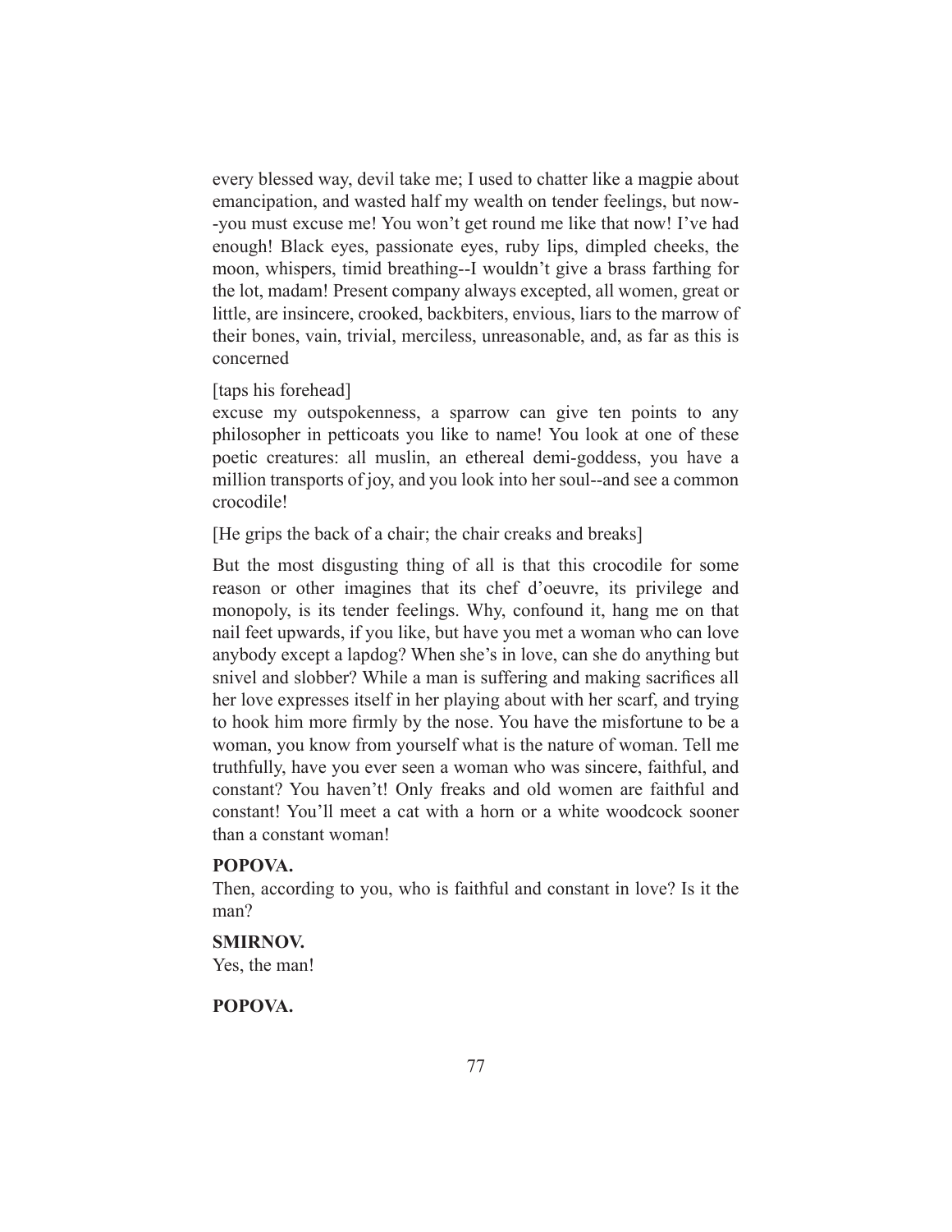every blessed way, devil take me; I used to chatter like a magpie about emancipation, and wasted half my wealth on tender feelings, but now--you must excuse me! You won't get round me like that now! I've had enough! Black eyes, passionate eyes, ruby lips, dimpled cheeks, the moon, whispers, timid breathing--I wouldn't give a brass farthing for the lot, madam! Present company always excepted, all women, great or little, are insincere, crooked, backbiters, envious, liars to the marrow of their bones, vain, trivial, merciless, unreasonable, and, as far as this is concerned

[taps his forehead]

excuse my outspokenness, a sparrow can give ten points to any philosopher in petticoats you like to name! You look at one of these poetic creatures: all muslin, an ethereal demi-goddess, you have a million transports of joy, and you look into her soul--and see a common crocodile!

[He grips the back of a chair; the chair creaks and breaks]

But the most disgusting thing of all is that this crocodile for some reason or other imagines that its chef d'oeuvre, its privilege and monopoly, is its tender feelings. Why, confound it, hang me on that nail feet upwards, if you like, but have you met a woman who can love anybody except a lapdog? When she's in love, can she do anything but snivel and slobber? While a man is suffering and making sacrifices all her love expresses itself in her playing about with her scarf, and trying to hook him more firmly by the nose. You have the misfortune to be a woman, you know from yourself what is the nature of woman. Tell me truthfully, have you ever seen a woman who was sincere, faithful, and constant? You haven't! Only freaks and old women are faithful and constant! You'll meet a cat with a horn or a white woodcock sooner than a constant woman!

**POPOVA.**
Then, according to you, who is faithful and constant in love? Is it the man?

**SMIRNOV.**
Yes, the man!

**POPOVA.**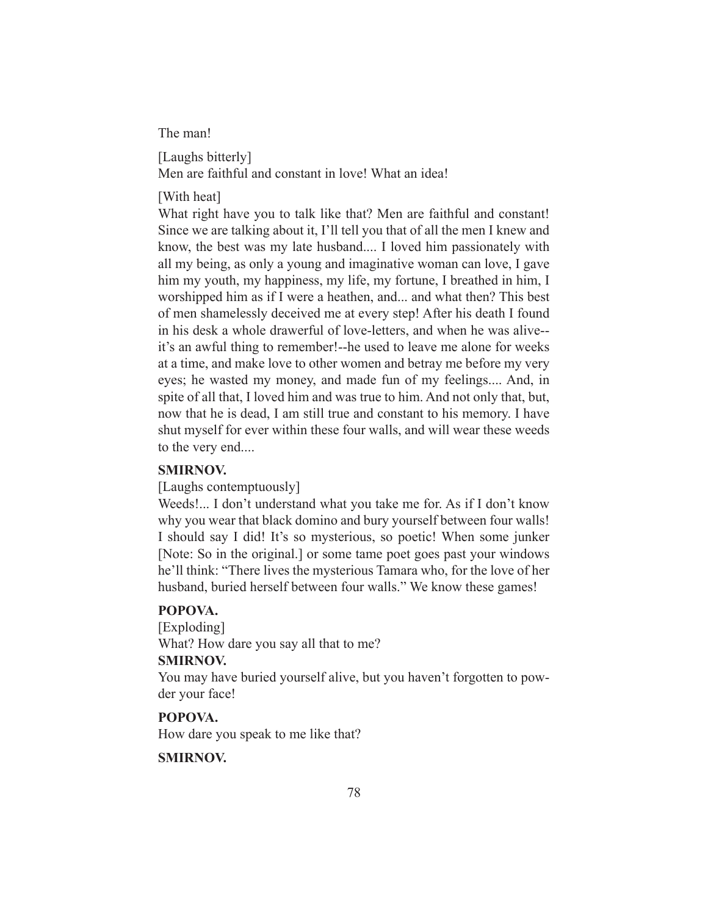The man!

[Laughs bitterly]
Men are faithful and constant in love! What an idea!

[With heat]
What right have you to talk like that? Men are faithful and constant! Since we are talking about it, I'll tell you that of all the men I knew and know, the best was my late husband.... I loved him passionately with all my being, as only a young and imaginative woman can love, I gave him my youth, my happiness, my life, my fortune, I breathed in him, I worshipped him as if I were a heathen, and... and what then? This best of men shamelessly deceived me at every step! After his death I found in his desk a whole drawerful of love-letters, and when he was alive--it's an awful thing to remember!--he used to leave me alone for weeks at a time, and make love to other women and betray me before my very eyes; he wasted my money, and made fun of my feelings.... And, in spite of all that, I loved him and was true to him. And not only that, but, now that he is dead, I am still true and constant to his memory. I have shut myself for ever within these four walls, and will wear these weeds to the very end....

**SMIRNOV.**

[Laughs contemptuously]
Weeds!... I don't understand what you take me for. As if I don't know why you wear that black domino and bury yourself between four walls! I should say I did! It's so mysterious, so poetic! When some junker [Note: So in the original.] or some tame poet goes past your windows he'll think: "There lives the mysterious Tamara who, for the love of her husband, buried herself between four walls." We know these games!

**POPOVA.**

[Exploding]
What? How dare you say all that to me?

**SMIRNOV.**

You may have buried yourself alive, but you haven't forgotten to powder your face!

**POPOVA.**

How dare you speak to me like that?

**SMIRNOV.**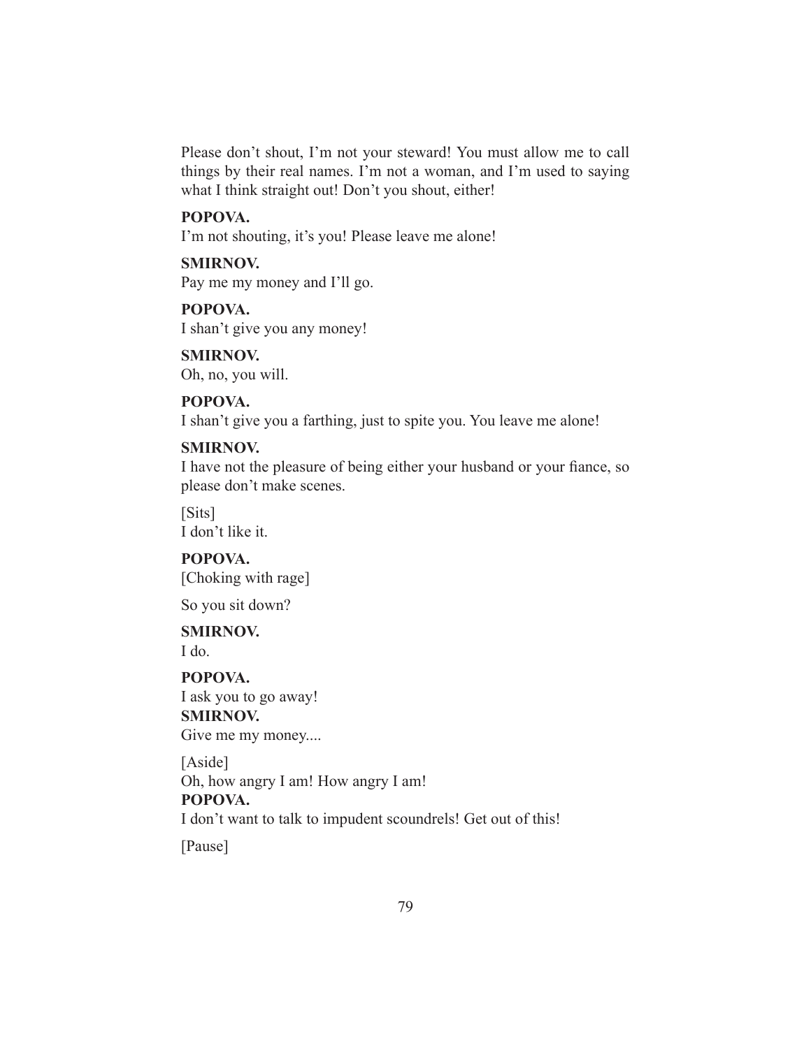Please don't shout, I'm not your steward! You must allow me to call things by their real names. I'm not a woman, and I'm used to saying what I think straight out! Don't you shout, either!

**POPOVA.**
I'm not shouting, it's you! Please leave me alone!

**SMIRNOV.**
Pay me my money and I'll go.

**POPOVA.**
I shan't give you any money!

**SMIRNOV.**
Oh, no, you will.

**POPOVA.**
I shan't give you a farthing, just to spite you. You leave me alone!

**SMIRNOV.**
I have not the pleasure of being either your husband or your fiance, so please don't make scenes.

[Sits]
I don't like it.

**POPOVA.**
[Choking with rage]

So you sit down?

**SMIRNOV.**
I do.

**POPOVA.**
I ask you to go away!

**SMIRNOV.**
Give me my money....

[Aside]
Oh, how angry I am! How angry I am!

**POPOVA.**
I don't want to talk to impudent scoundrels! Get out of this!

[Pause]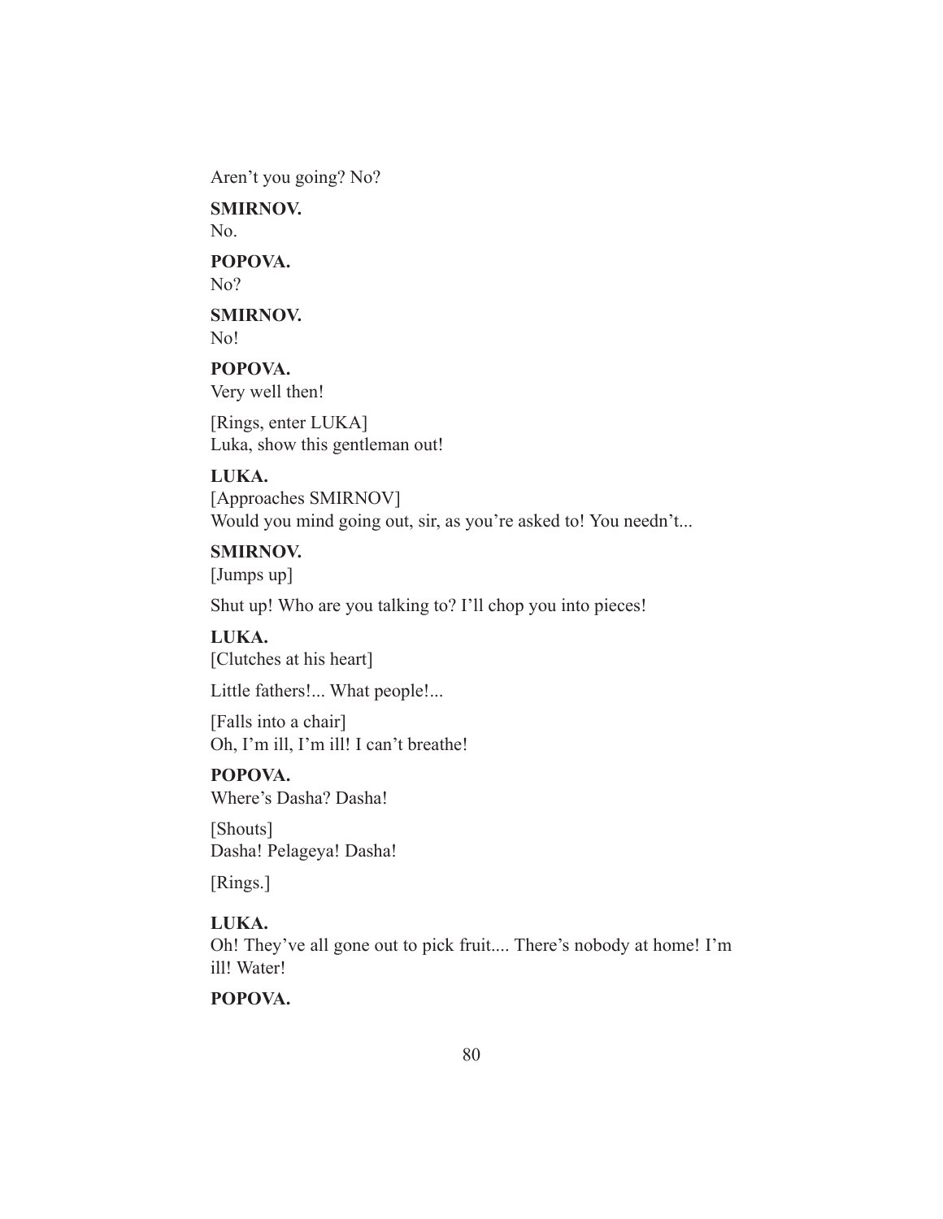Aren't you going? No?

**SMIRNOV.**
No.

**POPOVA.**
No?

**SMIRNOV.**
No!

**POPOVA.**
Very well then!

[Rings, enter LUKA]
Luka, show this gentleman out!

**LUKA.**
[Approaches SMIRNOV]
Would you mind going out, sir, as you're asked to! You needn't...

**SMIRNOV.**
[Jumps up]

Shut up! Who are you talking to? I'll chop you into pieces!

**LUKA.**
[Clutches at his heart]

Little fathers!... What people!...

[Falls into a chair]
Oh, I'm ill, I'm ill! I can't breathe!

**POPOVA.**
Where's Dasha? Dasha!

[Shouts]
Dasha! Pelageya! Dasha!

[Rings.]

**LUKA.**
Oh! They've all gone out to pick fruit.... There's nobody at home! I'm ill! Water!

**POPOVA.**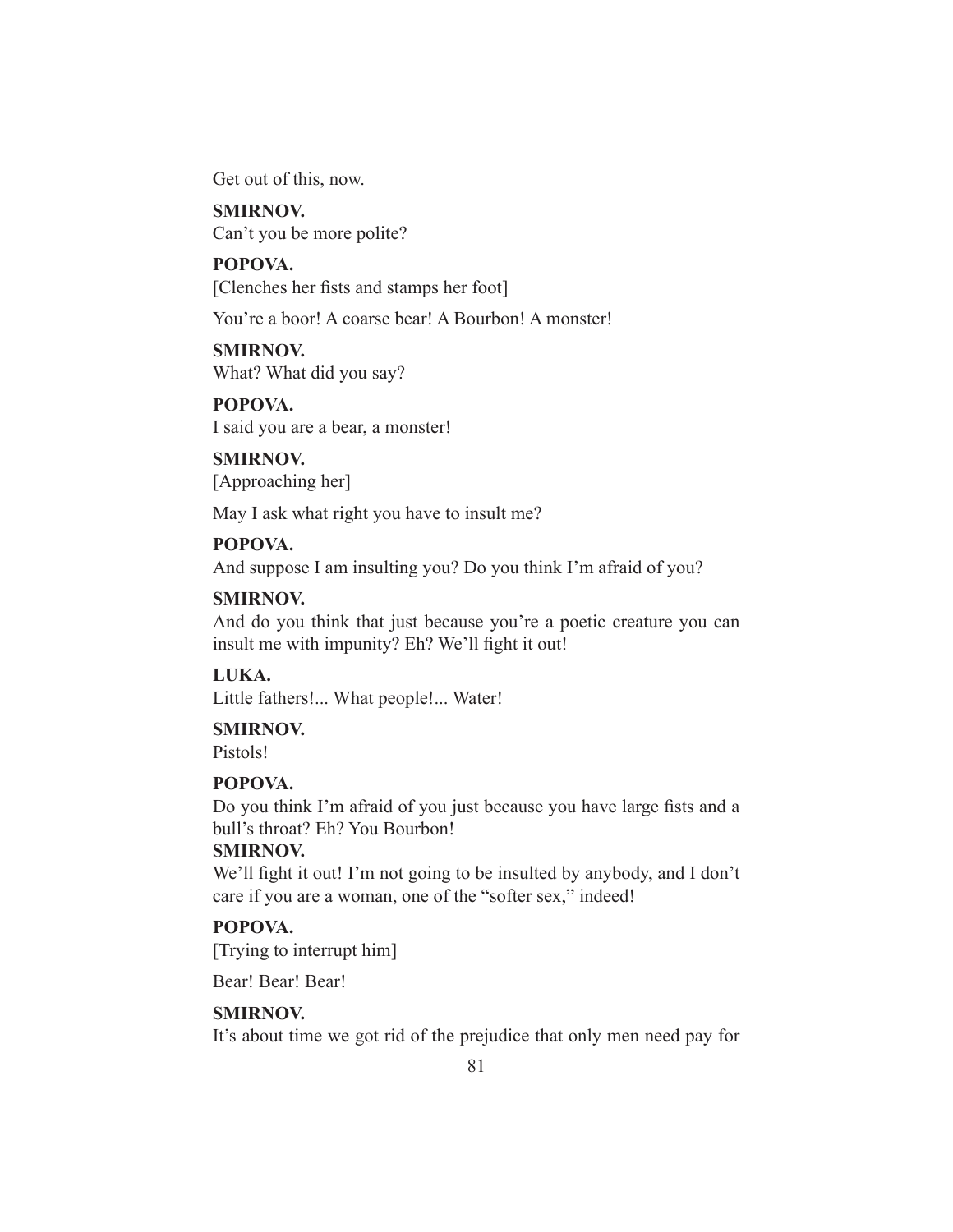Get out of this, now.

**SMIRNOV.**
Can't you be more polite?

**POPOVA.**
[Clenches her fists and stamps her foot]

You're a boor! A coarse bear! A Bourbon! A monster!

**SMIRNOV.**
What? What did you say?

**POPOVA.**
I said you are a bear, a monster!

**SMIRNOV.**
[Approaching her]

May I ask what right you have to insult me?

**POPOVA.**
And suppose I am insulting you? Do you think I'm afraid of you?

**SMIRNOV.**
And do you think that just because you're a poetic creature you can insult me with impunity? Eh? We'll fight it out!

**LUKA.**
Little fathers!... What people!... Water!

**SMIRNOV.**
Pistols!

**POPOVA.**
Do you think I'm afraid of you just because you have large fists and a bull's throat? Eh? You Bourbon!

**SMIRNOV.**
We'll fight it out! I'm not going to be insulted by anybody, and I don't care if you are a woman, one of the "softer sex," indeed!

**POPOVA.**
[Trying to interrupt him]

Bear! Bear! Bear!

**SMIRNOV.**
It's about time we got rid of the prejudice that only men need pay for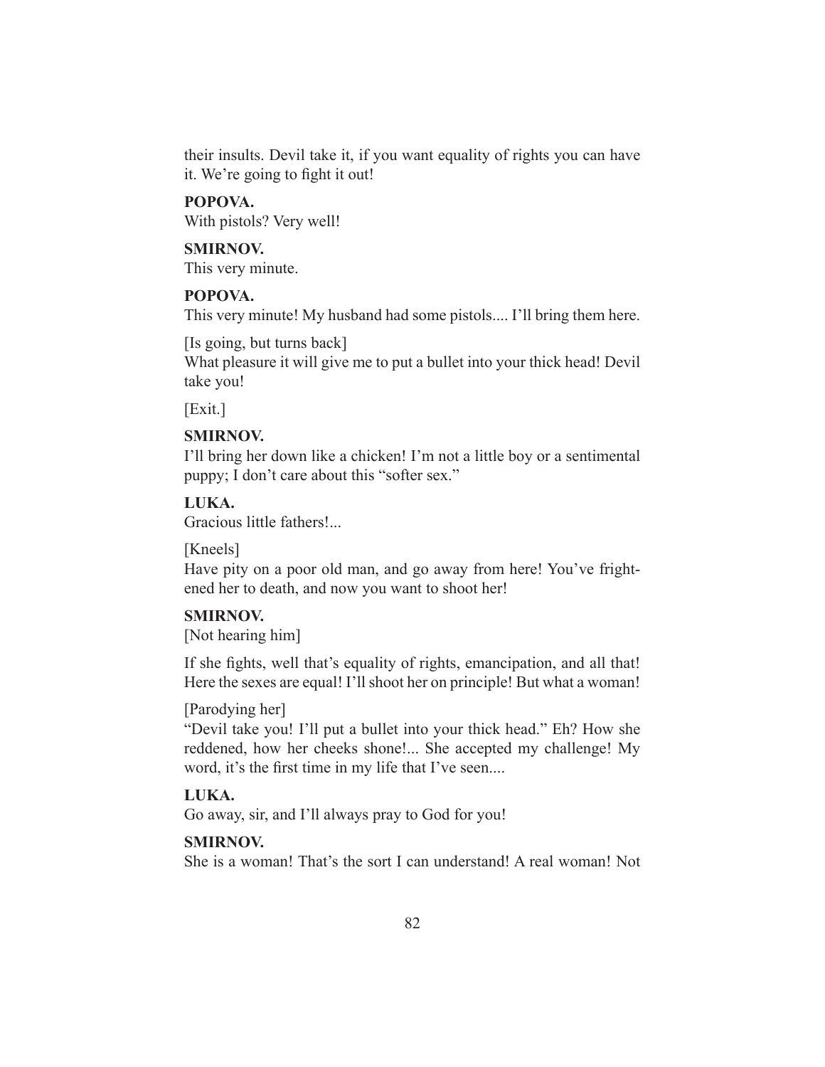their insults. Devil take it, if you want equality of rights you can have it. We're going to fight it out!

**POPOVA.**

With pistols? Very well!

**SMIRNOV.**

This very minute.

**POPOVA.**

This very minute! My husband had some pistols.... I'll bring them here.

[Is going, but turns back]

What pleasure it will give me to put a bullet into your thick head! Devil take you!

[Exit.]

**SMIRNOV.**

I'll bring her down like a chicken! I'm not a little boy or a sentimental puppy; I don't care about this "softer sex."

**LUKA.**

Gracious little fathers!...

[Kneels]

Have pity on a poor old man, and go away from here! You've frightened her to death, and now you want to shoot her!

**SMIRNOV.**

[Not hearing him]

If she fights, well that's equality of rights, emancipation, and all that! Here the sexes are equal! I'll shoot her on principle! But what a woman!

[Parodying her]

"Devil take you! I'll put a bullet into your thick head." Eh? How she reddened, how her cheeks shone!... She accepted my challenge! My word, it's the first time in my life that I've seen....

**LUKA.**

Go away, sir, and I'll always pray to God for you!

**SMIRNOV.**

She is a woman! That's the sort I can understand! A real woman! Not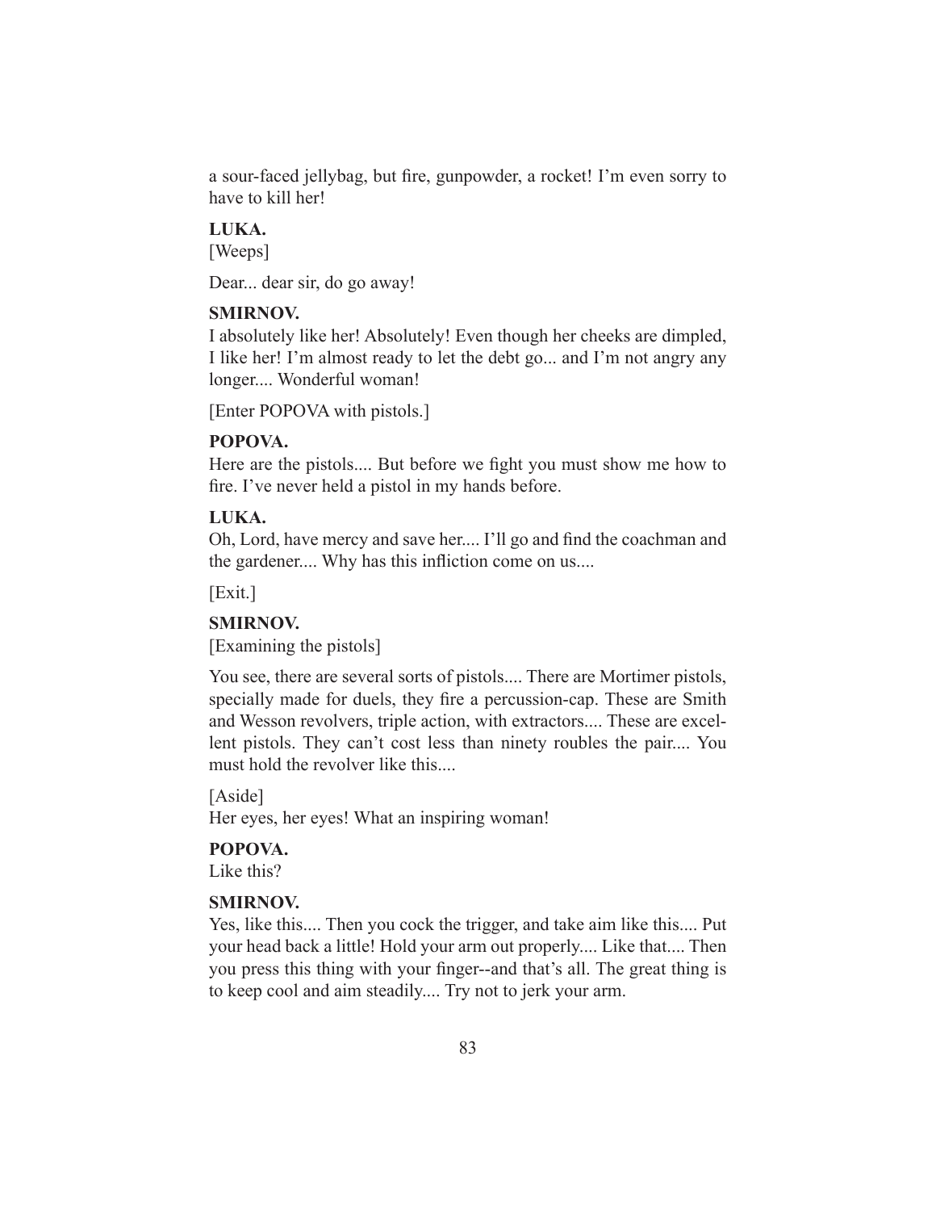a sour-faced jellybag, but fire, gunpowder, a rocket! I'm even sorry to have to kill her!

**LUKA.**
[Weeps]

Dear... dear sir, do go away!

**SMIRNOV.**
I absolutely like her! Absolutely! Even though her cheeks are dimpled, I like her! I'm almost ready to let the debt go... and I'm not angry any longer.... Wonderful woman!

[Enter POPOVA with pistols.]

**POPOVA.**
Here are the pistols.... But before we fight you must show me how to fire. I've never held a pistol in my hands before.

**LUKA.**
Oh, Lord, have mercy and save her.... I'll go and find the coachman and the gardener.... Why has this infliction come on us....

[Exit.]

**SMIRNOV.**
[Examining the pistols]

You see, there are several sorts of pistols.... There are Mortimer pistols, specially made for duels, they fire a percussion-cap. These are Smith and Wesson revolvers, triple action, with extractors.... These are excellent pistols. They can't cost less than ninety roubles the pair.... You must hold the revolver like this....

[Aside]
Her eyes, her eyes! What an inspiring woman!

**POPOVA.**
Like this?

**SMIRNOV.**
Yes, like this.... Then you cock the trigger, and take aim like this.... Put your head back a little! Hold your arm out properly.... Like that.... Then you press this thing with your finger--and that's all. The great thing is to keep cool and aim steadily.... Try not to jerk your arm.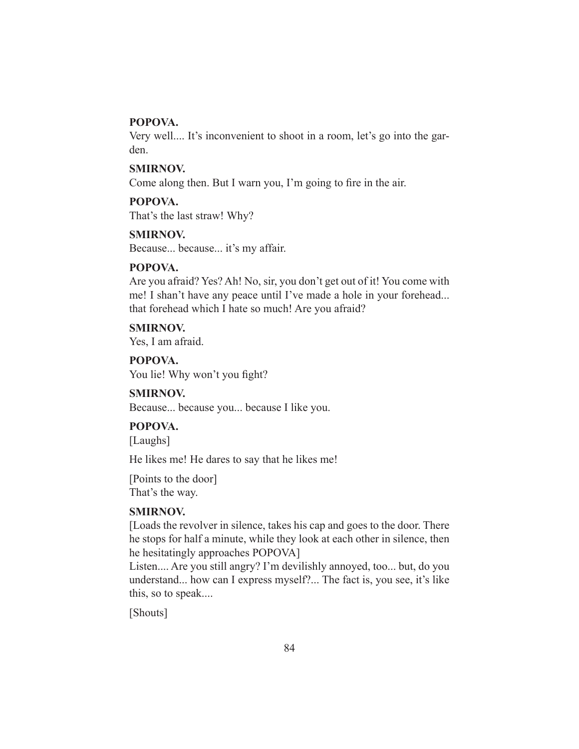**POPOVA.**

Very well.... It's inconvenient to shoot in a room, let's go into the garden.

**SMIRNOV.**

Come along then. But I warn you, I'm going to fire in the air.

**POPOVA.**

That's the last straw! Why?

**SMIRNOV.**

Because... because... it's my affair.

**POPOVA.**

Are you afraid? Yes? Ah! No, sir, you don't get out of it! You come with me! I shan't have any peace until I've made a hole in your forehead... that forehead which I hate so much! Are you afraid?

**SMIRNOV.**

Yes, I am afraid.

**POPOVA.**

You lie! Why won't you fight?

**SMIRNOV.**

Because... because you... because I like you.

**POPOVA.**

[Laughs]

He likes me! He dares to say that he likes me!

[Points to the door]
That's the way.

**SMIRNOV.**

[Loads the revolver in silence, takes his cap and goes to the door. There he stops for half a minute, while they look at each other in silence, then he hesitatingly approaches POPOVA]
Listen.... Are you still angry? I'm devilishly annoyed, too... but, do you understand... how can I express myself?... The fact is, you see, it's like this, so to speak....

[Shouts]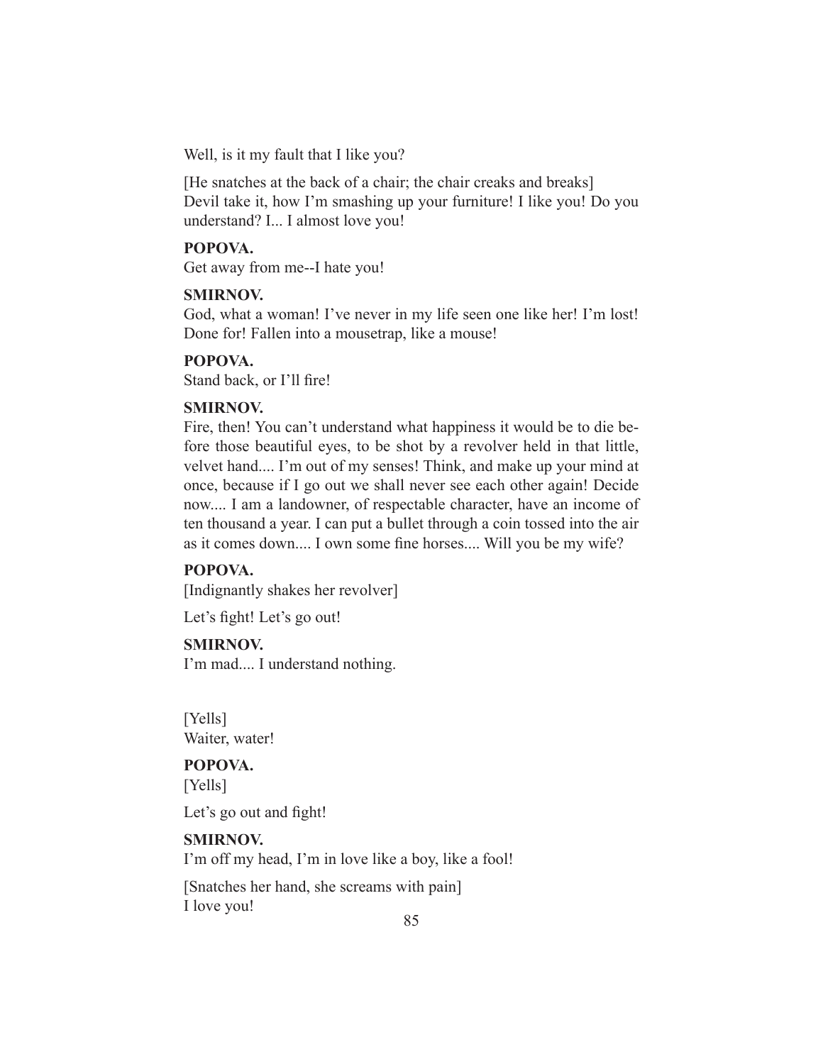Well, is it my fault that I like you?

[He snatches at the back of a chair; the chair creaks and breaks]
Devil take it, how I'm smashing up your furniture! I like you! Do you understand? I... I almost love you!

**POPOVA.**
Get away from me--I hate you!

**SMIRNOV.**
God, what a woman! I've never in my life seen one like her! I'm lost! Done for! Fallen into a mousetrap, like a mouse!

**POPOVA.**
Stand back, or I'll fire!

**SMIRNOV.**
Fire, then! You can't understand what happiness it would be to die before those beautiful eyes, to be shot by a revolver held in that little, velvet hand.... I'm out of my senses! Think, and make up your mind at once, because if I go out we shall never see each other again! Decide now.... I am a landowner, of respectable character, have an income of ten thousand a year. I can put a bullet through a coin tossed into the air as it comes down.... I own some fine horses.... Will you be my wife?

**POPOVA.**
[Indignantly shakes her revolver]

Let's fight! Let's go out!

**SMIRNOV.**
I'm mad.... I understand nothing.

[Yells]
Waiter, water!

**POPOVA.**
[Yells]

Let's go out and fight!

**SMIRNOV.**
I'm off my head, I'm in love like a boy, like a fool!

[Snatches her hand, she screams with pain]
I love you!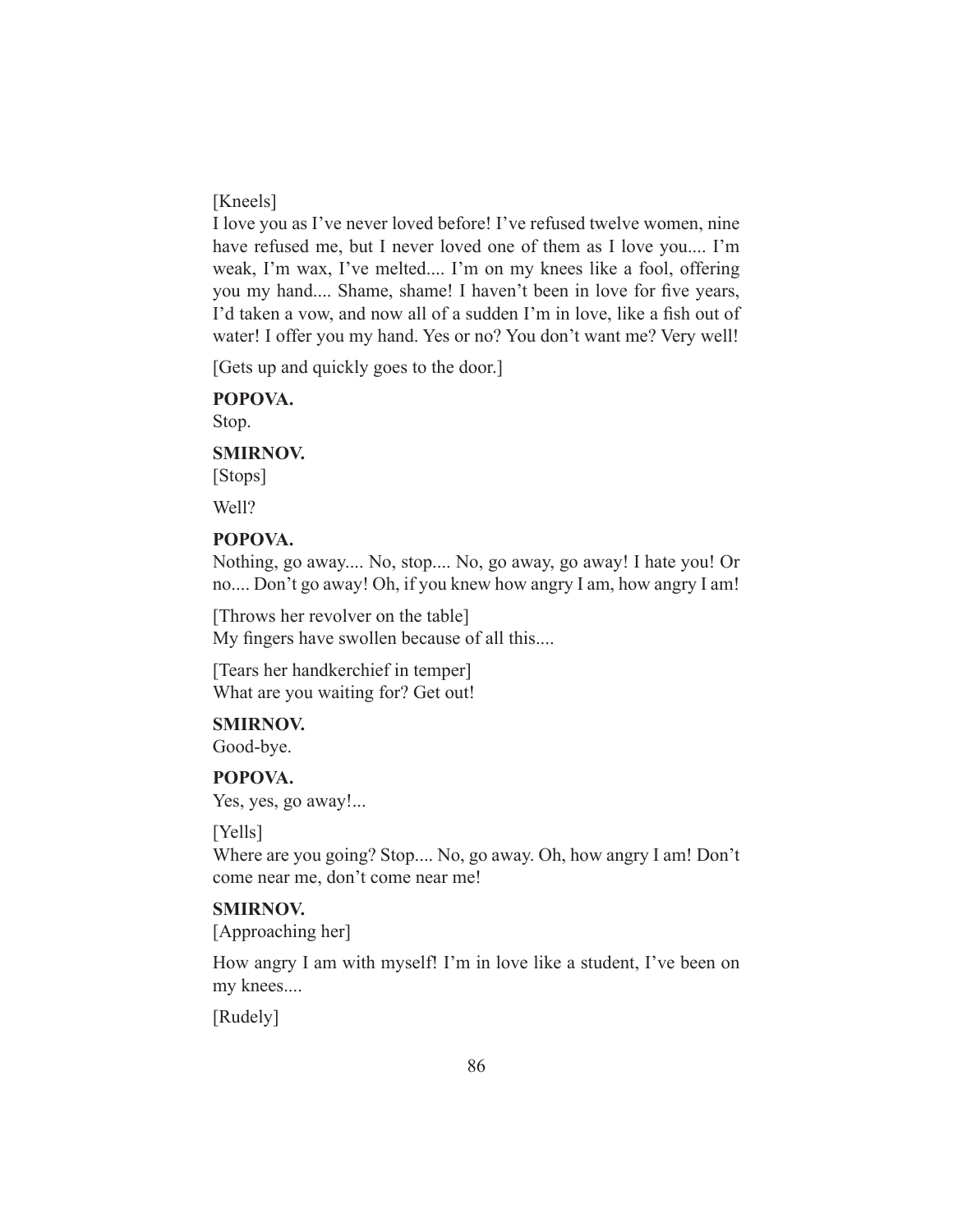[Kneels]
I love you as I've never loved before! I've refused twelve women, nine have refused me, but I never loved one of them as I love you.... I'm weak, I'm wax, I've melted.... I'm on my knees like a fool, offering you my hand.... Shame, shame! I haven't been in love for five years, I'd taken a vow, and now all of a sudden I'm in love, like a fish out of water! I offer you my hand. Yes or no? You don't want me? Very well!

[Gets up and quickly goes to the door.]

**POPOVA.**
Stop.

**SMIRNOV.**
[Stops]

Well?

**POPOVA.**
Nothing, go away.... No, stop.... No, go away, go away! I hate you! Or no.... Don't go away! Oh, if you knew how angry I am, how angry I am!

[Throws her revolver on the table]
My fingers have swollen because of all this....

[Tears her handkerchief in temper]
What are you waiting for? Get out!

**SMIRNOV.**
Good-bye.

**POPOVA.**
Yes, yes, go away!...

[Yells]
Where are you going? Stop.... No, go away. Oh, how angry I am! Don't come near me, don't come near me!

**SMIRNOV.**
[Approaching her]

How angry I am with myself! I'm in love like a student, I've been on my knees....

[Rudely]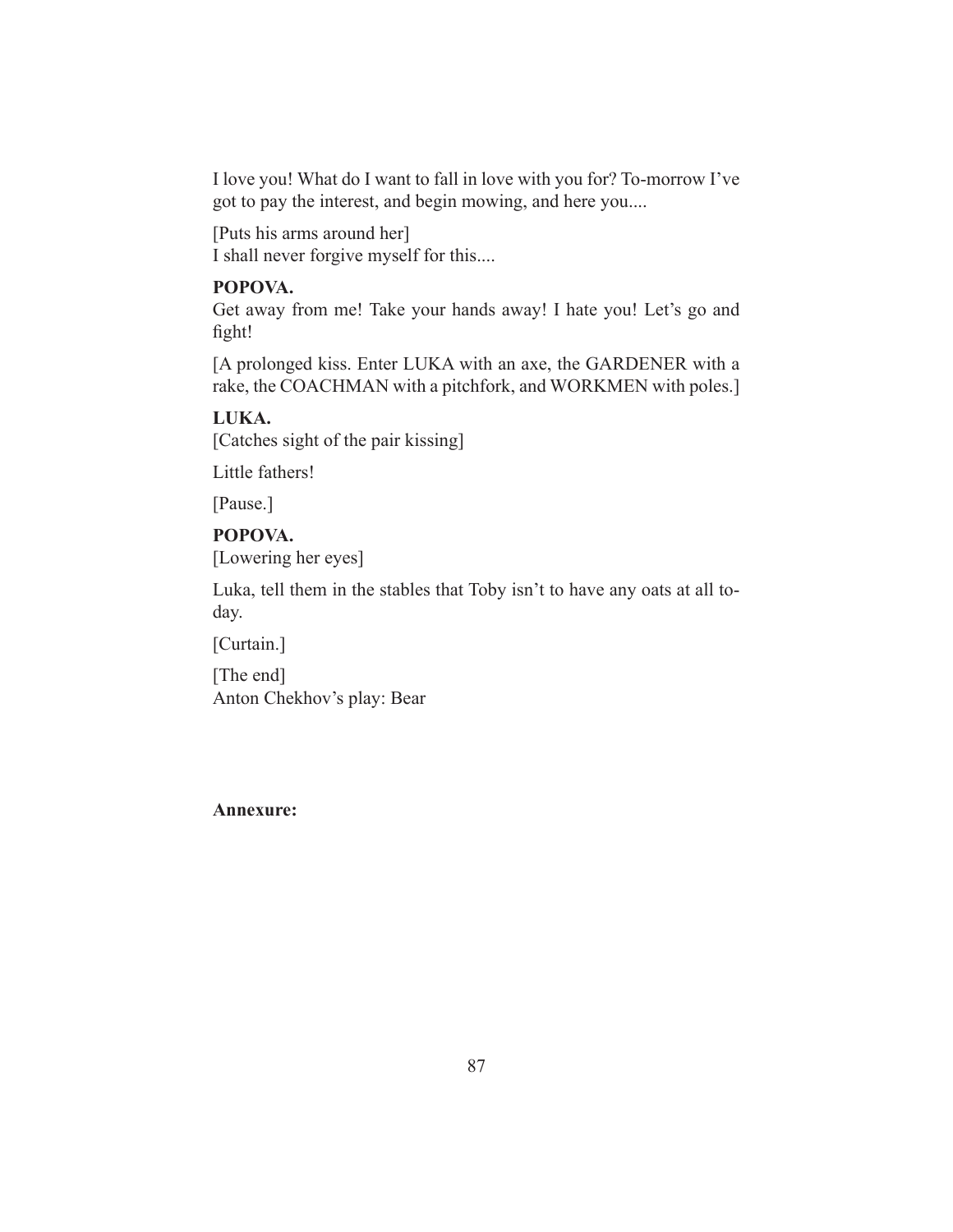I love you! What do I want to fall in love with you for? To-morrow I've got to pay the interest, and begin mowing, and here you....

[Puts his arms around her]
I shall never forgive myself for this....

**POPOVA.**
Get away from me! Take your hands away! I hate you! Let's go and fight!

[A prolonged kiss. Enter LUKA with an axe, the GARDENER with a rake, the COACHMAN with a pitchfork, and WORKMEN with poles.]

**LUKA.**
[Catches sight of the pair kissing]

Little fathers!

[Pause.]

**POPOVA.**
[Lowering her eyes]

Luka, tell them in the stables that Toby isn't to have any oats at all to-day.

[Curtain.]

[The end]
Anton Chekhov's play: Bear

**Annexure:**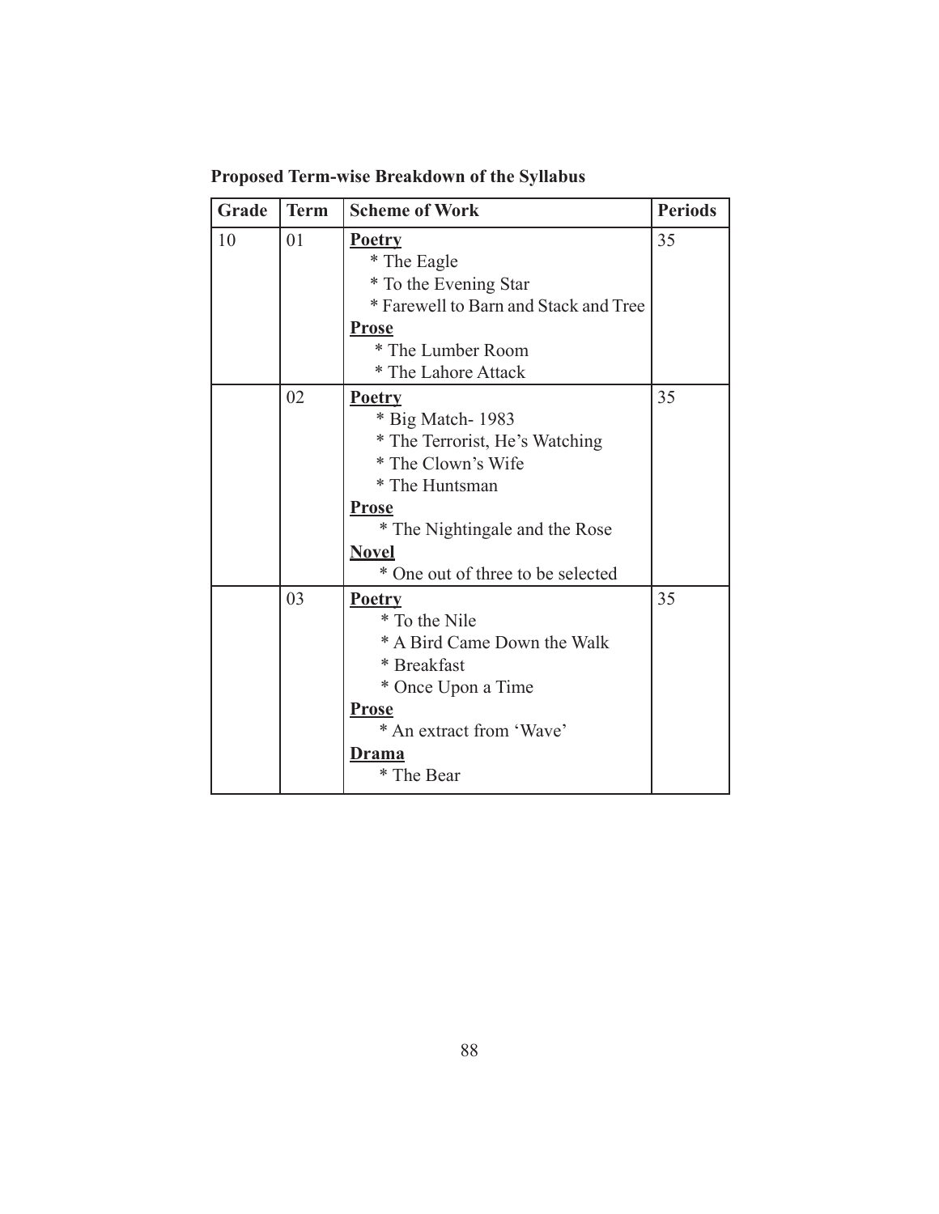**Proposed Term-wise Breakdown of the Syllabus**

| Grade | Term | Scheme of Work | Periods |
|---|---|---|---|
| 10 | 01 | **Poetry**<br>* The Eagle<br>* To the Evening Star<br>* Farewell to Barn and Stack and Tree<br>**Prose**<br>* The Lumber Room<br>* The Lahore Attack | 35 |
| | 02 | **Poetry**<br>* Big Match- 1983<br>* The Terrorist, He's Watching<br>* The Clown's Wife<br>* The Huntsman<br>**Prose**<br>* The Nightingale and the Rose<br>**Novel**<br>* One out of three to be selected | 35 |
| | 03 | **Poetry**<br>* To the Nile<br>* A Bird Came Down the Walk<br>* Breakfast<br>* Once Upon a Time<br>**Prose**<br>* An extract from 'Wave'<br>**Drama**<br>* The Bear | 35 |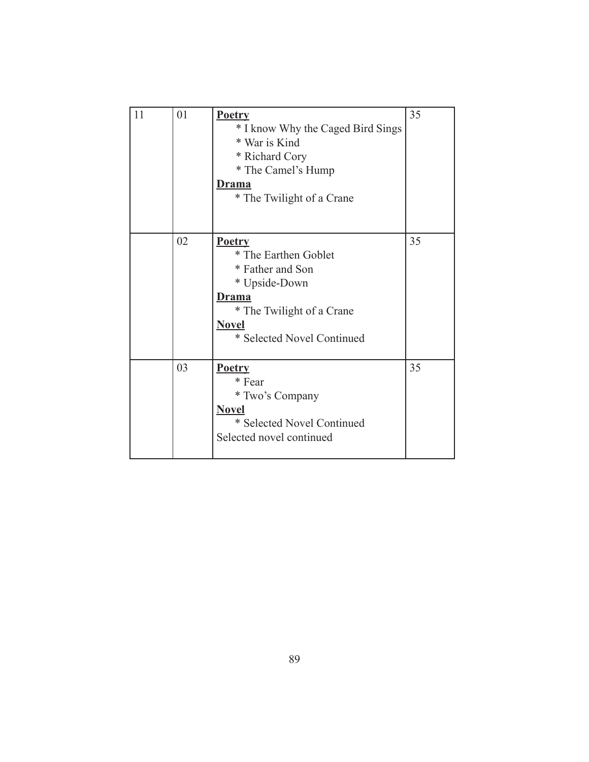| | | | |
|---|---|---|---|
| 11 | 01 | **Poetry**<br>* I know Why the Caged Bird Sings<br>* War is Kind<br>* Richard Cory<br>* The Camel's Hump<br>**Drama**<br>* The Twilight of a Crane | 35 |
| | 02 | **Poetry**<br>* The Earthen Goblet<br>* Father and Son<br>* Upside-Down<br>**Drama**<br>* The Twilight of a Crane<br>**Novel**<br>* Selected Novel Continued | 35 |
| | 03 | **Poetry**<br>* Fear<br>* Two's Company<br>**Novel**<br>* Selected Novel Continued<br>Selected novel continued | 35 |